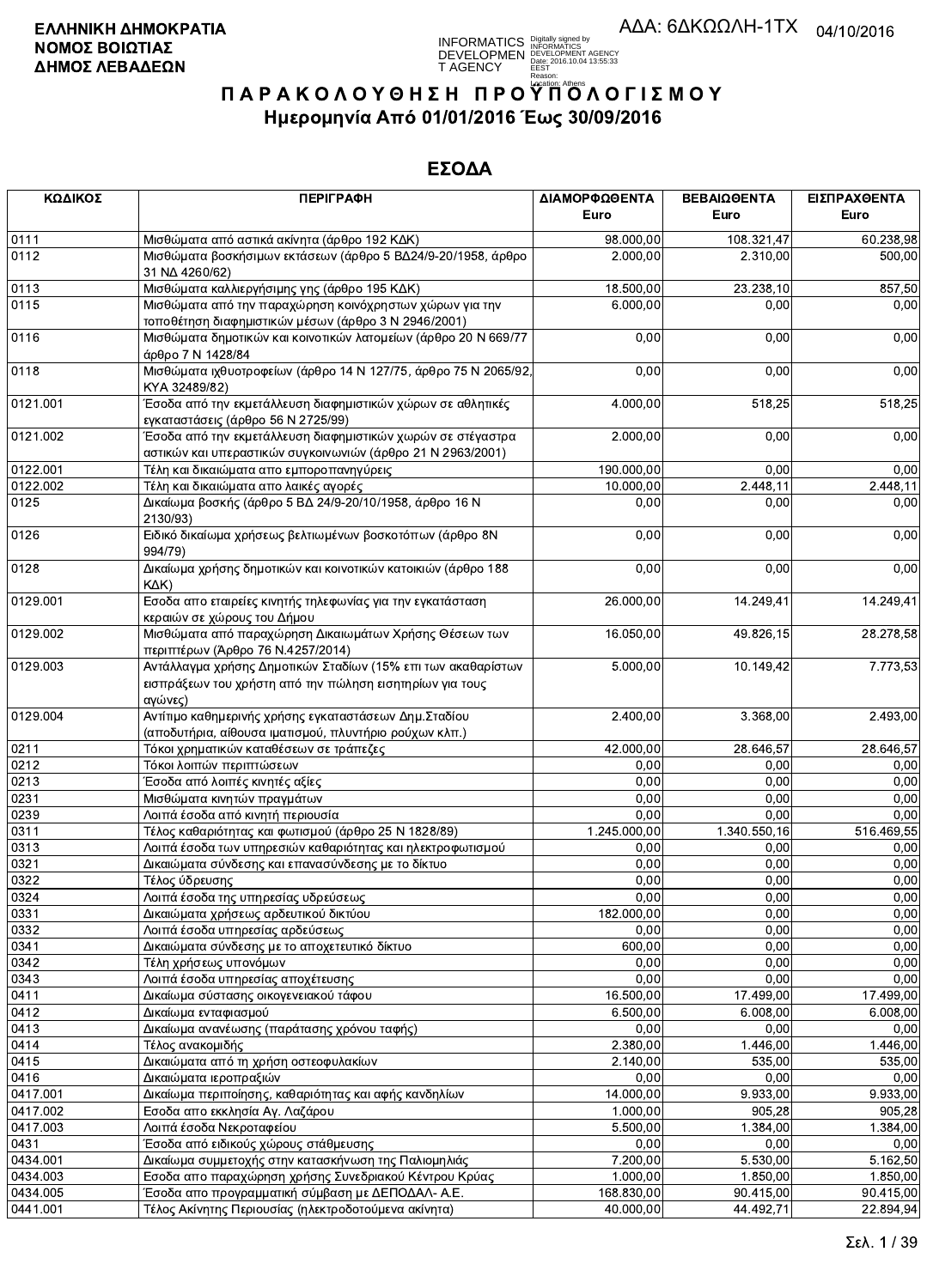**ΕΛΛΗΝΙΚΗ ΔΗΜΟΚΡΑΤΙΑ**
**ΝΟΜΟΣ ΒΟΙΩΤΙΑΣ**
**ΔΗΜΟΣ ΛΕΒΑΔΕΩΝ**

ΑΔΑ: 6ΔΚΩΩΛΗ-1ΤΧ 04/10/2016

# Π Α Ρ Α Κ Ο Λ Ο Υ Θ Η Σ Η Π Ρ Ο Υ Π Ο Λ Ο Γ Ι Σ Μ Ο Υ

## Ημερομηνία Από 01/01/2016 Έως 30/09/2016

## ΕΣΟΔΑ

| ΚΩΔΙΚΟΣ | ΠΕΡΙΓΡΑΦΗ | ΔΙΑΜΟΡΦΩΘΕΝΤΑ Euro | ΒΕΒΑΙΩΘΕΝΤΑ Euro | ΕΙΣΠΡΑΧΘΕΝΤΑ Euro |
|---|---|---|---|---|
| 0111 | Μισθώματα από αστικά ακίνητα (άρθρο 192 ΚΔΚ) | 98.000,00 | 108.321,47 | 60.238,98 |
| 0112 | Μισθώματα βοσκήσιμων εκτάσεων (άρθρο 5 ΒΔ24/9-20/1958, άρθρο 31 ΝΔ 4260/62) | 2.000,00 | 2.310,00 | 500,00 |
| 0113 | Μισθώματα καλλιεργήσιμης γης (άρθρο 195 ΚΔΚ) | 18.500,00 | 23.238,10 | 857,50 |
| 0115 | Μισθώματα από την παραχώρηση κοινόχρηστων χώρων για την τοποθέτηση διαφημιστικών μέσων (άρθρο 3 Ν 2946/2001) | 6.000,00 | 0,00 | 0,00 |
| 0116 | Μισθώματα δημοτικών και κοινοτικών λατομείων (άρθρο 20 Ν 669/77 άρθρο 7 Ν 1428/84 | 0,00 | 0,00 | 0,00 |
| 0118 | Μισθώματα ιχθυοτροφείων (άρθρο 14 Ν 127/75, άρθρο 75 Ν 2065/92, ΚΥΑ 32489/82) | 0,00 | 0,00 | 0,00 |
| 0121.001 | Έσοδα από την εκμετάλλευση διαφημιστικών χώρων σε αθλητικές εγκαταστάσεις (άρθρο 56 Ν 2725/99) | 4.000,00 | 518,25 | 518,25 |
| 0121.002 | Έσοδα από την εκμετάλλευση διαφημιστικών χωρών σε στέγαστρα αστικών και υπεραστικών συγκοινωνιών (άρθρο 21 Ν 2963/2001) | 2.000,00 | 0,00 | 0,00 |
| 0122.001 | Τέλη και δικαιώματα απο εμποροπανηγύρεις | 190.000,00 | 0,00 | 0,00 |
| 0122.002 | Τέλη και δικαιώματα απο λαικές αγορές | 10.000,00 | 2.448,11 | 2.448,11 |
| 0125 | Δικαίωμα βοσκής (άρθρο 5 ΒΔ 24/9-20/10/1958, άρθρο 16 Ν 2130/93) | 0,00 | 0,00 | 0,00 |
| 0126 | Ειδικό δικαίωμα χρήσεως βελτιωμένων βοσκοτόπων (άρθρο 8Ν 994/79) | 0,00 | 0,00 | 0,00 |
| 0128 | Δικαίωμα χρήσης δημοτικών και κοινοτικών κατοικιών (άρθρο 188 ΚΔΚ) | 0,00 | 0,00 | 0,00 |
| 0129.001 | Εσοδα απο εταιρείες κινητής τηλεφωνίας για την εγκατάσταση κεραιών σε χώρους του Δήμου | 26.000,00 | 14.249,41 | 14.249,41 |
| 0129.002 | Μισθώματα από παραχώρηση Δικαιωμάτων Χρήσης Θέσεων των περιπτέρων (Άρθρο 76 Ν.4257/2014) | 16.050,00 | 49.826,15 | 28.278,58 |
| 0129.003 | Αντάλλαγμα χρήσης Δημοτικών Σταδίων (15% επι των ακαθαρίστων εισπράξεων του χρήστη από την πώληση εισητηρίων για τους αγώνες) | 5.000,00 | 10.149,42 | 7.773,53 |
| 0129.004 | Αντίτιμο καθημερινής χρήσης εγκαταστάσεων Δημ.Σταδίου (αποδυτήρια, αίθουσα ιματισμού, πλυντήριο ρούχων κλπ.) | 2.400,00 | 3.368,00 | 2.493,00 |
| 0211 | Τόκοι χρηματικών καταθέσεων σε τράπεζες | 42.000,00 | 28.646,57 | 28.646,57 |
| 0212 | Τόκοι λοιπών περιπτώσεων | 0,00 | 0,00 | 0,00 |
| 0213 | Έσοδα από λοιπές κινητές αξίες | 0,00 | 0,00 | 0,00 |
| 0231 | Μισθώματα κινητών πραγμάτων | 0,00 | 0,00 | 0,00 |
| 0239 | Λοιπά έσοδα από κινητή περιουσία | 0,00 | 0,00 | 0,00 |
| 0311 | Τέλος καθαριότητας και φωτισμού (άρθρο 25 Ν 1828/89) | 1.245.000,00 | 1.340.550,16 | 516.469,55 |
| 0313 | Λοιπά έσοδα των υπηρεσιών καθαριότητας και ηλεκτροφωτισμού | 0,00 | 0,00 | 0,00 |
| 0321 | Δικαιώματα σύνδεσης και επανασύνδεσης με το δίκτυο | 0,00 | 0,00 | 0,00 |
| 0322 | Τέλος ύδρευσης | 0,00 | 0,00 | 0,00 |
| 0324 | Λοιπά έσοδα της υπηρεσίας υδρεύσεως | 0,00 | 0,00 | 0,00 |
| 0331 | Δικαιώματα χρήσεως αρδευτικού δικτύου | 182.000,00 | 0,00 | 0,00 |
| 0332 | Λοιπά έσοδα υπηρεσίας αρδεύσεως | 0,00 | 0,00 | 0,00 |
| 0341 | Δικαιώματα σύνδεσης με το αποχετευτικό δίκτυο | 600,00 | 0,00 | 0,00 |
| 0342 | Τέλη χρήσεως υπονόμων | 0,00 | 0,00 | 0,00 |
| 0343 | Λοιπά έσοδα υπηρεσίας αποχέτευσης | 0,00 | 0,00 | 0,00 |
| 0411 | Δικαίωμα σύστασης οικογενειακού τάφου | 16.500,00 | 17.499,00 | 17.499,00 |
| 0412 | Δικαίωμα ενταφιασμού | 6.500,00 | 6.008,00 | 6.008,00 |
| 0413 | Δικαίωμα ανανέωσης (παράτασης χρόνου ταφής) | 0,00 | 0,00 | 0,00 |
| 0414 | Τέλος ανακομιδής | 2.380,00 | 1.446,00 | 1.446,00 |
| 0415 | Δικαιώματα από τη χρήση οστεοφυλακίων | 2.140,00 | 535,00 | 535,00 |
| 0416 | Δικαιώματα ιεροπραξιών | 0,00 | 0,00 | 0,00 |
| 0417.001 | Δικαίωμα περιποίησης, καθαριότητας και αφής κανδηλίων | 14.000,00 | 9.933,00 | 9.933,00 |
| 0417.002 | Εσοδα απο εκκλησία Αγ. Λαζάρου | 1.000,00 | 905,28 | 905,28 |
| 0417.003 | Λοιπά έσοδα Νεκροταφείου | 5.500,00 | 1.384,00 | 1.384,00 |
| 0431 | Έσοδα από ειδικούς χώρους στάθμευσης | 0,00 | 0,00 | 0,00 |
| 0434.001 | Δικαίωμα συμμετοχής στην κατασκήνωση της Παλιομηλιάς | 7.200,00 | 5.530,00 | 5.162,50 |
| 0434.003 | Εσοδα απο παραχώρηση χρήσης Συνεδριακού Κέντρου Κρύας | 1.000,00 | 1.850,00 | 1.850,00 |
| 0434.005 | Έσοδα απο προγραμματική σύμβαση με ΔΕΠΟΔΑΛ- Α.Ε. | 168.830,00 | 90.415,00 | 90.415,00 |
| 0441.001 | Τέλος Ακίνητης Περιουσίας (ηλεκτροδοτούμενα ακίνητα) | 40.000,00 | 44.492,71 | 22.894,94 |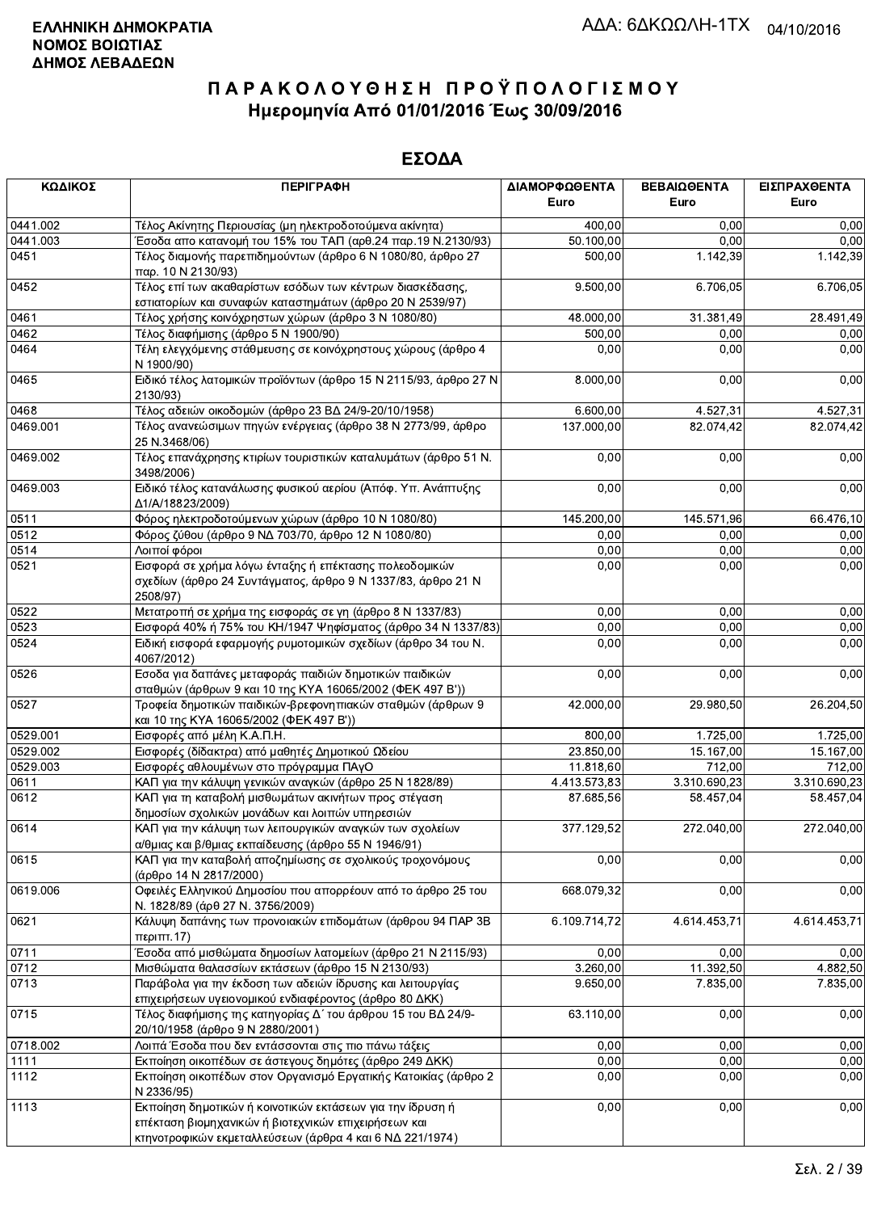**ΕΛΛΗΝΙΚΗ ΔΗΜΟΚΡΑΤΙΑ**
**ΝΟΜΟΣ ΒΟΙΩΤΙΑΣ**
**ΔΗΜΟΣ ΛΕΒΑΔΕΩΝ**

ΑΔΑ: 6ΔΚΩΩΛΗ-1ΤΧ 04/10/2016

# ΠΑΡΑΚΟΛΟΥΘΗΣΗ ΠΡΟΫΠΟΛΟΓΙΣΜΟΥ
## Ημερομηνία Από 01/01/2016 Έως 30/09/2016

## ΕΣΟΔΑ

| ΚΩΔΙΚΟΣ | ΠΕΡΙΓΡΑΦΗ | ΔΙΑΜΟΡΦΩΘΕΝΤΑ Euro | ΒΕΒΑΙΩΘΕΝΤΑ Euro | ΕΙΣΠΡΑΧΘΕΝΤΑ Euro |
|---|---|---|---|---|
| 0441.002 | Τέλος Ακίνητης Περιουσίας (μη ηλεκτροδοτούμενα ακίνητα) | 400,00 | 0,00 | 0,00 |
| 0441.003 | Έσοδα απο κατανομή του 15% του ΤΑΠ (αρθ.24 παρ.19 Ν.2130/93) | 50.100,00 | 0,00 | 0,00 |
| 0451 | Τέλος διαμονής παρεπιδημούντων (άρθρο 6 Ν 1080/80, άρθρο 27 παρ. 10 Ν 2130/93) | 500,00 | 1.142,39 | 1.142,39 |
| 0452 | Τέλος επί των ακαθαρίστων εσόδων των κέντρων διασκέδασης, εστιατορίων και συναφών καταστημάτων (άρθρο 20 Ν 2539/97) | 9.500,00 | 6.706,05 | 6.706,05 |
| 0461 | Τέλος χρήσης κοινόχρηστων χώρων (άρθρο 3 Ν 1080/80) | 48.000,00 | 31.381,49 | 28.491,49 |
| 0462 | Τέλος διαφήμισης (άρθρο 5 Ν 1900/90) | 500,00 | 0,00 | 0,00 |
| 0464 | Τέλη ελεγχόμενης στάθμευσης σε κοινόχρηστους χώρους (άρθρο 4 Ν 1900/90) | 0,00 | 0,00 | 0,00 |
| 0465 | Ειδικό τέλος λατομικών προϊόντων (άρθρο 15 Ν 2115/93, άρθρο 27 Ν 2130/93) | 8.000,00 | 0,00 | 0,00 |
| 0468 | Τέλος αδειών οικοδομών (άρθρο 23 ΒΔ 24/9-20/10/1958) | 6.600,00 | 4.527,31 | 4.527,31 |
| 0469.001 | Τέλος ανανεώσιμων πηγών ενέργειας (άρθρο 38 Ν 2773/99, άρθρο 25 Ν.3468/06) | 137.000,00 | 82.074,42 | 82.074,42 |
| 0469.002 | Τέλος επανάχρησης κτιρίων τουριστικών καταλυμάτων (άρθρο 51 Ν. 3498/2006) | 0,00 | 0,00 | 0,00 |
| 0469.003 | Ειδικό τέλος κατανάλωσης φυσικού αερίου (Απόφ. Υπ. Ανάπτυξης Δ1/Α/18823/2009) | 0,00 | 0,00 | 0,00 |
| 0511 | Φόρος ηλεκτροδοτούμενων χώρων (άρθρο 10 Ν 1080/80) | 145.200,00 | 145.571,96 | 66.476,10 |
| 0512 | Φόρος ζύθου (άρθρο 9 ΝΔ 703/70, άρθρο 12 Ν 1080/80) | 0,00 | 0,00 | 0,00 |
| 0514 | Λοιποί φόροι | 0,00 | 0,00 | 0,00 |
| 0521 | Εισφορά σε χρήμα λόγω ένταξης ή επέκτασης πολεοδομικών σχεδίων (άρθρο 24 Συντάγματος, άρθρο 9 Ν 1337/83, άρθρο 21 Ν 2508/97) | 0,00 | 0,00 | 0,00 |
| 0522 | Μετατροπή σε χρήμα της εισφοράς σε γη (άρθρο 8 Ν 1337/83) | 0,00 | 0,00 | 0,00 |
| 0523 | Εισφορά 40% ή 75% του ΚΗ/1947 Ψηφίσματος (άρθρο 34 Ν 1337/83) | 0,00 | 0,00 | 0,00 |
| 0524 | Ειδική εισφορά εφαρμογής ρυμοτομικών σχεδίων (άρθρο 34 του Ν. 4067/2012) | 0,00 | 0,00 | 0,00 |
| 0526 | Εσοδα για δαπάνες μεταφοράς παιδιών δημοτικών παιδικών σταθμών (άρθρων 9 και 10 της ΚΥΑ 16065/2002 (ΦΕΚ 497 Β')) | 0,00 | 0,00 | 0,00 |
| 0527 | Τροφεία δημοτικών παιδικών-βρεφονηπιακών σταθμών (άρθρων 9 και 10 της ΚΥΑ 16065/2002 (ΦΕΚ 497 Β')) | 42.000,00 | 29.980,50 | 26.204,50 |
| 0529.001 | Εισφορές από μέλη Κ.Α.Π.Η. | 800,00 | 1.725,00 | 1.725,00 |
| 0529.002 | Εισφορές (δίδακτρα) από μαθητές Δημοτικού Ωδείου | 23.850,00 | 15.167,00 | 15.167,00 |
| 0529.003 | Εισφορές αθλουμένων στο πρόγραμμα ΠΑγΟ | 11.818,60 | 712,00 | 712,00 |
| 0611 | ΚΑΠ για την κάλυψη γενικών αναγκών (άρθρο 25 Ν 1828/89) | 4.413.573,83 | 3.310.690,23 | 3.310.690,23 |
| 0612 | ΚΑΠ για τη καταβολή μισθωμάτων ακινήτων προς στέγαση δημοσίων σχολικών μονάδων και λοιπών υπηρεσιών | 87.685,56 | 58.457,04 | 58.457,04 |
| 0614 | ΚΑΠ για την κάλυψη των λειτουργικών αναγκών των σχολείων α/θμιας και β/θμιας εκπαίδευσης (άρθρο 55 Ν 1946/91) | 377.129,52 | 272.040,00 | 272.040,00 |
| 0615 | ΚΑΠ για την καταβολή αποζημίωσης σε σχολικούς τροχονόμους (άρθρο 14 Ν 2817/2000) | 0,00 | 0,00 | 0,00 |
| 0619.006 | Οφειλές Ελληνικού Δημοσίου που απορρέουν από το άρθρο 25 του Ν. 1828/89 (άρθ 27 Ν. 3756/2009) | 668.079,32 | 0,00 | 0,00 |
| 0621 | Κάλυψη δαπάνης των προνοιακών επιδομάτων (άρθρου 94 ΠΑΡ 3Β περιπτ.17) | 6.109.714,72 | 4.614.453,71 | 4.614.453,71 |
| 0711 | Έσοδα από μισθώματα δημοσίων λατομείων (άρθρο 21 Ν 2115/93) | 0,00 | 0,00 | 0,00 |
| 0712 | Μισθώματα θαλασσίων εκτάσεων (άρθρο 15 Ν 2130/93) | 3.260,00 | 11.392,50 | 4.882,50 |
| 0713 | Παράβολα για την έκδοση των αδειών ίδρυσης και λειτουργίας επιχειρήσεων υγειονομικού ενδιαφέροντος (άρθρο 80 ΔΚΚ) | 9.650,00 | 7.835,00 | 7.835,00 |
| 0715 | Τέλος διαφήμισης της κατηγορίας Δ΄ του άρθρου 15 του ΒΔ 24/9-20/10/1958 (άρθρο 9 Ν 2880/2001) | 63.110,00 | 0,00 | 0,00 |
| 0718.002 | Λοιπά Έσοδα που δεν εντάσσονται στις πιο πάνω τάξεις | 0,00 | 0,00 | 0,00 |
| 1111 | Εκποίηση οικοπέδων σε άστεγους δημότες (άρθρο 249 ΔΚΚ) | 0,00 | 0,00 | 0,00 |
| 1112 | Εκποίηση οικοπέδων στον Οργανισμό Εργατικής Κατοικίας (άρθρο 2 Ν 2336/95) | 0,00 | 0,00 | 0,00 |
| 1113 | Εκποίηση δημοτικών ή κοινοτικών εκτάσεων για την ίδρυση ή επέκταση βιομηχανικών ή βιοτεχνικών επιχειρήσεων και κτηνοτροφικών εκμεταλλεύσεων (άρθρα 4 και 6 ΝΔ 221/1974) | 0,00 | 0,00 | 0,00 |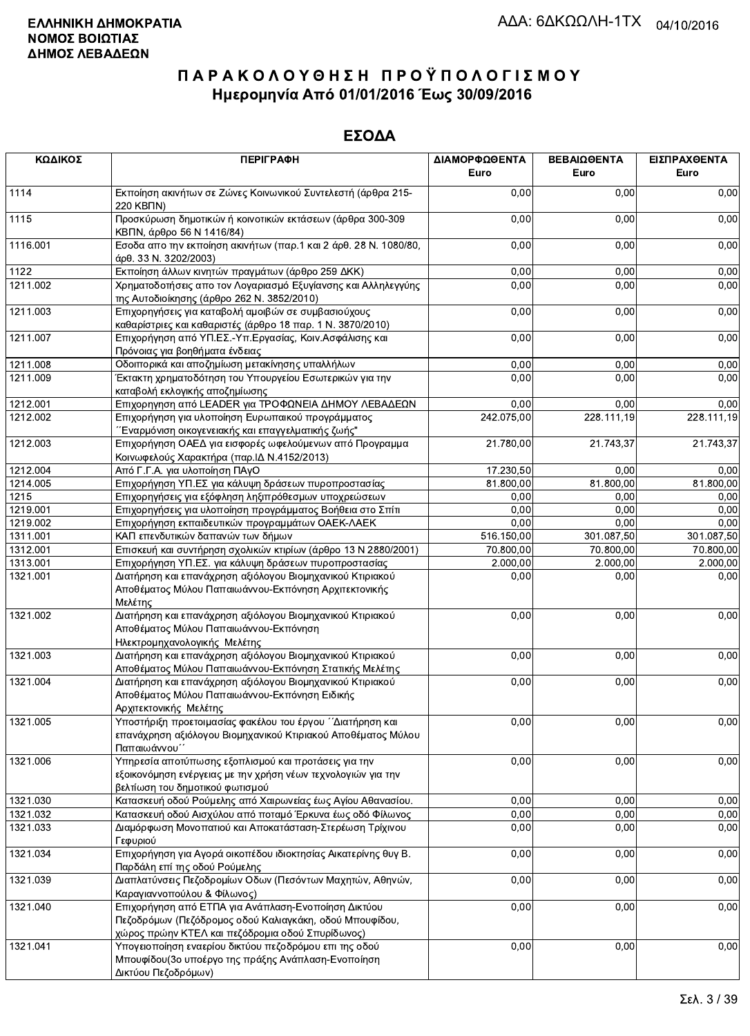**ΕΛΛΗΝΙΚΗ ΔΗΜΟΚΡΑΤΙΑ**
**ΝΟΜΟΣ ΒΟΙΩΤΙΑΣ**
**ΔΗΜΟΣ ΛΕΒΑΔΕΩΝ**

ΑΔΑ: 6ΔΚΩΩΛΗ-1ΤΧ 04/10/2016

# ΠΑΡΑΚΟΛΟΥΘΗΣΗ ΠΡΟΫΠΟΛΟΓΙΣΜΟΥ
## Ημερομηνία Από 01/01/2016 Έως 30/09/2016

## ΕΣΟΔΑ

| ΚΩΔΙΚΟΣ | ΠΕΡΙΓΡΑΦΗ | ΔΙΑΜΟΡΦΩΘΕΝΤΑ Euro | ΒΕΒΑΙΩΘΕΝΤΑ Euro | ΕΙΣΠΡΑΧΘΕΝΤΑ Euro |
|---|---|---|---|---|
| 1114 | Εκποίηση ακινήτων σε Ζώνες Κοινωνικού Συντελεστή (άρθρα 215-220 ΚΒΠΝ) | 0,00 | 0,00 | 0,00 |
| 1115 | Προσκύρωση δημοτικών ή κοινοτικών εκτάσεων (άρθρα 300-309 ΚΒΠΝ, άρθρο 56 Ν 1416/84) | 0,00 | 0,00 | 0,00 |
| 1116.001 | Εσοδα απο την εκποίηση ακινήτων (παρ.1 και 2 άρθ. 28 Ν. 1080/80, άρθ. 33 Ν. 3202/2003) | 0,00 | 0,00 | 0,00 |
| 1122 | Εκποίηση άλλων κινητών πραγμάτων (άρθρο 259 ΔΚΚ) | 0,00 | 0,00 | 0,00 |
| 1211.002 | Χρηματοδοτήσεις απο τον Λογαριασμό Εξυγίανσης και Αλληλεγγύης της Αυτοδιοίκησης (άρθρο 262 Ν. 3852/2010) | 0,00 | 0,00 | 0,00 |
| 1211.003 | Επιχορηγήσεις για καταβολή αμοιβών σε συμβασιούχους καθαρίστριες και καθαριστές (άρθρο 18 παρ. 1 Ν. 3870/2010) | 0,00 | 0,00 | 0,00 |
| 1211.007 | Επιχορήγηση από ΥΠ.ΕΣ.-Υπ.Εργασίας, Κοιν.Ασφάλισης και Πρόνοιας για βοηθήματα ένδειας | 0,00 | 0,00 | 0,00 |
| 1211.008 | Οδοιπορικά και αποζημίωση μετακίνησης υπαλλήλων | 0,00 | 0,00 | 0,00 |
| 1211.009 | Έκτακτη χρηματοδότηση του Υπουργείου Εσωτερικών για την καταβολή εκλογικής αποζημίωσης | 0,00 | 0,00 | 0,00 |
| 1212.001 | Επιχορηγηση από LEADER για ΤΡΟΦΩΝΕΙΑ ΔΗΜΟΥ ΛΕΒΑΔΕΩΝ | 0,00 | 0,00 | 0,00 |
| 1212.002 | Επιχορήγηση για υλοποίηση Ευρωπαικού προγράμματος ΄΄Εναρμόνιση οικογενειακής και επαγγελματικής ζωής" | 242.075,00 | 228.111,19 | 228.111,19 |
| 1212.003 | Επιχορήγηση ΟΑΕΔ για εισφορές ωφελούμενων από Προγραμμα Κοινωφελούς Χαρακτήρα (παρ.ΙΔ Ν.4152/2013) | 21.780,00 | 21.743,37 | 21.743,37 |
| 1212.004 | Από Γ.Γ.Α. για υλοποίηση ΠΑγΟ | 17.230,50 | 0,00 | 0,00 |
| 1214.005 | Επιχορήγηση ΥΠ.ΕΣ για κάλυψη δράσεων πυροπροστασίας | 81.800,00 | 81.800,00 | 81.800,00 |
| 1215 | Επιχορηγήσεις για εξόφληση ληξιπρόθεσμων υποχρεώσεων | 0,00 | 0,00 | 0,00 |
| 1219.001 | Επιχορηγήσεις για υλοποίηση προγράμματος Βοήθεια στο Σπίτι | 0,00 | 0,00 | 0,00 |
| 1219.002 | Επιχορήγηση εκπαιδευτικών προγραμμάτων ΟΑΕΚ-ΛΑΕΚ | 0,00 | 0,00 | 0,00 |
| 1311.001 | ΚΑΠ επενδυτικών δαπανών των δήμων | 516.150,00 | 301.087,50 | 301.087,50 |
| 1312.001 | Επισκευή και συντήρηση σχολικών κτιρίων (άρθρο 13 Ν 2880/2001) | 70.800,00 | 70.800,00 | 70.800,00 |
| 1313.001 | Επιχορήγηση ΥΠ.ΕΣ. για κάλυψη δράσεων πυροπροστασίας | 2.000,00 | 2.000,00 | 2.000,00 |
| 1321.001 | Διατήρηση και επανάχρηση αξιόλογου Βιομηχανικού Κτιριακού Αποθέματος Μύλου Παπαιωάννου-Εκπόνηση Αρχιτεκτονικής Μελέτης | 0,00 | 0,00 | 0,00 |
| 1321.002 | Διατήρηση και επανάχρηση αξιόλογου Βιομηχανικού Κτιριακού Αποθέματος Μύλου Παπαιωάννου-Εκπόνηση Ηλεκτρομηχανολογικής Μελέτης | 0,00 | 0,00 | 0,00 |
| 1321.003 | Διατήρηση και επανάχρηση αξιόλογου Βιομηχανικού Κτιριακού Αποθέματος Μύλου Παπαιωάννου-Εκπόνηση Στατικής Μελέτης | 0,00 | 0,00 | 0,00 |
| 1321.004 | Διατήρηση και επανάχρηση αξιόλογου Βιομηχανικού Κτιριακού Αποθέματος Μύλου Παπαιωάννου-Εκπόνηση Ειδικής Αρχιτεκτονικής Μελέτης | 0,00 | 0,00 | 0,00 |
| 1321.005 | Υποστήριξη προετοιμασίας φακέλου του έργου ΄΄Διατήρηση και επανάχρηση αξιόλογου Βιομηχανικού Κτιριακού Αποθέματος Μύλου Παπαιωάννου΄΄ | 0,00 | 0,00 | 0,00 |
| 1321.006 | Υπηρεσία αποτύπωσης εξοπλισμού και προτάσεις για την εξοικονόμηση ενέργειας με την χρήση νέων τεχνολογιών για την βελτίωση του δημοτικού φωτισμού | 0,00 | 0,00 | 0,00 |
| 1321.030 | Κατασκευή οδού Ρούμελης από Χαιρωνείας έως Αγίου Αθανασίου. | 0,00 | 0,00 | 0,00 |
| 1321.032 | Κατασκευή οδού Αισχύλου από ποταμό Έρκυνα έως οδό Φίλωνος | 0,00 | 0,00 | 0,00 |
| 1321.033 | Διαμόρφωση Μονοπατιού και Αποκατάσταση-Στερέωση Τρίχινου Γεφυριού | 0,00 | 0,00 | 0,00 |
| 1321.034 | Επιχορήγηση για Αγορά οικοπέδου ιδιοκτησίας Αικατερίνης θυγ Β. Παρδάλη επί της οδού Ρούμελης | 0,00 | 0,00 | 0,00 |
| 1321.039 | Διαπλατύνσεις Πεζοδρομίων Οδων (Πεσόντων Μαχητών, Αθηνών, Καραγιαννοπούλου & Φίλωνος) | 0,00 | 0,00 | 0,00 |
| 1321.040 | Επιχορήγηση από ΕΤΠΑ για Ανάπλαση-Ενοποίηση Δικτύου Πεζοδρόμων (Πεζόδρομος οδού Καλιαγκάκη, οδού Μπουφίδου, χώρος πρώην ΚΤΕΛ και πεζόδρομια οδού Σπυρίδωνος) | 0,00 | 0,00 | 0,00 |
| 1321.041 | Υπογειοποίηση εναερίου δικτύου πεζοδρόμου επι της οδού Μπουφίδου(3ο υποέργο της πράξης Ανάπλαση-Ενοποίηση Δικτύου Πεζοδρόμων) | 0,00 | 0,00 | 0,00 |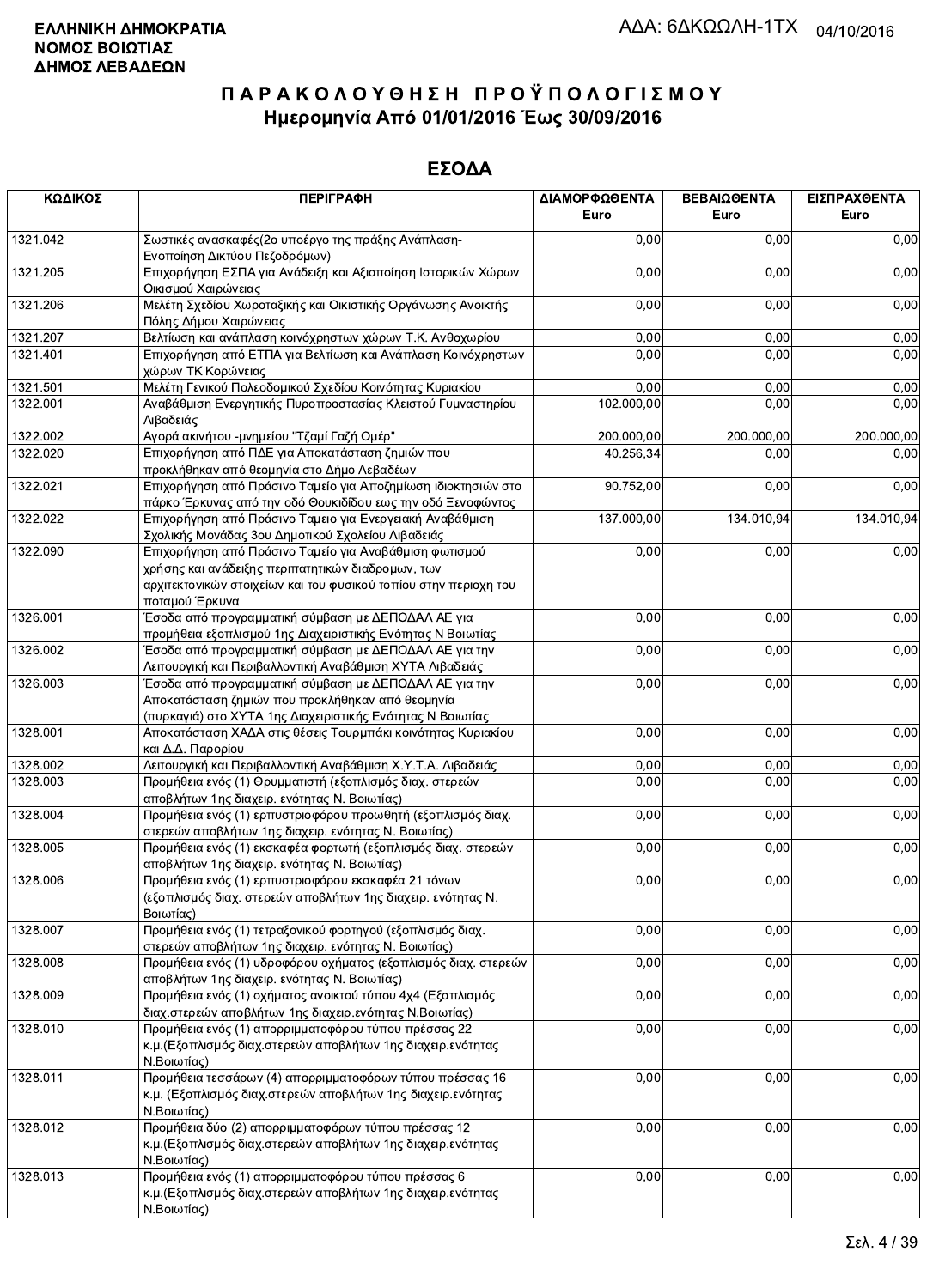**ΕΛΛΗΝΙΚΗ ΔΗΜΟΚΡΑΤΙΑ**
**ΝΟΜΟΣ ΒΟΙΩΤΙΑΣ**
**ΔΗΜΟΣ ΛΕΒΑΔΕΩΝ**

ΑΔΑ: 6ΔΚΩΩΛΗ-1ΤΧ 04/10/2016

# ΠΑΡΑΚΟΛΟΥΘΗΣΗ ΠΡΟΫΠΟΛΟΓΙΣΜΟΥ
## Ημερομηνία Από 01/01/2016 Έως 30/09/2016

## ΕΣΟΔΑ

| ΚΩΔΙΚΟΣ | ΠΕΡΙΓΡΑΦΗ | ΔΙΑΜΟΡΦΩΘΕΝΤΑ Euro | ΒΕΒΑΙΩΘΕΝΤΑ Euro | ΕΙΣΠΡΑΧΘΕΝΤΑ Euro |
|---|---|---|---|---|
| 1321.042 | Σωστικές ανασκαφές(2ο υποέργο της πράξης Ανάπλαση-Ενοποίηση Δικτύου Πεζοδρόμων) | 0,00 | 0,00 | 0,00 |
| 1321.205 | Επιχορήγηση ΕΣΠΑ για Ανάδειξη και Αξιοποίηση Ιστορικών Χώρων Οικισμού Χαιρώνειας | 0,00 | 0,00 | 0,00 |
| 1321.206 | Μελέτη Σχεδίου Χωροταξικής και Οικιστικής Οργάνωσης Ανοικτής Πόλης Δήμου Χαιρώνειας | 0,00 | 0,00 | 0,00 |
| 1321.207 | Βελτίωση και ανάπλαση κοινόχρηστων χώρων Τ.Κ. Ανθοχωρίου | 0,00 | 0,00 | 0,00 |
| 1321.401 | Επιχορήγηση από ΕΤΠΑ για Βελτίωση και Ανάπλαση Κοινόχρηστων χώρων ΤΚ Κορώνειας | 0,00 | 0,00 | 0,00 |
| 1321.501 | Μελέτη Γενικού Πολεοδομικού Σχεδίου Κοινότητας Κυριακίου | 0,00 | 0,00 | 0,00 |
| 1322.001 | Αναβάθμιση Ενεργητικής Πυροπροστασίας Κλειστού Γυμναστηρίου Λιβαδειάς | 102.000,00 | 0,00 | 0,00 |
| 1322.002 | Αγορά ακινήτου -μνημείου "Τζαμί Γαζή Ομέρ" | 200.000,00 | 200.000,00 | 200.000,00 |
| 1322.020 | Επιχορήγηση από ΠΔΕ για Αποκατάσταση ζημιών που προκλήθηκαν από θεομηνία στο Δήμο Λεβαδέων | 40.256,34 | 0,00 | 0,00 |
| 1322.021 | Επιχορήγηση από Πράσινο Ταμείο για Αποζημίωση ιδιοκτησιών στο πάρκο Έρκυνας από την οδό Θουκιδίδου εως την οδό Ξενοφώντος | 90.752,00 | 0,00 | 0,00 |
| 1322.022 | Επιχορήγηση από Πράσινο Ταμειο για Ενεργειακή Αναβάθμιση Σχολικής Μονάδας 3ου Δημοτικού Σχολείου Λιβαδειάς | 137.000,00 | 134.010,94 | 134.010,94 |
| 1322.090 | Επιχορήγηση από Πράσινο Ταμείο για Αναβάθμιση φωτισμού χρήσης και ανάδειξης περιπατητικών διαδρομων, των αρχιτεκτονικών στοιχείων και του φυσικού τοπίου στην περιοχη του ποταμού Έρκυνα | 0,00 | 0,00 | 0,00 |
| 1326.001 | Έσοδα από προγραμματική σύμβαση με ΔΕΠΟΔΑΛ ΑΕ για προμήθεια εξοπλισμού 1ης Διαχειριστικής Ενότητας Ν Βοιωτίας | 0,00 | 0,00 | 0,00 |
| 1326.002 | Έσοδα από προγραμματική σύμβαση με ΔΕΠΟΔΑΛ ΑΕ για την Λειτουργική και Περιβαλλοντική Αναβάθμιση ΧΥΤΑ Λιβαδειάς | 0,00 | 0,00 | 0,00 |
| 1326.003 | Έσοδα από προγραμματική σύμβαση με ΔΕΠΟΔΑΛ ΑΕ για την Αποκατάσταση ζημιών που προκλήθηκαν από θεομηνία (πυρκαγιά) στο ΧΥΤΑ 1ης Διαχειριστικής Ενότητας Ν Βοιωτίας | 0,00 | 0,00 | 0,00 |
| 1328.001 | Αποκατάσταση ΧΑΔΑ στις θέσεις Τουρμπάκι κοινότητας Κυριακίου και Δ.Δ. Παρορίου | 0,00 | 0,00 | 0,00 |
| 1328.002 | Λειτουργική και Περιβαλλοντική Αναβάθμιση Χ.Υ.Τ.Α. Λιβαδειάς | 0,00 | 0,00 | 0,00 |
| 1328.003 | Προμήθεια ενός (1) Θρυμματιστή (εξοπλισμός διαχ. στερεών αποβλήτων 1ης διαχειρ. ενότητας Ν. Βοιωτίας) | 0,00 | 0,00 | 0,00 |
| 1328.004 | Προμήθεια ενός (1) ερπυστριοφόρου προωθητή (εξοπλισμός διαχ. στερεών αποβλήτων 1ης διαχειρ. ενότητας Ν. Βοιωτίας) | 0,00 | 0,00 | 0,00 |
| 1328.005 | Προμήθεια ενός (1) εκσκαφέα φορτωτή (εξοπλισμός διαχ. στερεών αποβλήτων 1ης διαχειρ. ενότητας Ν. Βοιωτίας) | 0,00 | 0,00 | 0,00 |
| 1328.006 | Προμήθεια ενός (1) ερπυστριοφόρου εκσκαφέα 21 τόνων (εξοπλισμός διαχ. στερεών αποβλήτων 1ης διαχειρ. ενότητας Ν. Βοιωτίας) | 0,00 | 0,00 | 0,00 |
| 1328.007 | Προμήθεια ενός (1) τετραξονικού φορτηγού (εξοπλισμός διαχ. στερεών αποβλήτων 1ης διαχειρ. ενότητας Ν. Βοιωτίας) | 0,00 | 0,00 | 0,00 |
| 1328.008 | Προμήθεια ενός (1) υδροφόρου οχήματος (εξοπλισμός διαχ. στερεών αποβλήτων 1ης διαχειρ. ενότητας Ν. Βοιωτίας) | 0,00 | 0,00 | 0,00 |
| 1328.009 | Προμήθεια ενός (1) οχήματος ανοικτού τύπου 4x4 (Εξοπλισμός διαχ.στερεών αποβλήτων 1ης διαχειρ.ενότητας Ν.Βοιωτίας) | 0,00 | 0,00 | 0,00 |
| 1328.010 | Προμήθεια ενός (1) απορριμματοφόρου τύπου πρέσσας 22 κ.μ.(Εξοπλισμός διαχ.στερεών αποβλήτων 1ης διαχειρ.ενότητας Ν.Βοιωτίας) | 0,00 | 0,00 | 0,00 |
| 1328.011 | Προμήθεια τεσσάρων (4) απορριμματοφόρων τύπου πρέσσας 16 κ.μ. (Εξοπλισμός διαχ.στερεών αποβλήτων 1ης διαχειρ.ενότητας Ν.Βοιωτίας) | 0,00 | 0,00 | 0,00 |
| 1328.012 | Προμήθεια δύο (2) απορριμματοφόρων τύπου πρέσσας 12 κ.μ.(Εξοπλισμός διαχ.στερεών αποβλήτων 1ης διαχειρ.ενότητας Ν.Βοιωτίας) | 0,00 | 0,00 | 0,00 |
| 1328.013 | Προμήθεια ενός (1) απορριμματοφόρου τύπου πρέσσας 6 κ.μ.(Εξοπλισμός διαχ.στερεών αποβλήτων 1ης διαχειρ.ενότητας Ν.Βοιωτίας) | 0,00 | 0,00 | 0,00 |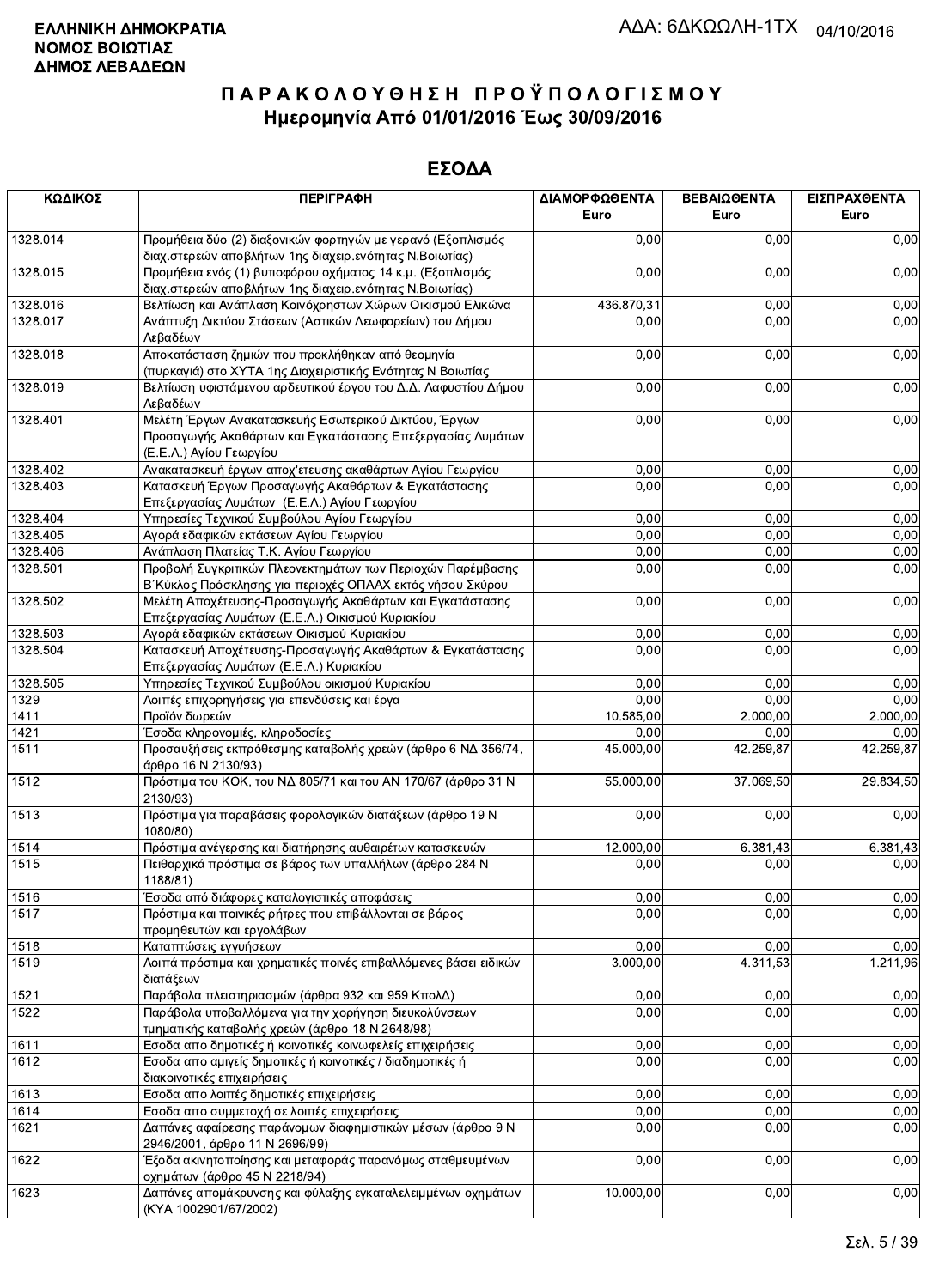**ΕΛΛΗΝΙΚΗ ΔΗΜΟΚΡΑΤΙΑ**
**ΝΟΜΟΣ ΒΟΙΩΤΙΑΣ**
**ΔΗΜΟΣ ΛΕΒΑΔΕΩΝ**

ΑΔΑ: 6ΔΚΩΩΛΗ-1ΤΧ 04/10/2016

# ΠΑΡΑΚΟΛΟΥΘΗΣΗ ΠΡΟΫΠΟΛΟΓΙΣΜΟΥ
## Ημερομηνία Από 01/01/2016 Έως 30/09/2016

## ΕΣΟΔΑ

| ΚΩΔΙΚΟΣ | ΠΕΡΙΓΡΑΦΗ | ΔΙΑΜΟΡΦΩΘΕΝΤΑ Euro | ΒΕΒΑΙΩΘΕΝΤΑ Euro | ΕΙΣΠΡΑΧΘΕΝΤΑ Euro |
|---|---|---|---|---|
| 1328.014 | Προμήθεια δύο (2) διαξονικών φορτηγών με γερανό (Εξοπλισμός διαχ.στερεών αποβλήτων 1ης διαχειρ.ενότητας Ν.Βοιωτίας) | 0,00 | 0,00 | 0,00 |
| 1328.015 | Προμήθεια ενός (1) βυτιοφόρου οχήματος 14 κ.μ. (Εξοπλισμός διαχ.στερεών αποβλήτων 1ης διαχειρ.ενότητας Ν.Βοιωτίας) | 0,00 | 0,00 | 0,00 |
| 1328.016 | Βελτίωση και Ανάπλαση Κοινόχρηστων Χώρων Οικισμού Ελικώνα | 436.870,31 | 0,00 | 0,00 |
| 1328.017 | Ανάπτυξη Δικτύου Στάσεων (Αστικών Λεωφορείων) του Δήμου Λεβαδέων | 0,00 | 0,00 | 0,00 |
| 1328.018 | Αποκατάσταση ζημιών που προκλήθηκαν από θεομηνία (πυρκαγιά) στο ΧΥΤΑ 1ης Διαχειριστικής Ενότητας Ν Βοιωτίας | 0,00 | 0,00 | 0,00 |
| 1328.019 | Βελτίωση υφιστάμενου αρδευτικού έργου του Δ.Δ. Λαφυστίου Δήμου Λεβαδέων | 0,00 | 0,00 | 0,00 |
| 1328.401 | Μελέτη Έργων Ανακατασκευής Εσωτερικού Δικτύου, Έργων Προσαγωγής Ακαθάρτων και Εγκατάστασης Επεξεργασίας Λυμάτων (Ε.Ε.Λ.) Αγίου Γεωργίου | 0,00 | 0,00 | 0,00 |
| 1328.402 | Ανακατασκευή έργων αποχ'ετευσης ακαθάρτων Αγίου Γεωργίου | 0,00 | 0,00 | 0,00 |
| 1328.403 | Κατασκευή Έργων Προσαγωγής Ακαθάρτων & Εγκατάστασης Επεξεργασίας Λυμάτων (Ε.Ε.Λ.) Αγίου Γεωργίου | 0,00 | 0,00 | 0,00 |
| 1328.404 | Υπηρεσίες Τεχνικού Συμβούλου Αγίου Γεωργίου | 0,00 | 0,00 | 0,00 |
| 1328.405 | Αγορά εδαφικών εκτάσεων Αγίου Γεωργίου | 0,00 | 0,00 | 0,00 |
| 1328.406 | Ανάπλαση Πλατείας Τ.Κ. Αγίου Γεωργίου | 0,00 | 0,00 | 0,00 |
| 1328.501 | Προβολή Συγκριτικών Πλεονεκτημάτων των Περιοχών Παρέμβασης Β΄Κύκλος Πρόσκλησης για περιοχές ΟΠΑΑΧ εκτός νήσου Σκύρου | 0,00 | 0,00 | 0,00 |
| 1328.502 | Μελέτη Αποχέτευσης-Προσαγωγής Ακαθάρτων και Εγκατάστασης Επεξεργασίας Λυμάτων (Ε.Ε.Λ.) Οικισμού Κυριακίου | 0,00 | 0,00 | 0,00 |
| 1328.503 | Αγορά εδαφικών εκτάσεων Οικισμού Κυριακίου | 0,00 | 0,00 | 0,00 |
| 1328.504 | Κατασκευή Αποχέτευσης-Προσαγωγής Ακαθάρτων & Εγκατάστασης Επεξεργασίας Λυμάτων (Ε.Ε.Λ.) Κυριακίου | 0,00 | 0,00 | 0,00 |
| 1328.505 | Υπηρεσίες Τεχνικού Συμβούλου οικισμού Κυριακίου | 0,00 | 0,00 | 0,00 |
| 1329 | Λοιπές επιχορηγήσεις για επενδύσεις και έργα | 0,00 | 0,00 | 0,00 |
| 1411 | Προϊόν δωρεών | 10.585,00 | 2.000,00 | 2.000,00 |
| 1421 | Έσοδα κληρονομιές, κληροδοσίες | 0,00 | 0,00 | 0,00 |
| 1511 | Προσαυξήσεις εκπρόθεσμης καταβολής χρεών (άρθρο 6 ΝΔ 356/74, άρθρο 16 Ν 2130/93) | 45.000,00 | 42.259,87 | 42.259,87 |
| 1512 | Πρόστιμα του ΚΟΚ, του ΝΔ 805/71 και του ΑΝ 170/67 (άρθρο 31 Ν 2130/93) | 55.000,00 | 37.069,50 | 29.834,50 |
| 1513 | Πρόστιμα για παραβάσεις φορολογικών διατάξεων (άρθρο 19 Ν 1080/80) | 0,00 | 0,00 | 0,00 |
| 1514 | Πρόστιμα ανέγερσης και διατήρησης αυθαιρέτων κατασκευών | 12.000,00 | 6.381,43 | 6.381,43 |
| 1515 | Πειθαρχικά πρόστιμα σε βάρος των υπαλλήλων (άρθρο 284 Ν 1188/81) | 0,00 | 0,00 | 0,00 |
| 1516 | Έσοδα από διάφορες καταλογιστικές αποφάσεις | 0,00 | 0,00 | 0,00 |
| 1517 | Πρόστιμα και ποινικές ρήτρες που επιβάλλονται σε βάρος προμηθευτών και εργολάβων | 0,00 | 0,00 | 0,00 |
| 1518 | Καταπτώσεις εγγυήσεων | 0,00 | 0,00 | 0,00 |
| 1519 | Λοιπά πρόστιμα και χρηματικές ποινές επιβαλλόμενες βάσει ειδικών διατάξεων | 3.000,00 | 4.311,53 | 1.211,96 |
| 1521 | Παράβολα πλειστηριασμών (άρθρα 932 και 959 ΚπολΔ) | 0,00 | 0,00 | 0,00 |
| 1522 | Παράβολα υποβαλλόμενα για την χορήγηση διευκολύνσεων τμηματικής καταβολής χρεών (άρθρο 18 Ν 2648/98) | 0,00 | 0,00 | 0,00 |
| 1611 | Εσοδα απο δημοτικές ή κοινοτικές κοινωφελείς επιχειρήσεις | 0,00 | 0,00 | 0,00 |
| 1612 | Εσοδα απο αμιγείς δημοτικές ή κοινοτικές / διαδημοτικές ή διακοινοτικές επιχειρήσεις | 0,00 | 0,00 | 0,00 |
| 1613 | Εσοδα απο λοιπές δημοτικές επιχειρήσεις | 0,00 | 0,00 | 0,00 |
| 1614 | Εσοδα απο συμμετοχή σε λοιπές επιχειρήσεις | 0,00 | 0,00 | 0,00 |
| 1621 | Δαπάνες αφαίρεσης παράνομων διαφημιστικών μέσων (άρθρο 9 Ν 2946/2001, άρθρο 11 Ν 2696/99) | 0,00 | 0,00 | 0,00 |
| 1622 | Έξοδα ακινητοποίησης και μεταφοράς παρανόμως σταθμευμένων οχημάτων (άρθρο 45 Ν 2218/94) | 0,00 | 0,00 | 0,00 |
| 1623 | Δαπάνες απομάκρυνσης και φύλαξης εγκαταλελειμμένων οχημάτων (ΚΥΑ 1002901/67/2002) | 10.000,00 | 0,00 | 0,00 |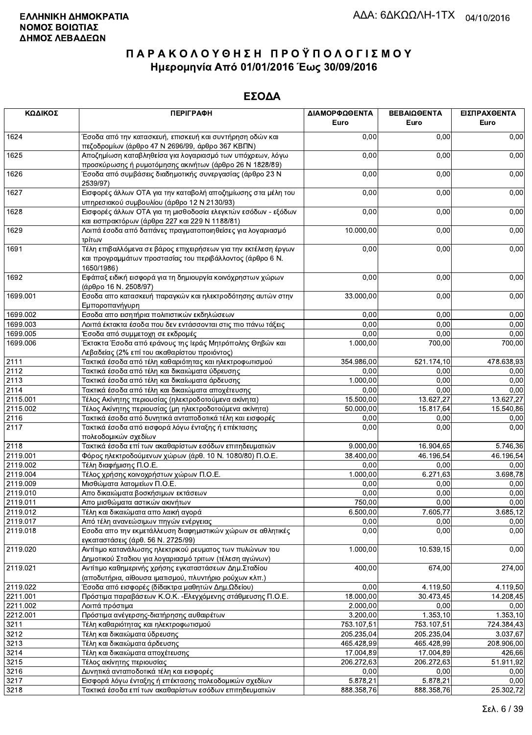**ΕΛΛΗΝΙΚΗ ΔΗΜΟΚΡΑΤΙΑ**
**ΝΟΜΟΣ ΒΟΙΩΤΙΑΣ**
**ΔΗΜΟΣ ΛΕΒΑΔΕΩΝ**

ΑΔΑ: 6ΔΚΩΩΛΗ-1ΤΧ 04/10/2016

# ΠΑΡΑΚΟΛΟΥΘΗΣΗ ΠΡΟΫΠΟΛΟΓΙΣΜΟΥ
## Ημερομηνία Από 01/01/2016 Έως 30/09/2016

## ΕΣΟΔΑ

| ΚΩΔΙΚΟΣ | ΠΕΡΙΓΡΑΦΗ | ΔΙΑΜΟΡΦΩΘΕΝΤΑ Euro | ΒΕΒΑΙΩΘΕΝΤΑ Euro | ΕΙΣΠΡΑΧΘΕΝΤΑ Euro |
|---|---|---|---|---|
| 1624 | Έσοδα από την κατασκευή, επισκευή και συντήρηση οδών και πεζοδρομίων (άρθρο 47 Ν 2696/99, άρθρο 367 ΚΒΠΝ) | 0,00 | 0,00 | 0,00 |
| 1625 | Αποζημίωση καταβληθείσα για λογαριασμό των υπόχρεων, λόγω προσκύρωσης ή ρυμοτόμησης ακινήτων (άρθρο 26 Ν 1828/89) | 0,00 | 0,00 | 0,00 |
| 1626 | Έσοδα από συμβάσεις διαδημοτικής συνεργασίας (άρθρο 23 Ν 2539/97) | 0,00 | 0,00 | 0,00 |
| 1627 | Εισφορές άλλων ΟΤΑ για την καταβολή αποζημίωσης στα μέλη του υπηρεσιακού συμβουλίου (άρθρο 12 Ν 2130/93) | 0,00 | 0,00 | 0,00 |
| 1628 | Εισφορές άλλων ΟΤΑ για τη μισθοδοσία ελεγκτών εσόδων - εξόδων και εισπρακτόρων (άρθρα 227 και 229 Ν 1188/81) | 0,00 | 0,00 | 0,00 |
| 1629 | Λοιπά έσοδα από δαπάνες πραγματοποιηθείσες για λογαριασμό τρίτων | 10.000,00 | 0,00 | 0,00 |
| 1691 | Τέλη επιβαλλόμενα σε βάρος επιχειρήσεων για την εκτέλεση έργων και προγραμμάτων προστασίας του περιβάλλοντος (άρθρο 6 Ν. 1650/1986) | 0,00 | 0,00 | 0,00 |
| 1692 | Εφάπαξ ειδική εισφορά για τη δημιουργία κοινόχρηστων χώρων (άρθρο 16 Ν. 2508/97) | 0,00 | 0,00 | 0,00 |
| 1699.001 | Εσοδα απο κατασκευή παραγκών και ηλεκτροδότησης αυτών στην Εμποροπανήγυρη | 33.000,00 | 0,00 | 0,00 |
| 1699.002 | Εσοδα απο εισητήρια πολιτιστικών εκδηλώσεων | 0,00 | 0,00 | 0,00 |
| 1699.003 | Λοιπά έκτακτα έσοδα που δεν εντάσσονται στις πιο πάνω τάξεις | 0,00 | 0,00 | 0,00 |
| 1699.005 | Έσοδα από συμμετοχη σε εκδρομές | 0,00 | 0,00 | 0,00 |
| 1699.006 | Έκτακτα Έσοδα από εράνους της Ιεράς Μητρόπολης Θηβών και Λεβαδείας (2% επί του ακαθαρίστου προιόντος) | 1.000,00 | 700,00 | 700,00 |
| 2111 | Τακτικά έσοδα από τέλη καθαριότητας και ηλεκτροφωτισμού | 354.986,00 | 521.174,10 | 478.638,93 |
| 2112 | Τακτικά έσοδα από τέλη και δικαιώματα ύδρευσης | 0,00 | 0,00 | 0,00 |
| 2113 | Τακτικά έσοδα από τέλη και δικαιώματα άρδευσης | 1.000,00 | 0,00 | 0,00 |
| 2114 | Τακτικά έσοδα από τέλη και δικαιώματα αποχέτευσης | 0,00 | 0,00 | 0,00 |
| 2115.001 | Τέλος Ακίνητης περιουσίας (ηλεκτροδοτούμενα ακίνητα) | 15.500,00 | 13.627,27 | 13.627,27 |
| 2115.002 | Τέλος Ακίνητης περιουσίας (μη ηλεκτροδοτούμενα ακίνητα) | 50.000,00 | 15.817,64 | 15.540,86 |
| 2116 | Τακτικά έσοδα από δυνητικά ανταποδοτικά τέλη και εισφορές | 0,00 | 0,00 | 0,00 |
| 2117 | Τακτικά έσοδα από εισφορά λόγω ένταξης ή επέκτασης πολεοδομικών σχεδίων | 0,00 | 0,00 | 0,00 |
| 2118 | Τακτικά έσοδα επί των ακαθαρίστων εσόδων επιτηδευματιών | 9.000,00 | 16.904,65 | 5.746,36 |
| 2119.001 | Φόρος ηλεκτροδούμενων χώρων (άρθ. 10 Ν. 1080/80) Π.Ο.Ε. | 38.400,00 | 46.196,54 | 46.196,54 |
| 2119.002 | Τέλη διαφήμισης Π.Ο.Ε. | 0,00 | 0,00 | 0,00 |
| 2119.004 | Τέλος χρήσης κοινοχρήστων χώρων Π.Ο.Ε. | 1.000,00 | 6.271,63 | 3.698,78 |
| 2119.009 | Μισθώματα λατομείων Π.Ο.Ε. | 0,00 | 0,00 | 0,00 |
| 2119.010 | Απο δικαιώματα βοσκήσιμων εκτάσεων | 0,00 | 0,00 | 0,00 |
| 2119.011 | Απο μισθώματα αστικών ακινήτων | 750,00 | 0,00 | 0,00 |
| 2119.012 | Τέλη και δικαιώματα απο λαική αγορά | 6.500,00 | 7.605,77 | 3.685,12 |
| 2119.017 | Από τέλη ανανεώσιμων πηγών ενέργειας | 0,00 | 0,00 | 0,00 |
| 2119.018 | Εσοδα απο την εκμετάλλευση διαφημιστικών χώρων σε αθλητικές εγκαταστάσεις (άρθ. 56 Ν. 2725/99) | 0,00 | 0,00 | 0,00 |
| 2119.020 | Αντίτιμο κατανάλωσης ηλεκτρικού ρευματος των πυλώνων του Δημοτικού Σταδιου για λογαριασμό τριτων (τέλεση αγώνων) | 1.000,00 | 10.539,15 | 0,00 |
| 2119.021 | Αντίτιμο καθημερινής χρήσης εγκαταστάσεων Δημ.Σταδίου (αποδυτήρια, αίθουσα ιματισμού, πλυντήριο ρούχων κλπ.) | 400,00 | 674,00 | 274,00 |
| 2119.022 | Έσοδα από εισφορές (δίδακτρα μαθητών Δημ.Ωδείου) | 0,00 | 4.119,50 | 4.119,50 |
| 2211.001 | Πρόστιμα παραβάσεων Κ.Ο.Κ. -Ελεγχόμενης στάθμευσης Π.Ο.Ε. | 18.000,00 | 30.473,45 | 14.208,45 |
| 2211.002 | Λοιπά πρόστιμα | 2.000,00 | 0,00 | 0,00 |
| 2212.001 | Πρόστιμα ανέγερσης-διατήρησης αυθαιρέτων | 3.200,00 | 1.353,10 | 1.353,10 |
| 3211 | Τέλη καθαριότητας και ηλεκτροφωτισμού | 753.107,51 | 753.107,51 | 724.384,43 |
| 3212 | Τέλη και δικαιώματα ύδρευσης | 205.235,04 | 205.235,04 | 3.037,67 |
| 3213 | Τέλη και δικαιώματα άρδευσης | 465.428,99 | 465.428,99 | 208.906,00 |
| 3214 | Τέλη και δικαιώματα αποχέτευσης | 17.004,89 | 17.004,89 | 426,66 |
| 3215 | Τέλος ακίνητης περιουσίας | 206.272,63 | 206.272,63 | 51.911,92 |
| 3216 | Δυνητικά ανταποδοτικά τέλη και εισφορές | 0,00 | 0,00 | 0,00 |
| 3217 | Εισφορά λόγω ένταξης ή επέκτασης πολεοδομικών σχεδίων | 5.878,21 | 5.878,21 | 0,00 |
| 3218 | Τακτικά έσοδα επί των ακαθαρίστων εσόδων επιτηδευματιών | 888.358,76 | 888.358,76 | 25.302,72 |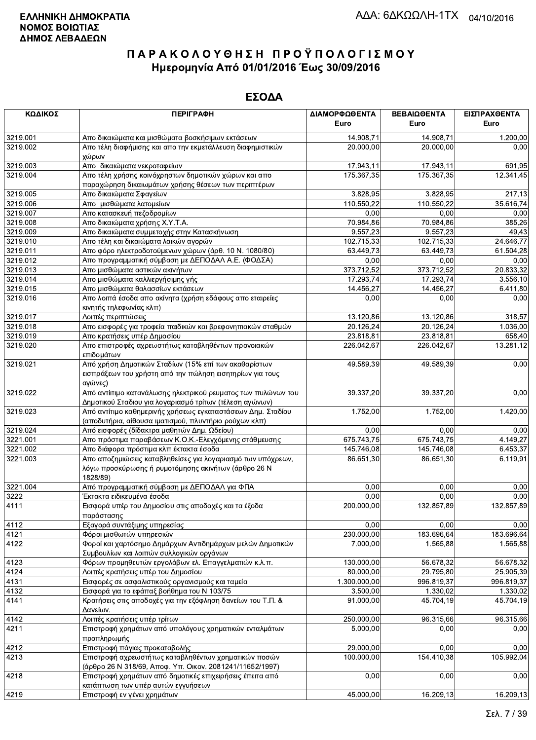**ΕΛΛΗΝΙΚΗ ΔΗΜΟΚΡΑΤΙΑ**
**ΝΟΜΟΣ ΒΟΙΩΤΙΑΣ**
**ΔΗΜΟΣ ΛΕΒΑΔΕΩΝ**

ΑΔΑ: 6ΔΚΩΩΛΗ-1ΤΧ 04/10/2016

# Π Α Ρ Α Κ Ο Λ Ο Υ Θ Η Σ Η  Π Ρ Ο Ϋ Π Ο Λ Ο Γ Ι Σ Μ Ο Υ
## Ημερομηνία Από 01/01/2016 Έως 30/09/2016

## ΕΣΟΔΑ

| ΚΩΔΙΚΟΣ | ΠΕΡΙΓΡΑΦΗ | ΔΙΑΜΟΡΦΩΘΕΝΤΑ Euro | ΒΕΒΑΙΩΘΕΝΤΑ Euro | ΕΙΣΠΡΑΧΘΕΝΤΑ Euro |
|---|---|---|---|---|
| 3219.001 | Απο δικαιώματα και μισθώματα βοσκήσιμων εκτάσεων | 14.908,71 | 14.908,71 | 1.200,00 |
| 3219.002 | Απο τέλη διαφήμισης και απο την εκμετάλλευση διαφημιστικών χώρων | 20.000,00 | 20.000,00 | 0,00 |
| 3219.003 | Απο δικαιώματα νεκροταφείων | 17.943,11 | 17.943,11 | 691,95 |
| 3219.004 | Απο τέλη χρήσης κοινόχρηστων δημοτικών χώρων και απο παραχώρηση δικαιωμάτων χρήσης θέσεων των περιπτέρων | 175.367,35 | 175.367,35 | 12.341,45 |
| 3219.005 | Απο δικαιώματα Σφαγείων | 3.828,95 | 3.828,95 | 217,13 |
| 3219.006 | Απο μισθώματα λατομείων | 110.550,22 | 110.550,22 | 35.616,74 |
| 3219.007 | Απο κατασκευή πεζοδρομίων | 0,00 | 0,00 | 0,00 |
| 3219.008 | Απο δικαιώματα χρήσης Χ.Υ.Τ.Α. | 70.984,86 | 70.984,86 | 385,26 |
| 3219.009 | Απο δικαιώματα συμμετοχής στην Κατασκήνωση | 9.557,23 | 9.557,23 | 49,43 |
| 3219.010 | Απο τέλη και δικαιώματα λαικών αγορών | 102.715,33 | 102.715,33 | 24.646,77 |
| 3219.011 | Απο φόρο ηλεκτροδοτούμενων χώρων (άρθ. 10 Ν. 1080/80) | 63.449,73 | 63.449,73 | 61.504,28 |
| 3219.012 | Απο προγραμματική σύμβαση με ΔΕΠΟΔΑΛ Α.Ε. (ΦΟΔΣΑ) | 0,00 | 0,00 | 0,00 |
| 3219.013 | Απο μισθώματα αστικών ακινήτων | 373.712,52 | 373.712,52 | 20.833,32 |
| 3219.014 | Απο μισθώματα καλλιεργήσιμης γής | 17.293,74 | 17.293,74 | 3.556,10 |
| 3219.015 | Απο μισθώματα θαλασσίων εκτάσεων | 14.456,27 | 14.456,27 | 6.411,80 |
| 3219.016 | Απο λοιπά έσοδα απο ακίνητα (χρήση εδάφους απο εταιρείες κινητής τηλεφωνίας κλπ) | 0,00 | 0,00 | 0,00 |
| 3219.017 | Λοιπές περιπτώσεις | 13.120,86 | 13.120,86 | 318,57 |
| 3219.018 | Απο εισφορές για τροφεία παιδικών και βρεφονηπιακών σταθμών | 20.126,24 | 20.126,24 | 1.036,00 |
| 3219.019 | Απο κρατήσεις υπέρ Δημοσίου | 23.818,81 | 23.818,81 | 658,40 |
| 3219.020 | Απο επιστροφές αχρεωστήτως καταβληθέντων προνοιακών επιδομάτων | 226.042,67 | 226.042,67 | 13.281,12 |
| 3219.021 | Από χρήση Δημοτικών Σταδίων (15% επί των ακαθαρίστων εισπράξεων του χρήστη από την πώληση εισητηρίων για τους αγώνες) | 49.589,39 | 49.589,39 | 0,00 |
| 3219.022 | Από αντίτιμο κατανάλωσης ηλεκτρικού ρευματος των πυλώνων του Δημοτικού Σταδιου για λογαριασμό τρίτων (τέλεση αγώνων) | 39.337,20 | 39.337,20 | 0,00 |
| 3219.023 | Από αντίτιμο καθημερινής χρήσεως εγκαταστάσεων Δημ. Σταδίου (αποδυτήρια, αίθουσα ιματισμού, πλυντήριο ρούχων κλπ) | 1.752,00 | 1.752,00 | 1.420,00 |
| 3219.024 | Από εισφορές (δίδακτρα μαθητών Δημ. Ωδείου) | 0,00 | 0,00 | 0,00 |
| 3221.001 | Απο πρόστιμα παραβάσεων Κ.Ο.Κ.-Ελεγχόμενης στάθμευσης | 675.743,75 | 675.743,75 | 4.149,27 |
| 3221.002 | Απο διάφορα πρόστιμα κλπ έκτακτα έσοδα | 145.746,08 | 145.746,08 | 6.453,37 |
| 3221.003 | Απο αποζημιώσεις καταβληθείσες για λογαριασμό των υπόχρεων, λόγω προσκύρωσης ή ρυμοτόμησης ακινήτων (άρθρο 26 Ν 1828/89) | 86.651,30 | 86.651,30 | 6.119,91 |
| 3221.004 | Από προγραμματική σύμβαση με ΔΕΠΟΔΑΛ για ΦΠΑ | 0,00 | 0,00 | 0,00 |
| 3222 | Έκτακτα ειδικευμένα έσοδα | 0,00 | 0,00 | 0,00 |
| 4111 | Εισφορά υπέρ του Δημοσίου στις αποδοχές και τα έξοδα παράστασης | 200.000,00 | 132.857,89 | 132.857,89 |
| 4112 | Εξαγορά συντάξιμης υπηρεσίας | 0,00 | 0,00 | 0,00 |
| 4121 | Φόροι μισθωτών υπηρεσιών | 230.000,00 | 183.696,64 | 183.696,64 |
| 4122 | Φοροί και χαρτόσημο Δημάρχων Αντιδημάρχων μελών Δημοτικών Συμβουλίων και λοιπών συλλογικών οργάνων | 7.000,00 | 1.565,88 | 1.565,88 |
| 4123 | Φόρων προμηθευτών εργολάβων ελ. Επαγγελματιών κ.λ.π. | 130.000,00 | 56.678,32 | 56.678,32 |
| 4124 | Λοιπές κρατήσεις υπέρ του Δημοσίου | 80.000,00 | 29.795,80 | 25.905,39 |
| 4131 | Εισφορές σε ασφαλιστικούς οργανισμούς και ταμεία | 1.300.000,00 | 996.819,37 | 996.819,37 |
| 4132 | Εισφορά για το εφάπαξ βοήθημα του Ν 103/75 | 3.500,00 | 1.330,02 | 1.330,02 |
| 4141 | Κρατήσεις στις αποδοχές για την εξόφληση δανείων του Τ.Π. & Δανείων. | 91.000,00 | 45.704,19 | 45.704,19 |
| 4142 | Λοιπές κρατήσεις υπέρ τρίτων | 250.000,00 | 96.315,66 | 96.315,66 |
| 4211 | Επιστροφή χρημάτων από υπολόγους χρηματικών ενταλμάτων προπληρωμής | 5.000,00 | 0,00 | 0,00 |
| 4212 | Επιστροφή πάγιας προκαταβολής | 29.000,00 | 0,00 | 0,00 |
| 4213 | Επιστροφή αχρεωστήτως καταβληθέντων χρηματικών ποσών (άρθρο 26 Ν 318/69, Αποφ. Υπ. Οικον. 2081241/11652/1997) | 100.000,00 | 154.410,38 | 105.992,04 |
| 4218 | Επιστροφή χρημάτων από δημοτικές επιχειρήσεις έπειτα από κατάπτωση των υπέρ αυτών εγγυήσεων | 0,00 | 0,00 | 0,00 |
| 4219 | Επιστροφή εν γένει χρημάτων | 45.000,00 | 16.209,13 | 16.209,13 |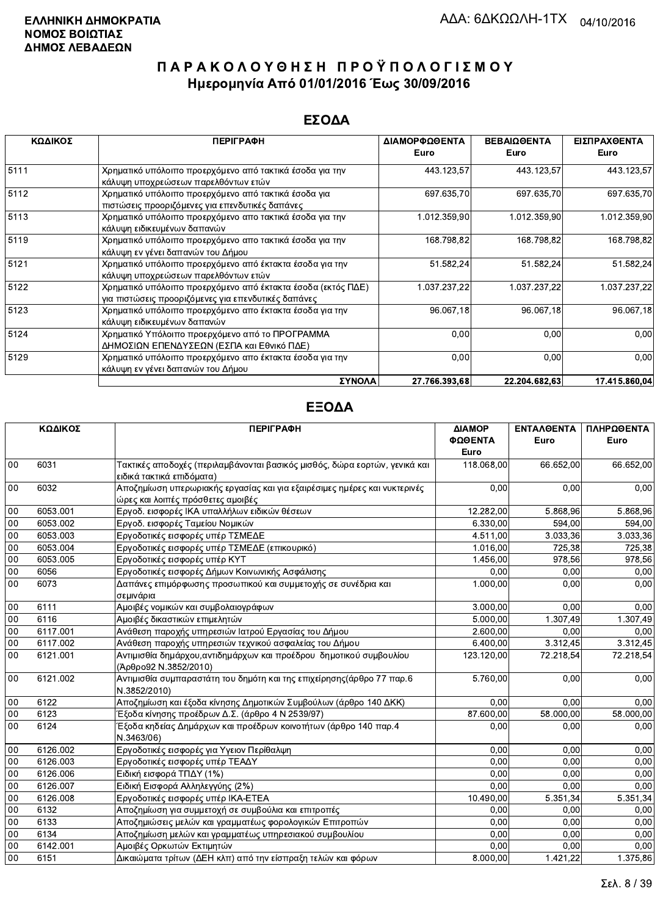**ΕΛΛΗΝΙΚΗ ΔΗΜΟΚΡΑΤΙΑ**
**ΝΟΜΟΣ ΒΟΙΩΤΙΑΣ**
**ΔΗΜΟΣ ΛΕΒΑΔΕΩΝ**

ΑΔΑ: 6ΔΚΩΩΛΗ-1ΤΧ 04/10/2016

# Π Α Ρ Α Κ Ο Λ Ο Υ Θ Η Σ Η  Π Ρ Ο Ϋ Π Ο Λ Ο Γ Ι Σ Μ Ο Υ
## Ημερομηνία Από 01/01/2016 Έως 30/09/2016

## ΕΣΟΔΑ

| ΚΩΔΙΚΟΣ | ΠΕΡΙΓΡΑΦΗ | ΔΙΑΜΟΡΦΩΘΕΝΤΑ Euro | ΒΕΒΑΙΩΘΕΝΤΑ Euro | ΕΙΣΠΡΑΧΘΕΝΤΑ Euro |
|---|---|---|---|---|
| 5111 | Χρηματικό υπόλοιπο προερχόμενο από τακτικά έσοδα για την κάλυψη υποχρεώσεων παρελθόντων ετών | 443.123,57 | 443.123,57 | 443.123,57 |
| 5112 | Χρηματικό υπόλοιπο προερχόμενο από τακτικά έσοδα για πιστώσεις προοριζόμενες για επενδυτικές δαπάνες | 697.635,70 | 697.635,70 | 697.635,70 |
| 5113 | Χρηματικό υπόλοιπο προερχόμενο απο τακτικά έσοδα για την κάλυψη ειδικευμένων δαπανών | 1.012.359,90 | 1.012.359,90 | 1.012.359,90 |
| 5119 | Χρηματικό υπόλοιπο προερχόμενο απο τακτικά έσοδα για την κάλυψη εν γένει δαπανών του Δήμου | 168.798,82 | 168.798,82 | 168.798,82 |
| 5121 | Χρηματικό υπόλοιπο προερχόμενο από έκτακτα έσοδα για την κάλυψη υποχρεώσεων παρελθόντων ετών | 51.582,24 | 51.582,24 | 51.582,24 |
| 5122 | Χρηματικό υπόλοιπο προερχόμενο από έκτακτα έσοδα (εκτός ΠΔΕ) για πιστώσεις προοριζόμενες για επενδυτικές δαπάνες | 1.037.237,22 | 1.037.237,22 | 1.037.237,22 |
| 5123 | Χρηματικό υπόλοιπο προερχόμενο απο έκτακτα έσοδα για την κάλυψη ειδικευμένων δαπανών | 96.067,18 | 96.067,18 | 96.067,18 |
| 5124 | Χρηματικό Υπόλοιπο προερχόμενο από το ΠΡΟΓΡΑΜΜΑ ΔΗΜΟΣΙΩΝ ΕΠΕΝΔΥΣΕΩΝ (ΕΣΠΑ και Εθνικό ΠΔΕ) | 0,00 | 0,00 | 0,00 |
| 5129 | Χρηματικό υπόλοιπο προερχόμενο απο έκτακτα έσοδα για την κάλυψη εν γένει δαπανών του Δήμου | 0,00 | 0,00 | 0,00 |
| | **ΣΥΝΟΛΑ** | **27.766.393,68** | **22.204.682,63** | **17.415.860,04** |

## ΕΞΟΔΑ

| ΚΩΔΙΚΟΣ | | ΠΕΡΙΓΡΑΦΗ | ΔΙΑΜΟΡΦΩΘΕΝΤΑ Euro | ΕΝΤΑΛΘΕΝΤΑ Euro | ΠΛΗΡΩΘΕΝΤΑ Euro |
|---|---|---|---|---|---|
| 00 | 6031 | Τακτικές αποδοχές (περιλαμβάνονται βασικός μισθός, δώρα εορτών, γενικά και ειδικά τακτικά επιδόματα) | 118.068,00 | 66.652,00 | 66.652,00 |
| 00 | 6032 | Αποζημίωση υπερωριακής εργασίας και για εξαιρέσιμες ημέρες και νυκτερινές ώρες και λοιπές πρόσθετες αμοιβές | 0,00 | 0,00 | 0,00 |
| 00 | 6053.001 | Εργοδ. εισφορές ΙΚΑ υπαλλήλων ειδικών θέσεων | 12.282,00 | 5.868,96 | 5.868,96 |
| 00 | 6053.002 | Εργοδ. εισφορές Ταμείου Νομικών | 6.330,00 | 594,00 | 594,00 |
| 00 | 6053.003 | Εργοδοτικές εισφορές υπέρ ΤΣΜΕΔΕ | 4.511,00 | 3.033,36 | 3.033,36 |
| 00 | 6053.004 | Εργοδοτικές εισφορές υπέρ ΤΣΜΕΔΕ (επικουρικό) | 1.016,00 | 725,38 | 725,38 |
| 00 | 6053.005 | Εργοδοτικές εισφορές υπέρ ΚΥΤ | 1.456,00 | 978,56 | 978,56 |
| 00 | 6056 | Εργοδοτικές εισφορές Δήμων Κοινωνικής Ασφάλισης | 0,00 | 0,00 | 0,00 |
| 00 | 6073 | Δαπάνες επιμόρφωσης προσωπικού και συμμετοχής σε συνέδρια και σεμινάρια | 1.000,00 | 0,00 | 0,00 |
| 00 | 6111 | Αμοιβές νομικών και συμβολαιογράφων | 3.000,00 | 0,00 | 0,00 |
| 00 | 6116 | Αμοιβές δικαστικών επιμελητών | 5.000,00 | 1.307,49 | 1.307,49 |
| 00 | 6117.001 | Ανάθεση παροχής υπηρεσιών Ιατρού Εργασίας του Δήμου | 2.600,00 | 0,00 | 0,00 |
| 00 | 6117.002 | Ανάθεση παροχής υπηρεσιών τεχνικού ασφαλείας του Δήμου | 6.400,00 | 3.312,45 | 3.312,45 |
| 00 | 6121.001 | Αντιμισθία δημάρχου,αντιδημάρχων και προέδρου δημοτικού συμβουλίου (Άρθρο92 Ν.3852/2010) | 123.120,00 | 72.218,54 | 72.218,54 |
| 00 | 6121.002 | Αντιμισθία συμπαραστάτη του δημότη και της επιχείρησης(άρθρο 77 παρ.6 Ν.3852/2010) | 5.760,00 | 0,00 | 0,00 |
| 00 | 6122 | Αποζημίωση και έξοδα κίνησης Δημοτικών Συμβούλων (άρθρο 140 ΔΚΚ) | 0,00 | 0,00 | 0,00 |
| 00 | 6123 | Έξοδα κίνησης προέδρων Δ.Σ. (άρθρο 4 Ν 2539/97) | 87.600,00 | 58.000,00 | 58.000,00 |
| 00 | 6124 | Έξοδα κηδείας Δημάρχων και προέδρων κοινοτήτων (άρθρο 140 παρ.4 Ν.3463/06) | 0,00 | 0,00 | 0,00 |
| 00 | 6126.002 | Εργοδοτικές εισφορές για Υγειον Περίθαλψη | 0,00 | 0,00 | 0,00 |
| 00 | 6126.003 | Εργοδοτικές εισφορές υπέρ ΤΕΑΔΥ | 0,00 | 0,00 | 0,00 |
| 00 | 6126.006 | Ειδική εισφορά ΤΠΔΥ (1%) | 0,00 | 0,00 | 0,00 |
| 00 | 6126.007 | Ειδική Εισφορά Αλληλεγγύης (2%) | 0,00 | 0,00 | 0,00 |
| 00 | 6126.008 | Εργοδοτικές εισφορές υπέρ ΙΚΑ-ΕΤΕΑ | 10.490,00 | 5.351,34 | 5.351,34 |
| 00 | 6132 | Αποζημίωση για συμμετοχή σε συμβούλια και επιτροπές | 0,00 | 0,00 | 0,00 |
| 00 | 6133 | Αποζημιώσεις μελών και γραμματέως φορολογικών Επιτροπών | 0,00 | 0,00 | 0,00 |
| 00 | 6134 | Αποζημίωση μελών και γραμματέως υπηρεσιακού συμβουλίου | 0,00 | 0,00 | 0,00 |
| 00 | 6142.001 | Αμοιβές Ορκωτών Εκτιμητών | 0,00 | 0,00 | 0,00 |
| 00 | 6151 | Δικαιώματα τρίτων (ΔΕΗ κλπ) από την είσπραξη τελών και φόρων | 8.000,00 | 1.421,22 | 1.375,86 |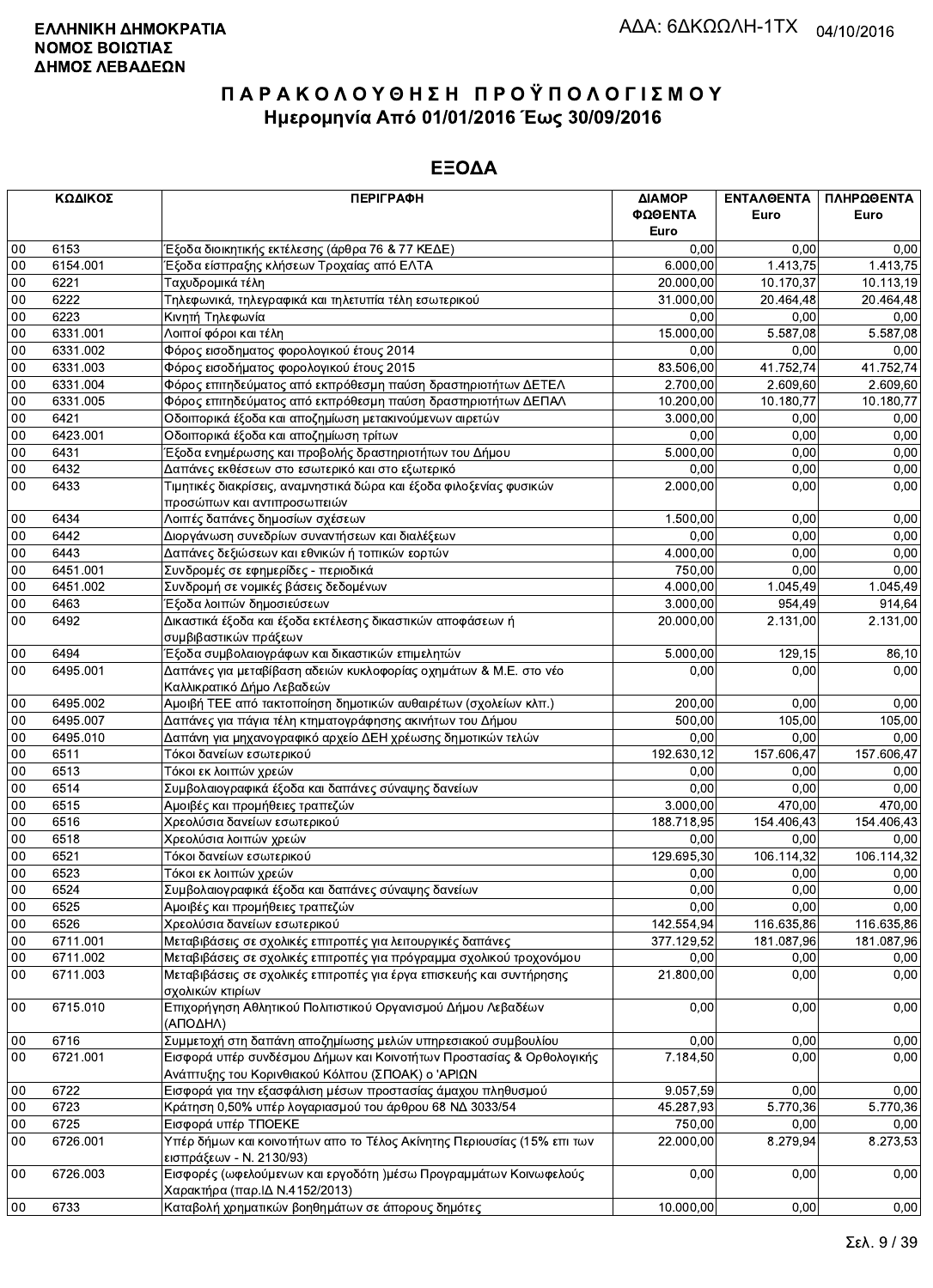**ΕΛΛΗΝΙΚΗ ΔΗΜΟΚΡΑΤΙΑ**
**ΝΟΜΟΣ ΒΟΙΩΤΙΑΣ**
**ΔΗΜΟΣ ΛΕΒΑΔΕΩΝ**

ΑΔΑ: 6ΔΚΩΩΛΗ-1ΤΧ 04/10/2016

# ΠΑΡΑΚΟΛΟΥΘΗΣΗ ΠΡΟΫΠΟΛΟΓΙΣΜΟΥ
## Ημερομηνία Από 01/01/2016 Έως 30/09/2016

## ΕΞΟΔΑ

| ΚΩΔΙΚΟΣ | | ΠΕΡΙΓΡΑΦΗ | ΔΙΑΜΟΡ ΦΩΘΕΝΤΑ Euro | ΕΝΤΑΛΘΕΝΤΑ Euro | ΠΛΗΡΩΘΕΝΤΑ Euro |
|---|---|---|---|---|---|
| 00 | 6153 | Έξοδα διοικητικής εκτέλεσης (άρθρα 76 & 77 ΚΕΔΕ) | 0,00 | 0,00 | 0,00 |
| 00 | 6154.001 | Έξοδα είσπραξης κλήσεων Τροχαίας από ΕΛΤΑ | 6.000,00 | 1.413,75 | 1.413,75 |
| 00 | 6221 | Ταχυδρομικά τέλη | 20.000,00 | 10.170,37 | 10.113,19 |
| 00 | 6222 | Τηλεφωνικά, τηλεγραφικά και τηλετυπία τέλη εσωτερικού | 31.000,00 | 20.464,48 | 20.464,48 |
| 00 | 6223 | Κινητή Τηλεφωνία | 0,00 | 0,00 | 0,00 |
| 00 | 6331.001 | Λοιποί φόροι και τέλη | 15.000,00 | 5.587,08 | 5.587,08 |
| 00 | 6331.002 | Φόρος εισοδήματος φορολογικού έτους 2014 | 0,00 | 0,00 | 0,00 |
| 00 | 6331.003 | Φόρος εισοδήματος φορολογικού έτους 2015 | 83.506,00 | 41.752,74 | 41.752,74 |
| 00 | 6331.004 | Φόρος επιτηδεύματος από εκπρόθεσμη παύση δραστηριοτήτων ΔΕΤΕΛ | 2.700,00 | 2.609,60 | 2.609,60 |
| 00 | 6331.005 | Φόρος επιτηδεύματος από εκπρόθεσμη παύση δραστηριοτήτων ΔΕΠΑΛ | 10.200,00 | 10.180,77 | 10.180,77 |
| 00 | 6421 | Οδοιπορικά έξοδα και αποζημίωση μετακινούμενων αιρετών | 3.000,00 | 0,00 | 0,00 |
| 00 | 6423.001 | Οδοιπορικά έξοδα και αποζημίωση τρίτων | 0,00 | 0,00 | 0,00 |
| 00 | 6431 | Έξοδα ενημέρωσης και προβολής δραστηριοτήτων του Δήμου | 5.000,00 | 0,00 | 0,00 |
| 00 | 6432 | Δαπάνες εκθέσεων στο εσωτερικό και στο εξωτερικό | 0,00 | 0,00 | 0,00 |
| 00 | 6433 | Τιμητικές διακρίσεις, αναμνηστικά δώρα και έξοδα φιλοξενίας φυσικών προσώπων και αντιπροσωπειών | 2.000,00 | 0,00 | 0,00 |
| 00 | 6434 | Λοιπές δαπάνες δημοσίων σχέσεων | 1.500,00 | 0,00 | 0,00 |
| 00 | 6442 | Διοργάνωση συνεδρίων συναντήσεων και διαλέξεων | 0,00 | 0,00 | 0,00 |
| 00 | 6443 | Δαπάνες δεξιώσεων και εθνικών ή τοπικών εορτών | 4.000,00 | 0,00 | 0,00 |
| 00 | 6451.001 | Συνδρομές σε εφημερίδες - περιοδικά | 750,00 | 0,00 | 0,00 |
| 00 | 6451.002 | Συνδρομή σε νομικές βάσεις δεδομένων | 4.000,00 | 1.045,49 | 1.045,49 |
| 00 | 6463 | Έξοδα λοιπών δημοσιεύσεων | 3.000,00 | 954,49 | 914,64 |
| 00 | 6492 | Δικαστικά έξοδα και έξοδα εκτέλεσης δικαστικών αποφάσεων ή συμβιβαστικών πράξεων | 20.000,00 | 2.131,00 | 2.131,00 |
| 00 | 6494 | Έξοδα συμβολαιογράφων και δικαστικών επιμελητών | 5.000,00 | 129,15 | 86,10 |
| 00 | 6495.001 | Δαπάνες για μεταβίβαση αδειών κυκλοφορίας οχημάτων & Μ.Ε. στο νέο Καλλικρατικό Δήμο Λεβαδεών | 0,00 | 0,00 | 0,00 |
| 00 | 6495.002 | Αμοιβή ΤΕΕ από τακτοποίηση δημοτικών αυθαιρέτων (σχολείων κλπ.) | 200,00 | 0,00 | 0,00 |
| 00 | 6495.007 | Δαπάνες για πάγια τέλη κτηματογράφησης ακινήτων του Δήμου | 500,00 | 105,00 | 105,00 |
| 00 | 6495.010 | Δαπάνη για μηχανογραφικό αρχείο ΔΕΗ χρέωσης δημοτικών τελών | 0,00 | 0,00 | 0,00 |
| 00 | 6511 | Τόκοι δανείων εσωτερικού | 192.630,12 | 157.606,47 | 157.606,47 |
| 00 | 6513 | Τόκοι εκ λοιπών χρεών | 0,00 | 0,00 | 0,00 |
| 00 | 6514 | Συμβολαιογραφικά έξοδα και δαπάνες σύναψης δανείων | 0,00 | 0,00 | 0,00 |
| 00 | 6515 | Αμοιβές και προμήθειες τραπεζών | 3.000,00 | 470,00 | 470,00 |
| 00 | 6516 | Χρεολύσια δανείων εσωτερικού | 188.718,95 | 154.406,43 | 154.406,43 |
| 00 | 6518 | Χρεολύσια λοιπών χρεών | 0,00 | 0,00 | 0,00 |
| 00 | 6521 | Τόκοι δανείων εσωτερικού | 129.695,30 | 106.114,32 | 106.114,32 |
| 00 | 6523 | Τόκοι εκ λοιπών χρεών | 0,00 | 0,00 | 0,00 |
| 00 | 6524 | Συμβολαιογραφικά έξοδα και δαπάνες σύναψης δανείων | 0,00 | 0,00 | 0,00 |
| 00 | 6525 | Αμοιβές και προμήθειες τραπεζών | 0,00 | 0,00 | 0,00 |
| 00 | 6526 | Χρεολύσια δανείων εσωτερικού | 142.554,94 | 116.635,86 | 116.635,86 |
| 00 | 6711.001 | Μεταβιβάσεις σε σχολικές επιτροπές για λειτουργικές δαπάνες | 377.129,52 | 181.087,96 | 181.087,96 |
| 00 | 6711.002 | Μεταβιβάσεις σε σχολικές επιτροπές για πρόγραμμα σχολικού τροχονόμου | 0,00 | 0,00 | 0,00 |
| 00 | 6711.003 | Μεταβιβάσεις σε σχολικές επιτροπές για έργα επισκευής και συντήρησης σχολικών κτιρίων | 21.800,00 | 0,00 | 0,00 |
| 00 | 6715.010 | Επιχορήγηση Αθλητικού Πολιτιστικού Οργανισμού Δήμου Λεβαδέων (ΑΠΟΔΗΛ) | 0,00 | 0,00 | 0,00 |
| 00 | 6716 | Συμμετοχή στη δαπάνη αποζημίωσης μελών υπηρεσιακού συμβουλίου | 0,00 | 0,00 | 0,00 |
| 00 | 6721.001 | Εισφορά υπέρ συνδέσμου Δήμων και Κοινοτήτων Προστασίας & Ορθολογικής Ανάπτυξης του Κορινθιακού Κόλπου (ΣΠΟΑΚ) ο 'ΑΡΙΩΝ | 7.184,50 | 0,00 | 0,00 |
| 00 | 6722 | Εισφορά για την εξασφάλιση μέσων προστασίας άμαχου πληθυσμού | 9.057,59 | 0,00 | 0,00 |
| 00 | 6723 | Κράτηση 0,50% υπέρ λογαριασμού του άρθρου 68 ΝΔ 3033/54 | 45.287,93 | 5.770,36 | 5.770,36 |
| 00 | 6725 | Εισφορά υπέρ ΤΠΟΕΚΕ | 750,00 | 0,00 | 0,00 |
| 00 | 6726.001 | Υπέρ δήμων και κοινοτήτων απο το Τέλος Ακίνητης Περιουσίας (15% επι των εισπράξεων - Ν. 2130/93) | 22.000,00 | 8.279,94 | 8.273,53 |
| 00 | 6726.003 | Εισφορές (ωφελούμενων και εργοδότη )μέσω Προγραμμάτων Κοινωφελούς Χαρακτήρα (παρ.ΙΔ Ν.4152/2013) | 0,00 | 0,00 | 0,00 |
| 00 | 6733 | Καταβολή χρηματικών βοηθημάτων σε άπορους δημότες | 10.000,00 | 0,00 | 0,00 |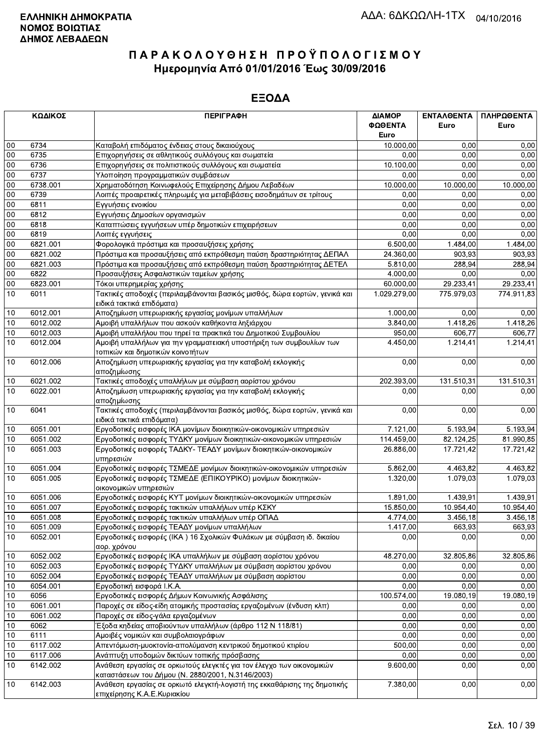**ΕΛΛΗΝΙΚΗ ΔΗΜΟΚΡΑΤΙΑ**
**ΝΟΜΟΣ ΒΟΙΩΤΙΑΣ**
**ΔΗΜΟΣ ΛΕΒΑΔΕΩΝ**

ΑΔΑ: 6ΔΚΩΩΛΗ-1ΤΧ 04/10/2016

# ΠΑΡΑΚΟΛΟΥΘΗΣΗ ΠΡΟΫΠΟΛΟΓΙΣΜΟΥ
## Ημερομηνία Από 01/01/2016 Έως 30/09/2016

## ΕΞΟΔΑ

| ΚΩΔΙΚΟΣ | | ΠΕΡΙΓΡΑΦΗ | ΔΙΑΜΟΡΦΩΘΕΝΤΑ Euro | ΕΝΤΑΛΘΕΝΤΑ Euro | ΠΛΗΡΩΘΕΝΤΑ Euro |
|---|---|---|---|---|---|
| 00 | 6734 | Καταβολή επιδόματος ένδειας στους δικαιούχους | 10.000,00 | 0,00 | 0,00 |
| 00 | 6735 | Επιχορηγήσεις σε αθλητικούς συλλόγους και σωματεία | 0,00 | 0,00 | 0,00 |
| 00 | 6736 | Επιχορηγήσεις σε πολιτιστικούς συλλόγους και σωματεία | 10.100,00 | 0,00 | 0,00 |
| 00 | 6737 | Υλοποίηση προγραμματικών συμβάσεων | 0,00 | 0,00 | 0,00 |
| 00 | 6738.001 | Χρηματοδότηση Κοινωφελούς Επιχείρησης Δήμου Λεβαδέων | 10.000,00 | 10.000,00 | 10.000,00 |
| 00 | 6739 | Λοιπές προαιρετικές πληρωμές για μεταβιβάσεις εισοδημάτων σε τρίτους | 0,00 | 0,00 | 0,00 |
| 00 | 6811 | Εγγυήσεις ενοικίου | 0,00 | 0,00 | 0,00 |
| 00 | 6812 | Εγγυήσεις Δημοσίων οργανισμών | 0,00 | 0,00 | 0,00 |
| 00 | 6818 | Καταπτώσεις εγγυήσεων υπέρ δημοτικών επιχειρήσεων | 0,00 | 0,00 | 0,00 |
| 00 | 6819 | Λοιπές εγγυήσεις | 0,00 | 0,00 | 0,00 |
| 00 | 6821.001 | Φορολογικά πρόστιμα και προσαυξήσεις χρήσης | 6.500,00 | 1.484,00 | 1.484,00 |
| 00 | 6821.002 | Πρόστιμα και προσαυξήσεις από εκπρόθεσμη παύση δραστηριότητας ΔΕΠΑΛ | 24.360,00 | 903,93 | 903,93 |
| 00 | 6821.003 | Πρόστιμα και προσαυξήσεις από εκπρόθεσμη παύση δραστηριότητας ΔΕΤΕΛ | 5.810,00 | 288,94 | 288,94 |
| 00 | 6822 | Προσαυξήσεις Ασφαλιστικών ταμείων χρήσης | 4.000,00 | 0,00 | 0,00 |
| 00 | 6823.001 | Τόκοι υπερημερίας χρήσης | 60.000,00 | 29.233,41 | 29.233,41 |
| 10 | 6011 | Τακτικές αποδοχές (περιλαμβάνονται βασικός μισθός, δώρα εορτών, γενικά και ειδικά τακτικά επιδόματα) | 1.029.279,00 | 775.979,03 | 774.911,83 |
| 10 | 6012.001 | Αποζημίωση υπερωριακής εργασίας μονίμων υπαλλήλων | 1.000,00 | 0,00 | 0,00 |
| 10 | 6012.002 | Αμοιβή υπαλλήλων που ασκούν καθήκοντα ληξιάρχου | 3.840,00 | 1.418,26 | 1.418,26 |
| 10 | 6012.003 | Αμοιβή υπαλλήλου που τηρεί τα πρακτικά του Δημοτικού Συμβουλίου | 950,00 | 606,77 | 606,77 |
| 10 | 6012.004 | Αμοιβή υπαλλήλων για την γραμματειακή υποστήριξη των συμβουλίων των τοπικών και δημοτικών κοινοτήτων | 4.450,00 | 1.214,41 | 1.214,41 |
| 10 | 6012.006 | Αποζημίωση υπερωριακής εργασίας για την καταβολή εκλογικής αποζημίωσης | 0,00 | 0,00 | 0,00 |
| 10 | 6021.002 | Τακτικές αποδοχές υπαλλήλων με σύμβαση αορίστου χρόνου | 202.393,00 | 131.510,31 | 131.510,31 |
| 10 | 6022.001 | Αποζημίωση υπερωριακής εργασίας για την καταβολή εκλογικής αποζημίωσης | 0,00 | 0,00 | 0,00 |
| 10 | 6041 | Τακτικές αποδοχές (περιλαμβάνονται βασικός μισθός, δώρα εορτών, γενικά και ειδικά τακτικά επιδόματα) | 0,00 | 0,00 | 0,00 |
| 10 | 6051.001 | Εργοδοτικές εισφορές ΙΚΑ μονίμων διοικητικών-οικονομικών υπηρεσιών | 7.121,00 | 5.193,94 | 5.193,94 |
| 10 | 6051.002 | Εργοδοτικές εισφορές ΤΥΔΚΥ μονίμων διοικητικών-οικονομικών υπηρεσιών | 114.459,00 | 82.124,25 | 81.990,85 |
| 10 | 6051.003 | Εργοδοτικές εισφορές ΤΑΔΚΥ- ΤΕΑΔΥ μονίμων διοικητικών-οικονομικών υπηρεσιών | 26.886,00 | 17.721,42 | 17.721,42 |
| 10 | 6051.004 | Εργοδοτικές εισφορές ΤΣΜΕΔΕ μονίμων διοικητικών-οικονομικών υπηρεσιών | 5.862,00 | 4.463,82 | 4.463,82 |
| 10 | 6051.005 | Εργοδοτικές εισφορές ΤΣΜΕΔΕ (ΕΠΙΚΟΥΡΙΚΟ) μονίμων διοικητικών-οικονομικών υπηρεσιών | 1.320,00 | 1.079,03 | 1.079,03 |
| 10 | 6051.006 | Εργοδοτικές εισφορές ΚΥΤ μονίμων διοικητικών-οικονομικών υπηρεσιών | 1.891,00 | 1.439,91 | 1.439,91 |
| 10 | 6051.007 | Εργοδοτικές εισφορές τακτικών υπαλλήλων υπέρ ΚΣΚΥ | 15.850,00 | 10.954,40 | 10.954,40 |
| 10 | 6051.008 | Εργοδοτικές εισφορές τακτικών υπαλλήλων υπέρ ΟΠΑΔ | 4.774,00 | 3.456,18 | 3.456,18 |
| 10 | 6051.009 | Εργοδοτικές εισφορές ΤΕΑΔΥ μονίμων υπαλλήλων | 1.417,00 | 663,93 | 663,93 |
| 10 | 6052.001 | Εργοδοτικές εισφορές (ΙΚΑ ) 16 Σχολικών Φυλάκων με σύμβαση ιδ. δικαίου αορ. χρόνου | 0,00 | 0,00 | 0,00 |
| 10 | 6052.002 | Εργοδοτικές εισφορές ΙΚΑ υπαλλήλων με σύμβαση αορίστου χρόνου | 48.270,00 | 32.805,86 | 32.805,86 |
| 10 | 6052.003 | Εργοδοτικές εισφορές ΤΥΔΚΥ υπαλλήλων με σύμβαση αορίστου χρόνου | 0,00 | 0,00 | 0,00 |
| 10 | 6052.004 | Εργοδοτικές εισφορές ΤΕΑΔΥ υπαλλήλων με σύμβαση αορίστου | 0,00 | 0,00 | 0,00 |
| 10 | 6054.001 | Εργοδοτική εισφορά Ι.Κ.Α. | 0,00 | 0,00 | 0,00 |
| 10 | 6056 | Εργοδοτικές εισφορές Δήμων Κοινωνικής Ασφάλισης | 100.574,00 | 19.080,19 | 19.080,19 |
| 10 | 6061.001 | Παροχές σε είδος-είδη ατομικής προστασίας εργαζομένων (ένδυση κλπ) | 0,00 | 0,00 | 0,00 |
| 10 | 6061.002 | Παροχές σε είδος-γάλα εργαζομένων | 0,00 | 0,00 | 0,00 |
| 10 | 6062 | Έξοδα κηδείας αποβιούντων υπαλλήλων (άρθρο 112 Ν 118/81) | 0,00 | 0,00 | 0,00 |
| 10 | 6111 | Αμοιβές νομικών και συμβολαιογράφων | 0,00 | 0,00 | 0,00 |
| 10 | 6117.002 | Απεντόμωση-μυοκτονία-απολύμανση κεντρικού δημοτικού κτιρίου | 500,00 | 0,00 | 0,00 |
| 10 | 6117.006 | Ανάπτυξη υποδομών δικτύων τοπικής πρόσβασης | 0,00 | 0,00 | 0,00 |
| 10 | 6142.002 | Ανάθεση εργασίας σε ορκωτούς ελεγκτές για τον έλεγχο των οικονομικών καταστάσεων του Δήμου (Ν. 2880/2001, Ν.3146/2003) | 9.600,00 | 0,00 | 0,00 |
| 10 | 6142.003 | Ανάθεση εργασίας σε ορκωτό ελεγκτή-λογιστή της εκκαθάρισης της δημοτικής επιχείρησης Κ.Α.Ε.Κυριακίου | 7.380,00 | 0,00 | 0,00 |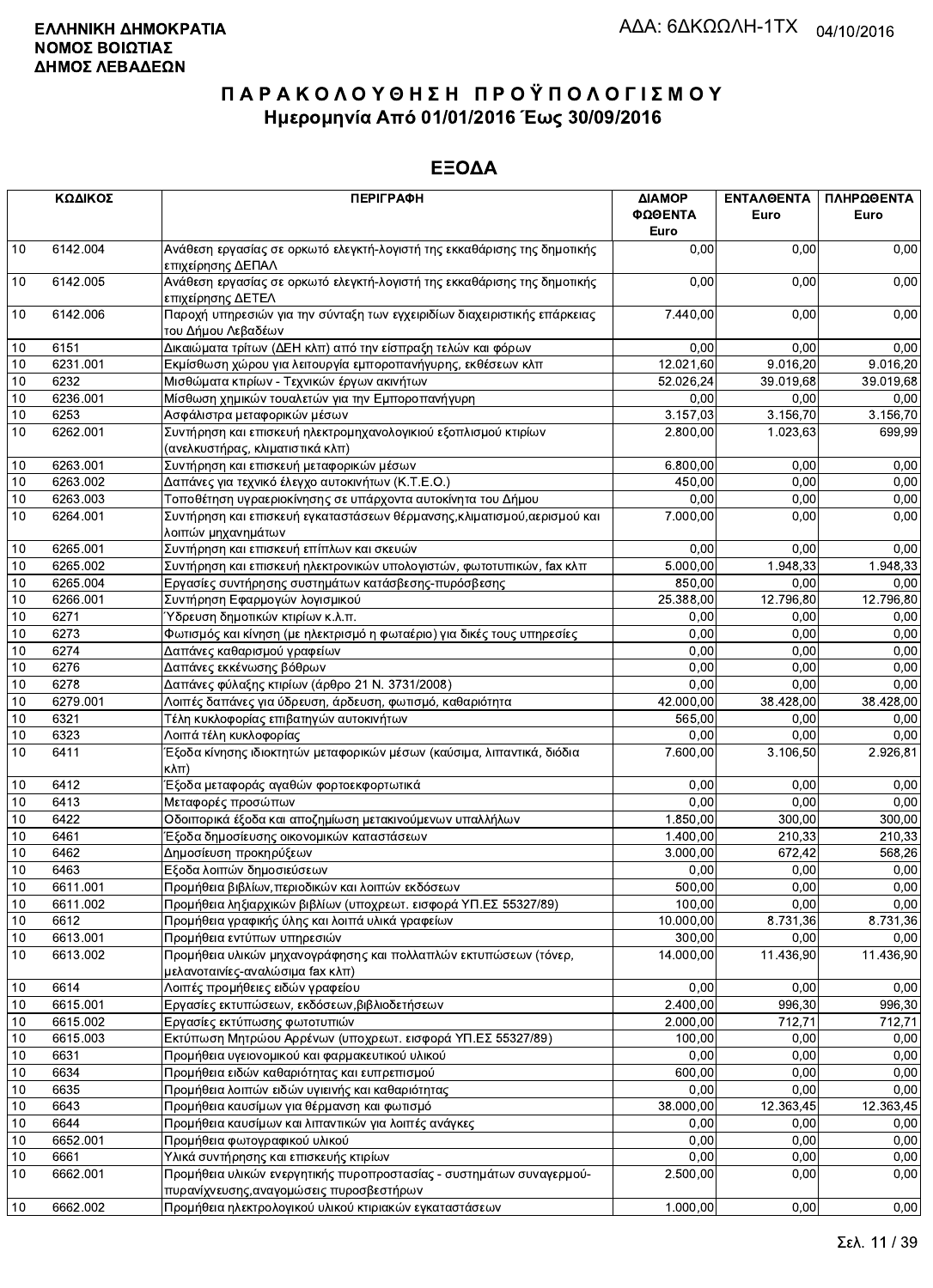**ΕΛΛΗΝΙΚΗ ΔΗΜΟΚΡΑΤΙΑ**
**ΝΟΜΟΣ ΒΟΙΩΤΙΑΣ**
**ΔΗΜΟΣ ΛΕΒΑΔΕΩΝ**

ΑΔΑ: 6ΔΚΩΩΛΗ-1ΤΧ 04/10/2016

# ΠΑΡΑΚΟΛΟΥΘΗΣΗ ΠΡΟΫΠΟΛΟΓΙΣΜΟΥ

## Ημερομηνία Από 01/01/2016 Έως 30/09/2016

## ΕΞΟΔΑ

| ΚΩΔΙΚΟΣ | | ΠΕΡΙΓΡΑΦΗ | ΔΙΑΜΟΡ ΦΩΘΕΝΤΑ Euro | ΕΝΤΑΛΘΕΝΤΑ Euro | ΠΛΗΡΩΘΕΝΤΑ Euro |
|---|---|---|---|---|---|
| 10 | 6142.004 | Ανάθεση εργασίας σε ορκωτό ελεγκτή-λογιστή της εκκαθάρισης της δημοτικής επιχείρησης ΔΕΠΑΛ | 0,00 | 0,00 | 0,00 |
| 10 | 6142.005 | Ανάθεση εργασίας σε ορκωτό ελεγκτή-λογιστή της εκκαθάρισης της δημοτικής επιχείρησης ΔΕΤΕΛ | 0,00 | 0,00 | 0,00 |
| 10 | 6142.006 | Παροχή υπηρεσιών για την σύνταξη των εγχειριδίων διαχειριστικής επάρκειας του Δήμου Λεβαδέων | 7.440,00 | 0,00 | 0,00 |
| 10 | 6151 | Δικαιώματα τρίτων (ΔΕΗ κλπ) από την είσπραξη τελών και φόρων | 0,00 | 0,00 | 0,00 |
| 10 | 6231.001 | Εκμίσθωση χώρου για λειτουργία εμποροπανήγυρης, εκθέσεων κλπ | 12.021,60 | 9.016,20 | 9.016,20 |
| 10 | 6232 | Μισθώματα κτιρίων - Τεχνικών έργων ακινήτων | 52.026,24 | 39.019,68 | 39.019,68 |
| 10 | 6236.001 | Μίσθωση χημικών τουαλετών για την Εμποροπανήγυρη | 0,00 | 0,00 | 0,00 |
| 10 | 6253 | Ασφάλιστρα μεταφορικών μέσων | 3.157,03 | 3.156,70 | 3.156,70 |
| 10 | 6262.001 | Συντήρηση και επισκευή ηλεκτρομηχανολογικιού εξοπλισμού κτιρίων (ανελκυστήρας, κλιματιστικά κλπ) | 2.800,00 | 1.023,63 | 699,99 |
| 10 | 6263.001 | Συντήρηση και επισκευή μεταφορικών μέσων | 6.800,00 | 0,00 | 0,00 |
| 10 | 6263.002 | Δαπάνες για τεχνικό έλεγχο αυτοκινήτων (Κ.Τ.Ε.Ο.) | 450,00 | 0,00 | 0,00 |
| 10 | 6263.003 | Τοποθέτηση υγραεριοκίνησης σε υπάρχοντα αυτοκίνητα του Δήμου | 0,00 | 0,00 | 0,00 |
| 10 | 6264.001 | Συντήρηση και επισκευή εγκαταστάσεων θέρμανσης,κλιματισμού,αερισμού και λοιπών μηχανημάτων | 7.000,00 | 0,00 | 0,00 |
| 10 | 6265.001 | Συντήρηση και επισκευή επίπλων και σκευών | 0,00 | 0,00 | 0,00 |
| 10 | 6265.002 | Συντήρηση και επισκευή ηλεκτρονικών υπολογιστών, φωτοτυπικών, fax κλπ | 5.000,00 | 1.948,33 | 1.948,33 |
| 10 | 6265.004 | Εργασίες συντήρησης συστημάτων κατάσβεσης-πυρόσβεσης | 850,00 | 0,00 | 0,00 |
| 10 | 6266.001 | Συντήρηση Εφαρμογών λογισμικού | 25.388,00 | 12.796,80 | 12.796,80 |
| 10 | 6271 | Ύδρευση δημοτικών κτιρίων κ.λ.π. | 0,00 | 0,00 | 0,00 |
| 10 | 6273 | Φωτισμός και κίνηση (με ηλεκτρισμό η φωταέριο) για δικές τους υπηρεσίες | 0,00 | 0,00 | 0,00 |
| 10 | 6274 | Δαπάνες καθαρισμού γραφείων | 0,00 | 0,00 | 0,00 |
| 10 | 6276 | Δαπάνες εκκένωσης βόθρων | 0,00 | 0,00 | 0,00 |
| 10 | 6278 | Δαπάνες φύλαξης κτιρίων (άρθρο 21 Ν. 3731/2008) | 0,00 | 0,00 | 0,00 |
| 10 | 6279.001 | Λοιπές δαπάνες για ύδρευση, άρδευση, φωτισμό, καθαριότητα | 42.000,00 | 38.428,00 | 38.428,00 |
| 10 | 6321 | Τέλη κυκλοφορίας επιβατηγών αυτοκινήτων | 565,00 | 0,00 | 0,00 |
| 10 | 6323 | Λοιπά τέλη κυκλοφορίας | 0,00 | 0,00 | 0,00 |
| 10 | 6411 | Έξοδα κίνησης ιδιοκτητών μεταφορικών μέσων (καύσιμα, λιπαντικά, διόδια κλπ) | 7.600,00 | 3.106,50 | 2.926,81 |
| 10 | 6412 | Έξοδα μεταφοράς αγαθών φορτοεκφορτωτικά | 0,00 | 0,00 | 0,00 |
| 10 | 6413 | Μεταφορές προσώπων | 0,00 | 0,00 | 0,00 |
| 10 | 6422 | Οδοιπορικά έξοδα και αποζημίωση μετακινούμενων υπαλλήλων | 1.850,00 | 300,00 | 300,00 |
| 10 | 6461 | Έξοδα δημοσίευσης οικονομικών καταστάσεων | 1.400,00 | 210,33 | 210,33 |
| 10 | 6462 | Δημοσίευση προκηρύξεων | 3.000,00 | 672,42 | 568,26 |
| 10 | 6463 | Εξοδα λοιπών δημοσιεύσεων | 0,00 | 0,00 | 0,00 |
| 10 | 6611.001 | Προμήθεια βιβλίων,περιοδικών και λοιπών εκδόσεων | 500,00 | 0,00 | 0,00 |
| 10 | 6611.002 | Προμήθεια ληξιαρχικών βιβλίων (υποχρεωτ. εισφορά ΥΠ.ΕΣ 55327/89) | 100,00 | 0,00 | 0,00 |
| 10 | 6612 | Προμήθεια γραφικής ύλης και λοιπά υλικά γραφείων | 10.000,00 | 8.731,36 | 8.731,36 |
| 10 | 6613.001 | Προμήθεια εντύπων υπηρεσιών | 300,00 | 0,00 | 0,00 |
| 10 | 6613.002 | Προμήθεια υλικών μηχανογράφησης και πολλαπλών εκτυπώσεων (τόνερ, μελανοταινίες-αναλώσιμα fax κλπ) | 14.000,00 | 11.436,90 | 11.436,90 |
| 10 | 6614 | Λοιπές προμήθειες ειδών γραφείου | 0,00 | 0,00 | 0,00 |
| 10 | 6615.001 | Εργασίες εκτυπώσεων, εκδόσεων,βιβλιοδετήσεων | 2.400,00 | 996,30 | 996,30 |
| 10 | 6615.002 | Εργασίες εκτύπωσης φωτοτυπιών | 2.000,00 | 712,71 | 712,71 |
| 10 | 6615.003 | Εκτύπωση Μητρώου Αρρένων (υποχρεωτ. εισφορά ΥΠ.ΕΣ 55327/89) | 100,00 | 0,00 | 0,00 |
| 10 | 6631 | Προμήθεια υγειονομικού και φαρμακευτικού υλικού | 0,00 | 0,00 | 0,00 |
| 10 | 6634 | Προμήθεια ειδών καθαριότητας και ευπρεπισμού | 600,00 | 0,00 | 0,00 |
| 10 | 6635 | Προμήθεια λοιπών ειδών υγιεινής και καθαριότητας | 0,00 | 0,00 | 0,00 |
| 10 | 6643 | Προμήθεια καυσίμων για θέρμανση και φωτισμό | 38.000,00 | 12.363,45 | 12.363,45 |
| 10 | 6644 | Προμήθεια καυσίμων και λιπαντικών για λοιπές ανάγκες | 0,00 | 0,00 | 0,00 |
| 10 | 6652.001 | Προμήθεια φωτογραφικού υλικού | 0,00 | 0,00 | 0,00 |
| 10 | 6661 | Υλικά συντήρησης και επισκευής κτιρίων | 0,00 | 0,00 | 0,00 |
| 10 | 6662.001 | Προμήθεια υλικών ενεργητικής πυροπροστασίας - συστημάτων συναγερμού-πυρανίχνευσης,αναγομώσεις πυροσβεστήρων | 2.500,00 | 0,00 | 0,00 |
| 10 | 6662.002 | Προμήθεια ηλεκτρολογικού υλικού κτιριακών εγκαταστάσεων | 1.000,00 | 0,00 | 0,00 |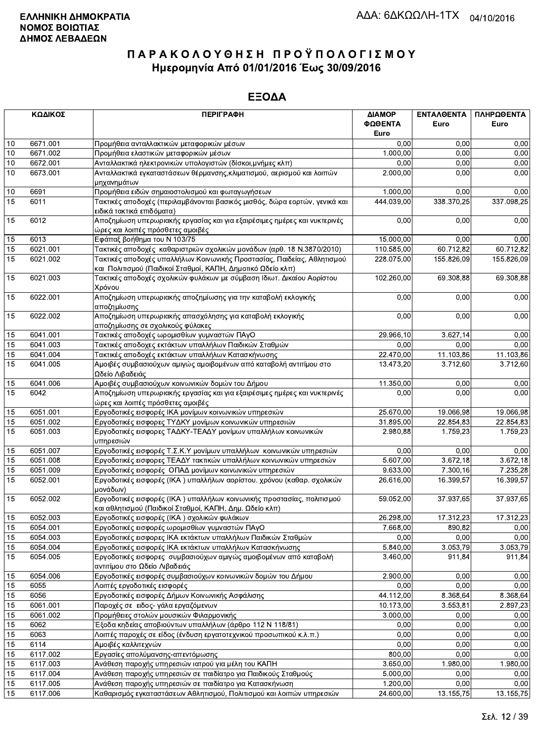**ΕΛΛΗΝΙΚΗ ΔΗΜΟΚΡΑΤΙΑ**
**ΝΟΜΟΣ ΒΟΙΩΤΙΑΣ**
**ΔΗΜΟΣ ΛΕΒΑΔΕΩΝ**

ΑΔΑ: 6ΔΚΩΩΛΗ-1ΤΧ 04/10/2016

# ΠΑΡΑΚΟΛΟΥΘΗΣΗ ΠΡΟΫΠΟΛΟΓΙΣΜΟΥ
## Ημερομηνία Από 01/01/2016 Έως 30/09/2016

## ΕΞΟΔΑ

| ΚΩΔΙΚΟΣ | | ΠΕΡΙΓΡΑΦΗ | ΔΙΑΜΟΡΦΩΘΕΝΤΑ Euro | ΕΝΤΑΛΘΕΝΤΑ Euro | ΠΛΗΡΩΘΕΝΤΑ Euro |
|---|---|---|---|---|---|
| 10 | 6671.001 | Προμήθεια ανταλλακτικών μεταφορικών μέσων | 0,00 | 0,00 | 0,00 |
| 10 | 6671.002 | Προμήθεια ελαστικών μεταφορικών μέσων | 1.000,00 | 0,00 | 0,00 |
| 10 | 6672.001 | Ανταλλακτικά ηλεκτρονικών υπολογιστών (δίσκοι,μνήμες κλπ) | 0,00 | 0,00 | 0,00 |
| 10 | 6673.001 | Ανταλλακτικά εγκαταστάσεων θέρμανσης,κλιματισμού, αερισμού και λοιπών μηχανημάτων | 2.000,00 | 0,00 | 0,00 |
| 10 | 6691 | Προμήθεια ειδών σημαιοστολισμού και φωταγωγήσεων | 1.000,00 | 0,00 | 0,00 |
| 15 | 6011 | Τακτικές αποδοχές (περιλαμβάνονται βασικός μισθός, δώρα εορτών, γενικά και ειδικά τακτικά επιδόματα) | 444.039,00 | 338.370,25 | 337.098,25 |
| 15 | 6012 | Αποζημίωση υπερωριακής εργασίας και για εξαιρέσιμες ημέρες και νυκτερινές ώρες και λοιπές πρόσθετες αμοιβές | 0,00 | 0,00 | 0,00 |
| 15 | 6013 | Εφάπαξ βοήθημα του Ν 103/75 | 15.000,00 | 0,00 | 0,00 |
| 15 | 6021.001 | Τακτικές αποδοχές καθαριστριών σχολικών μονάδων (αρθ. 18 Ν.3870/2010) | 110.585,00 | 60.712,82 | 60.712,82 |
| 15 | 6021.002 | Τακτικές αποδοχές υπαλλήλων Κοινωνικής Προστασίας, Παιδείας, Αθλητισμού και Πολιτισμού (Παιδικοί Σταθμοί, ΚΑΠΗ, Δημοτικό Ωδείο κλπ) | 228.075,00 | 155.826,09 | 155.826,09 |
| 15 | 6021.003 | Τακτικές αποδοχές σχολικών φυλάκων με σύμβαση Ιδιωτ. Δικαίου Αορίστου Χρόνου | 102.260,00 | 69.308,88 | 69.308,88 |
| 15 | 6022.001 | Αποζημίωση υπερωριακής αποζημίωσης για την καταβολή εκλογικής αποζημίωσης | 0,00 | 0,00 | 0,00 |
| 15 | 6022.002 | Αποζημίωση υπερωριακής απασχόλησης για καταβολή εκλογικής αποζημίωσης σε σχολικούς φύλακες | 0,00 | 0,00 | 0,00 |
| 15 | 6041.001 | Τακτικές αποδοχές ωρομισθίων γυμναστών ΠΑγΟ | 29.966,10 | 3.627,14 | 0,00 |
| 15 | 6041.003 | Τακτικές αποδοχες εκτάκτων υπαλλήλων Παιδικών Σταθμών | 0,00 | 0,00 | 0,00 |
| 15 | 6041.004 | Τακτικές αποδοχές εκτάκτων υπαλλήλων Κατασκήνωσης | 22.470,00 | 11.103,86 | 11.103,86 |
| 15 | 6041.005 | Αμοιβές συμβασιούχων αμιγώς αμοιβομένων από καταβολή αντιτίμου στο Ωδείο Λιβαδειάς | 13.473,20 | 3.712,60 | 3.712,60 |
| 15 | 6041.006 | Αμοιβές συμβασιούχων κοινωνικών δομών του Δήμου | 11.350,00 | 0,00 | 0,00 |
| 15 | 6042 | Αποζημίωση υπερωριακής εργασίας και για εξαιρέσιμες ημέρες και νυκτερινές ώρες και λοιπές πρόσθετες αμοιβές | 0,00 | 0,00 | 0,00 |
| 15 | 6051.001 | Εργοδοτικές εισφορές ΙΚΑ μονίμων κοινωνικών υπηρεσιών | 25.670,00 | 19.066,98 | 19.066,98 |
| 15 | 6051.002 | Εργοδοτικές εισφορες ΤΥΔΚΥ μονίμων κοινωνικών υπηρεσιών | 31.895,00 | 22.854,83 | 22.854,83 |
| 15 | 6051.003 | Εργοδοτικές εισφορες ΤΑΔΚΥ-ΤΕΑΔΥ μονίμων υπαλλήλων κοινωνικών υπηρεσιών | 2.980,88 | 1.759,23 | 1.759,23 |
| 15 | 6051.007 | Εργοδοτικές εισφορές Τ.Σ.Κ.Υ μονίμων υπαλλήλων κοινωνικών υπηρεσιών | 0,00 | 0,00 | 0,00 |
| 15 | 6051.008 | Εργοδοτικές εισφορες ΤΕΑΔΥ τακτικών υπαλλήλων κοινωνικών υπηρεσιών | 5.607,00 | 3.672,18 | 3.672,18 |
| 15 | 6051.009 | Εργοδοτικές εισφορές ΟΠΑΔ μονίμων κοινωνικών υπηρεσιών | 9.633,00 | 7.300,16 | 7.235,28 |
| 15 | 6052.001 | Εργοδοτικές εισφορές (ΙΚΑ ) υπαλλήλων αορίστου. χρόνου (καθαρ. σχολικών μονάδων) | 26.616,00 | 16.399,57 | 16.399,57 |
| 15 | 6052.002 | Εργοδοτικές εισφορές (ΙΚΑ ) υπαλλήλων κοινωνικής προστασίας, πολιτισμού και αθλητισμού (Παιδικοί Σταθμοί, ΚΑΠΗ, Δημ. Ωδείο κλπ) | 59.052,00 | 37.937,65 | 37.937,65 |
| 15 | 6052.003 | Εργοδοτικές εισφορές (ΙΚΑ ) σχολικών φυλάκων | 26.298,00 | 17.312,23 | 17.312,23 |
| 15 | 6054.001 | Εργοδοτικές εισφορές ωρομισθίων γυμναστών ΠΑγΟ | 7.668,00 | 890,82 | 0,00 |
| 15 | 6054.003 | Εργοδοτικές εισφορες ΙΚΑ εκτάκτων υπαλλήλων Παιδικών Σταθμών | 0,00 | 0,00 | 0,00 |
| 15 | 6054.004 | Εργοδοτικές εισφορες ΙΚΑ εκτάκτων υπαλλήλων Κατασκήνωσης | 5.840,00 | 3.053,79 | 3.053,79 |
| 15 | 6054.005 | Εργοδοτικές εισφορές συμβασιούχων αμιγώς αμοιβομένων από καταβολή αντιτίμου στο Ωδείο Λιβαδειάς | 3.460,00 | 911,84 | 911,84 |
| 15 | 6054.006 | Εργοδοτικές εισφορές συμβασιούχων κοινωνικών δομών του Δήμου | 2.900,00 | 0,00 | 0,00 |
| 15 | 6055 | Λοιπές εργοδοτικές εισφορές | 0,00 | 0,00 | 0,00 |
| 15 | 6056 | Εργοδοτικές εισφορές Δήμων Κοινωνικής Ασφάλισης | 44.112,00 | 8.368,64 | 8.368,64 |
| 15 | 6061.001 | Παροχές σε ειδος- γάλα εργαζόμενων | 10.173,00 | 3.553,81 | 2.897,23 |
| 15 | 6061.002 | Προμήθειες στολών μουσικών Φιλαρμονικής | 3.000,00 | 0,00 | 0,00 |
| 15 | 6062 | Έξοδα κηδείας αποβιούντων υπαλλήλων (άρθρο 112 Ν 118/81) | 0,00 | 0,00 | 0,00 |
| 15 | 6063 | Λοιπές παροχές σε είδος (ένδυση εργατοτεχνικού προσωπικού κ.λ.π.) | 0,00 | 0,00 | 0,00 |
| 15 | 6114 | Αμοιβές καλλιτεχνών | 0,00 | 0,00 | 0,00 |
| 15 | 6117.002 | Εργασίες απολύμανσης-απεντόμωσης | 800,00 | 0,00 | 0,00 |
| 15 | 6117.003 | Ανάθεση παροχής υπηρεσιών ιατρού για μέλη του ΚΑΠΗ | 3.650,00 | 1.980,00 | 1.980,00 |
| 15 | 6117.004 | Ανάθεση παροχής υπηρεσιών σε παιδίατρο για Παιδικούς Σταθμούς | 5.000,00 | 0,00 | 0,00 |
| 15 | 6117.005 | Ανάθεση παροχής υπηρεσιών σε παιδίατρο για Κατασκήνωση | 1.200,00 | 0,00 | 0,00 |
| 15 | 6117.006 | Καθαρισμός εγκαταστάσεων Αθλητισμού, Πολιτισμού και λοιπών υπηρεσιών | 24.600,00 | 13.155,75 | 13.155,75 |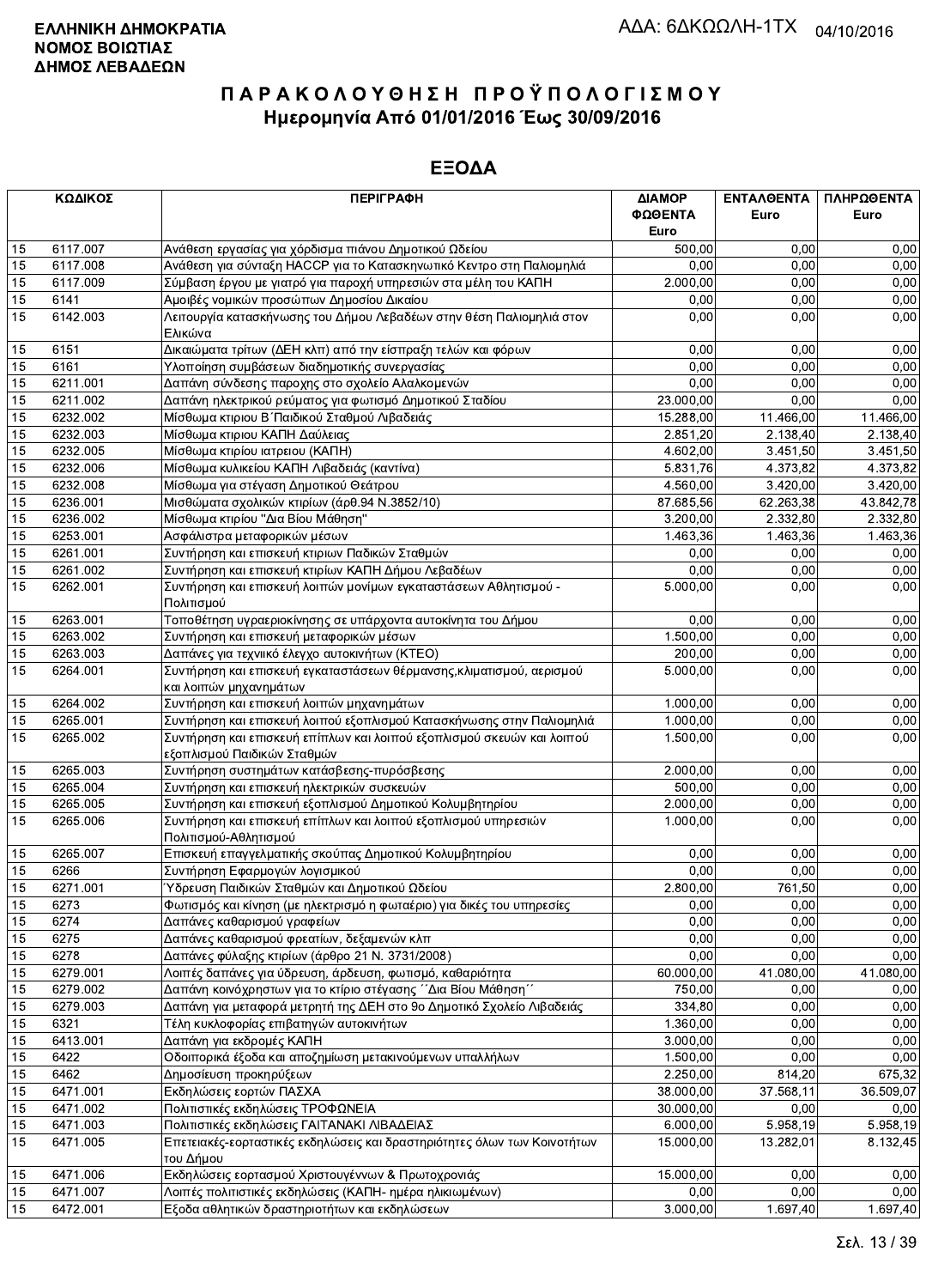**ΕΛΛΗΝΙΚΗ ΔΗΜΟΚΡΑΤΙΑ**
**ΝΟΜΟΣ ΒΟΙΩΤΙΑΣ**
**ΔΗΜΟΣ ΛΕΒΑΔΕΩΝ**

ΑΔΑ: 6ΔΚΩΩΛΗ-1ΤΧ 04/10/2016

# ΠΑΡΑΚΟΛΟΥΘΗΣΗ ΠΡΟΫΠΟΛΟΓΙΣΜΟΥ
## Ημερομηνία Από 01/01/2016 Έως 30/09/2016

## ΕΞΟΔΑ

| ΚΩΔΙΚΟΣ | | ΠΕΡΙΓΡΑΦΗ | ΔΙΑΜΟΡΦΩΘΕΝΤΑ Euro | ΕΝΤΑΛΘΕΝΤΑ Euro | ΠΛΗΡΩΘΕΝΤΑ Euro |
|---|---|---|---|---|---|
| 15 | 6117.007 | Ανάθεση εργασίας για χόρδισμα πιάνου Δημοτικού Ωδείου | 500,00 | 0,00 | 0,00 |
| 15 | 6117.008 | Ανάθεση για σύνταξη HACCP για το Κατασκηνωτικό Κεντρο στη Παλιομηλιά | 0,00 | 0,00 | 0,00 |
| 15 | 6117.009 | Σύμβαση έργου με γιατρό για παροχή υπηρεσιών στα μέλη του ΚΑΠΗ | 2.000,00 | 0,00 | 0,00 |
| 15 | 6141 | Αμοιβές νομικών προσώπων Δημοσίου Δικαίου | 0,00 | 0,00 | 0,00 |
| 15 | 6142.003 | Λειτουργία κατασκήνωσης του Δήμου Λεβαδέων στην θέση Παλιομηλιά στον Ελικώνα | 0,00 | 0,00 | 0,00 |
| 15 | 6151 | Δικαιώματα τρίτων (ΔΕΗ κλπ) από την είσπραξη τελών και φόρων | 0,00 | 0,00 | 0,00 |
| 15 | 6161 | Υλοποίηση συμβάσεων διαδημοτικής συνεργασίας | 0,00 | 0,00 | 0,00 |
| 15 | 6211.001 | Δαπάνη σύνδεσης παροχης στο σχολείο Αλαλκομενών | 0,00 | 0,00 | 0,00 |
| 15 | 6211.002 | Δαπάνη ηλεκτρικού ρεύματος για φωτισμό Δημοτικού Σταδίου | 23.000,00 | 0,00 | 0,00 |
| 15 | 6232.002 | Μίσθωμα κτιριου Β΄Παιδικού Σταθμού Λιβαδειάς | 15.288,00 | 11.466,00 | 11.466,00 |
| 15 | 6232.003 | Μίσθωμα κτιριου ΚΑΠΗ Δαύλειας | 2.851,20 | 2.138,40 | 2.138,40 |
| 15 | 6232.005 | Μίσθωμα κτιρίου ιατρειου (ΚΑΠΗ) | 4.602,00 | 3.451,50 | 3.451,50 |
| 15 | 6232.006 | Μίσθωμα κυλικείου ΚΑΠΗ Λιβαδειάς (καντίνα) | 5.831,76 | 4.373,82 | 4.373,82 |
| 15 | 6232.008 | Μίσθωμα για στέγαση Δημοτικού Θεάτρου | 4.560,00 | 3.420,00 | 3.420,00 |
| 15 | 6236.001 | Μισθώματα σχολικών κτιρίων (άρθ.94 Ν.3852/10) | 87.685,56 | 62.263,38 | 43.842,78 |
| 15 | 6236.002 | Μίσθωμα κτιρίου "Δια Βίου Μάθηση" | 3.200,00 | 2.332,80 | 2.332,80 |
| 15 | 6253.001 | Ασφάλιστρα μεταφορικών μέσων | 1.463,36 | 1.463,36 | 1.463,36 |
| 15 | 6261.001 | Συντήρηση και επισκευή κτιριων Παδικών Σταθμών | 0,00 | 0,00 | 0,00 |
| 15 | 6261.002 | Συντήρηση και επισκευή κτιρίων ΚΑΠΗ Δήμου Λεβαδέων | 0,00 | 0,00 | 0,00 |
| 15 | 6262.001 | Συντήρηση και επισκευή λοιπών μονίμων εγκαταστάσεων Αθλητισμού - Πολιτισμού | 5.000,00 | 0,00 | 0,00 |
| 15 | 6263.001 | Τοποθέτηση υγραεριοκίνησης σε υπάρχοντα αυτοκίνητα του Δήμου | 0,00 | 0,00 | 0,00 |
| 15 | 6263.002 | Συντήρηση και επισκευή μεταφορικών μέσων | 1.500,00 | 0,00 | 0,00 |
| 15 | 6263.003 | Δαπάνες για τεχνικό έλεγχο αυτοκινήτων (ΚΤΕΟ) | 200,00 | 0,00 | 0,00 |
| 15 | 6264.001 | Συντήρηση και επισκευή εγκαταστάσεων θέρμανσης,κλιματισμού, αερισμού και λοιπών μηχανημάτων | 5.000,00 | 0,00 | 0,00 |
| 15 | 6264.002 | Συντήρηση και επισκευή λοιπών μηχανημάτων | 1.000,00 | 0,00 | 0,00 |
| 15 | 6265.001 | Συντήρηση και επισκευή λοιπού εξοπλισμού Κατασκήνωσης στην Παλιομηλιά | 1.000,00 | 0,00 | 0,00 |
| 15 | 6265.002 | Συντήρηση και επισκευή επίπλων και λοιπού εξοπλισμού σκευών και λοιπού εξοπλισμού Παιδικών Σταθμών | 1.500,00 | 0,00 | 0,00 |
| 15 | 6265.003 | Συντήρηση συστημάτων κατάσβεσης-πυρόσβεσης | 2.000,00 | 0,00 | 0,00 |
| 15 | 6265.004 | Συντήρηση και επισκευή ηλεκτρικών συσκευών | 500,00 | 0,00 | 0,00 |
| 15 | 6265.005 | Συντήρηση και επισκευή εξοπλισμού Δημοτικού Κολυμβητηρίου | 2.000,00 | 0,00 | 0,00 |
| 15 | 6265.006 | Συντήρηση και επισκευή επίπλων και λοιπού εξοπλισμού υπηρεσιών Πολιτισμού-Αθλητισμού | 1.000,00 | 0,00 | 0,00 |
| 15 | 6265.007 | Επισκευή επαγγελματικής σκούπας Δημοτικού Κολυμβητηρίου | 0,00 | 0,00 | 0,00 |
| 15 | 6266 | Συντήρηση Εφαρμογών λογισμικού | 0,00 | 0,00 | 0,00 |
| 15 | 6271.001 | Ύδρευση Παιδικών Σταθμών και Δημοτικού Ωδείου | 2.800,00 | 761,50 | 0,00 |
| 15 | 6273 | Φωτισμός και κίνηση (με ηλεκτρισμό η φωταέριο) για δικές του υπηρεσίες | 0,00 | 0,00 | 0,00 |
| 15 | 6274 | Δαπάνες καθαρισμού γραφείων | 0,00 | 0,00 | 0,00 |
| 15 | 6275 | Δαπάνες καθαρισμού φρεατίων, δεξαμενών κλπ | 0,00 | 0,00 | 0,00 |
| 15 | 6278 | Δαπάνες φύλαξης κτιρίων (άρθρο 21 Ν. 3731/2008) | 0,00 | 0,00 | 0,00 |
| 15 | 6279.001 | Λοιπές δαπάνες για ύδρευση, άρδευση, φωτισμό, καθαριότητα | 60.000,00 | 41.080,00 | 41.080,00 |
| 15 | 6279.002 | Δαπάνη κοινόχρηστων για το κτίριο στέγασης ΄΄Δια Βίου Μάθηση΄΄ | 750,00 | 0,00 | 0,00 |
| 15 | 6279.003 | Δαπάνη για μεταφορά μετρητή της ΔΕΗ στο 9ο Δημοτικό Σχολείο Λιβαδειάς | 334,80 | 0,00 | 0,00 |
| 15 | 6321 | Τέλη κυκλοφορίας επιβατηγών αυτοκινήτων | 1.360,00 | 0,00 | 0,00 |
| 15 | 6413.001 | Δαπάνη για εκδρομές ΚΑΠΗ | 3.000,00 | 0,00 | 0,00 |
| 15 | 6422 | Οδοιπορικά έξοδα και αποζημίωση μετακινούμενων υπαλλήλων | 1.500,00 | 0,00 | 0,00 |
| 15 | 6462 | Δημοσίευση προκηρύξεων | 2.250,00 | 814,20 | 675,32 |
| 15 | 6471.001 | Εκδηλώσεις εορτών ΠΑΣΧΑ | 38.000,00 | 37.568,11 | 36.509,07 |
| 15 | 6471.002 | Πολιτιστικές εκδηλώσεις ΤΡΟΦΩΝΕΙΑ | 30.000,00 | 0,00 | 0,00 |
| 15 | 6471.003 | Πολιτιστικές εκδηλώσεις ΓΑΙΤΑΝΑΚΙ ΛΙΒΑΔΕΙΑΣ | 6.000,00 | 5.958,19 | 5.958,19 |
| 15 | 6471.005 | Επετειακές-εορταστικές εκδηλώσεις και δραστηριότητες όλων των Κοινοτήτων του Δήμου | 15.000,00 | 13.282,01 | 8.132,45 |
| 15 | 6471.006 | Εκδηλώσεις εορτασμού Χριστουγέννων & Πρωτοχρονιάς | 15.000,00 | 0,00 | 0,00 |
| 15 | 6471.007 | Λοιπές πολιτιστικές εκδηλώσεις (ΚΑΠΗ- ημέρα ηλικιωμένων) | 0,00 | 0,00 | 0,00 |
| 15 | 6472.001 | Εξοδα αθλητικών δραστηριοτήτων και εκδηλώσεων | 3.000,00 | 1.697,40 | 1.697,40 |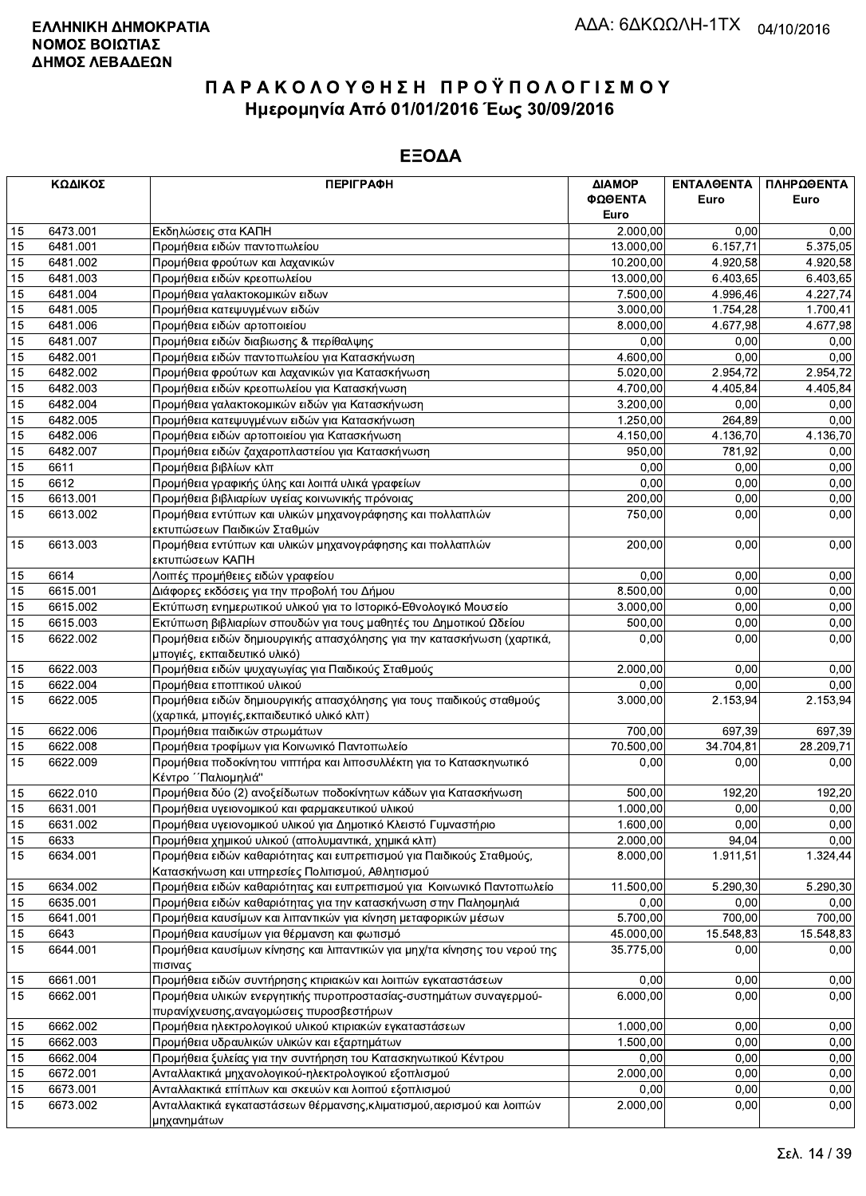**ΕΛΛΗΝΙΚΗ ΔΗΜΟΚΡΑΤΙΑ**
**ΝΟΜΟΣ ΒΟΙΩΤΙΑΣ**
**ΔΗΜΟΣ ΛΕΒΑΔΕΩΝ**

ΑΔΑ: 6ΔΚΩΩΛΗ-1ΤΧ 04/10/2016

# ΠΑΡΑΚΟΛΟΥΘΗΣΗ ΠΡΟΫΠΟΛΟΓΙΣΜΟΥ
## Ημερομηνία Από 01/01/2016 Έως 30/09/2016

## ΕΞΟΔΑ

| ΚΩΔΙΚΟΣ | | ΠΕΡΙΓΡΑΦΗ | ΔΙΑΜΟΡ ΦΩΘΕΝΤΑ Euro | ΕΝΤΑΛΘΕΝΤΑ Euro | ΠΛΗΡΩΘΕΝΤΑ Euro |
|---|---|---|---|---|---|
| 15 | 6473.001 | Εκδηλώσεις στα ΚΑΠΗ | 2.000,00 | 0,00 | 0,00 |
| 15 | 6481.001 | Προμήθεια ειδών παντοπωλείου | 13.000,00 | 6.157,71 | 5.375,05 |
| 15 | 6481.002 | Προμήθεια φρούτων και λαχανικών | 10.200,00 | 4.920,58 | 4.920,58 |
| 15 | 6481.003 | Προμήθεια ειδών κρεοπωλείου | 13.000,00 | 6.403,65 | 6.403,65 |
| 15 | 6481.004 | Προμήθεια γαλακτοκομικών ειδων | 7.500,00 | 4.996,46 | 4.227,74 |
| 15 | 6481.005 | Προμήθεια κατεψυγμένων ειδών | 3.000,00 | 1.754,28 | 1.700,41 |
| 15 | 6481.006 | Προμήθεια ειδών αρτοποιείου | 8.000,00 | 4.677,98 | 4.677,98 |
| 15 | 6481.007 | Προμήθεια ειδών διαβιωσης & περίθαλψης | 0,00 | 0,00 | 0,00 |
| 15 | 6482.001 | Προμήθεια ειδών παντοπωλείου για Κατασκήνωση | 4.600,00 | 0,00 | 0,00 |
| 15 | 6482.002 | Προμήθεια φρούτων και λαχανικών για Κατασκήνωση | 5.020,00 | 2.954,72 | 2.954,72 |
| 15 | 6482.003 | Προμήθεια ειδών κρεοπωλείου για Κατασκήνωση | 4.700,00 | 4.405,84 | 4.405,84 |
| 15 | 6482.004 | Προμήθεια γαλακτοκομικών ειδών για Κατασκήνωση | 3.200,00 | 0,00 | 0,00 |
| 15 | 6482.005 | Προμήθεια κατεψυγμένων ειδών για Κατασκήνωση | 1.250,00 | 264,89 | 0,00 |
| 15 | 6482.006 | Προμήθεια ειδών αρτοποιείου για Κατασκήνωση | 4.150,00 | 4.136,70 | 4.136,70 |
| 15 | 6482.007 | Προμήθεια ειδών ζαχαροπλαστείου για Κατασκήνωση | 950,00 | 781,92 | 0,00 |
| 15 | 6611 | Προμήθεια βιβλίων κλπ | 0,00 | 0,00 | 0,00 |
| 15 | 6612 | Προμήθεια γραφικής ύλης και λοιπά υλικά γραφείων | 0,00 | 0,00 | 0,00 |
| 15 | 6613.001 | Προμήθεια βιβλιαρίων υγείας κοινωνικής πρόνοιας | 200,00 | 0,00 | 0,00 |
| 15 | 6613.002 | Προμήθεια εντύπων και υλικών μηχανογράφησης και πολλαπλών εκτυπώσεων Παιδικών Σταθμών | 750,00 | 0,00 | 0,00 |
| 15 | 6613.003 | Προμήθεια εντύπων και υλικών μηχανογράφησης και πολλαπλών εκτυπώσεων ΚΑΠΗ | 200,00 | 0,00 | 0,00 |
| 15 | 6614 | Λοιπές προμήθειες ειδών γραφείου | 0,00 | 0,00 | 0,00 |
| 15 | 6615.001 | Διάφορες εκδόσεις για την προβολή του Δήμου | 8.500,00 | 0,00 | 0,00 |
| 15 | 6615.002 | Εκτύπωση ενημερωτικού υλικού για το Ιστορικό-Εθνολογικό Μουσείο | 3.000,00 | 0,00 | 0,00 |
| 15 | 6615.003 | Εκτύπωση βιβλιαρίων σπουδών για τους μαθητές του Δημοτικού Ωδείου | 500,00 | 0,00 | 0,00 |
| 15 | 6622.002 | Προμήθεια ειδών δημιουργικής απασχόλησης για την κατασκήνωση (χαρτικά, μπογιές, εκπαιδευτικό υλικό) | 0,00 | 0,00 | 0,00 |
| 15 | 6622.003 | Προμήθεια ειδών ψυχαγωγίας για Παιδικούς Σταθμούς | 2.000,00 | 0,00 | 0,00 |
| 15 | 6622.004 | Προμήθεια εποπτικού υλικού | 0,00 | 0,00 | 0,00 |
| 15 | 6622.005 | Προμήθεια ειδών δημιουργικής απασχόλησης για τους παιδικούς σταθμούς (χαρτικά, μπογιές,εκπαιδευτικό υλικό κλπ) | 3.000,00 | 2.153,94 | 2.153,94 |
| 15 | 6622.006 | Προμήθεια παιδικών στρωμάτων | 700,00 | 697,39 | 697,39 |
| 15 | 6622.008 | Προμήθεια τροφίμων για Κοινωνικό Παντοπωλείο | 70.500,00 | 34.704,81 | 28.209,71 |
| 15 | 6622.009 | Προμήθεια ποδοκίνητου νιπτήρα και λιποσυλλέκτη για το Κατασκηνωτικό Κέντρο ΄΄Παλιομηλιά" | 0,00 | 0,00 | 0,00 |
| 15 | 6622.010 | Προμήθεια δύο (2) ανοξείδωτων ποδοκίνητων κάδων για Κατασκήνωση | 500,00 | 192,20 | 192,20 |
| 15 | 6631.001 | Προμήθεια υγειονομικού και φαρμακευτικού υλικού | 1.000,00 | 0,00 | 0,00 |
| 15 | 6631.002 | Προμήθεια υγειονομικού υλικού για Δημοτικό Κλειστό Γυμναστήριο | 1.600,00 | 0,00 | 0,00 |
| 15 | 6633 | Προμήθεια χημικού υλικού (απολυμαντικά, χημικά κλπ) | 2.000,00 | 94,04 | 0,00 |
| 15 | 6634.001 | Προμήθεια ειδών καθαριότητας και ευπρεπισμού για Παιδικούς Σταθμούς, Κατασκήνωση και υπηρεσίες Πολιτισμού, Αθλητισμού | 8.000,00 | 1.911,51 | 1.324,44 |
| 15 | 6634.002 | Προμήθεια ειδών καθαριότητας και ευπρεπισμού για Κοινωνικό Παντοπωλείο | 11.500,00 | 5.290,30 | 5.290,30 |
| 15 | 6635.001 | Προμήθεια ειδών καθαριότητας για την κατασκήνωση στην Παληομηλιά | 0,00 | 0,00 | 0,00 |
| 15 | 6641.001 | Προμήθεια καυσίμων και λιπαντικών για κίνηση μεταφορικών μέσων | 5.700,00 | 700,00 | 700,00 |
| 15 | 6643 | Προμήθεια καυσίμων για θέρμανση και φωτισμό | 45.000,00 | 15.548,83 | 15.548,83 |
| 15 | 6644.001 | Προμήθεια καυσίμων κίνησης και λιπαντικών για μηχ/τα κίνησης του νερού της πισινας | 35.775,00 | 0,00 | 0,00 |
| 15 | 6661.001 | Προμήθεια ειδών συντήρησης κτιριακών και λοιπών εγκαταστάσεων | 0,00 | 0,00 | 0,00 |
| 15 | 6662.001 | Προμήθεια υλικών ενεργητικής πυροπροστασίας-συστημάτων συναγερμού-πυρανίχνευσης,αναγομώσεις πυροσβεστήρων | 6.000,00 | 0,00 | 0,00 |
| 15 | 6662.002 | Προμήθεια ηλεκτρολογικού υλικού κτιριακών εγκαταστάσεων | 1.000,00 | 0,00 | 0,00 |
| 15 | 6662.003 | Προμήθεια υδραυλικών υλικών και εξαρτημάτων | 1.500,00 | 0,00 | 0,00 |
| 15 | 6662.004 | Προμήθεια ξυλείας για την συντήρηση του Κατασκηνωτικού Κέντρου | 0,00 | 0,00 | 0,00 |
| 15 | 6672.001 | Ανταλλακτικά μηχανολογικού-ηλεκτρολογικού εξοπλισμού | 2.000,00 | 0,00 | 0,00 |
| 15 | 6673.001 | Ανταλλακτικά επίπλων και σκευών και λοιπού εξοπλισμού | 0,00 | 0,00 | 0,00 |
| 15 | 6673.002 | Ανταλλακτικά εγκαταστάσεων θέρμανσης,κλιματισμού,αερισμού και λοιπών μηχανημάτων | 2.000,00 | 0,00 | 0,00 |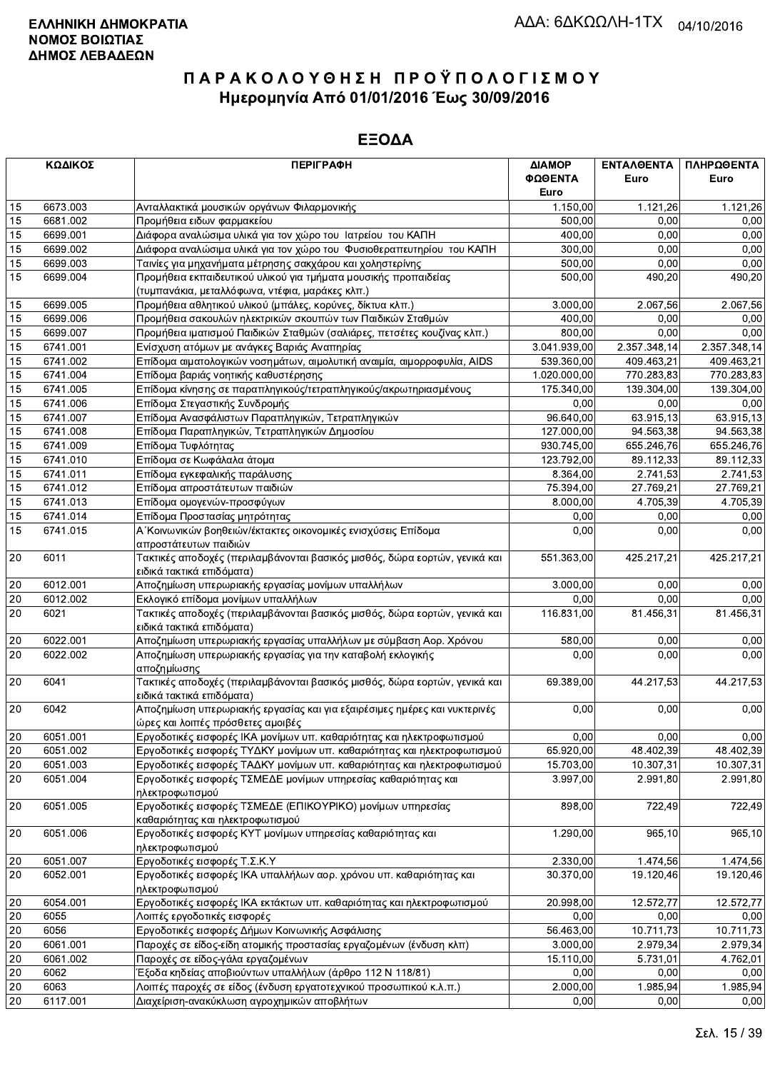**ΕΛΛΗΝΙΚΗ ΔΗΜΟΚΡΑΤΙΑ**
**ΝΟΜΟΣ ΒΟΙΩΤΙΑΣ**
**ΔΗΜΟΣ ΛΕΒΑΔΕΩΝ**

ΑΔΑ: 6ΔΚΩΩΛΗ-1ΤΧ 04/10/2016

# ΠΑΡΑΚΟΛΟΥΘΗΣΗ ΠΡΟΫΠΟΛΟΓΙΣΜΟΥ
## Ημερομηνία Από 01/01/2016 Έως 30/09/2016

## ΕΞΟΔΑ

| ΚΩΔΙΚΟΣ | | ΠΕΡΙΓΡΑΦΗ | ΔΙΑΜΟΡΦΩΘΕΝΤΑ Euro | ΕΝΤΑΛΘΕΝΤΑ Euro | ΠΛΗΡΩΘΕΝΤΑ Euro |
|---|---|---|---|---|---|
| 15 | 6673.003 | Ανταλλακτικά μουσικών οργάνων Φιλαρμονικής | 1.150,00 | 1.121,26 | 1.121,26 |
| 15 | 6681.002 | Προμήθεια ειδων φαρμακείου | 500,00 | 0,00 | 0,00 |
| 15 | 6699.001 | Διάφορα αναλώσιμα υλικά για τον χώρο του Ιατρείου του ΚΑΠΗ | 400,00 | 0,00 | 0,00 |
| 15 | 6699.002 | Διάφορα αναλώσιμα υλικά για τον χώρο του Φυσιοθεραπευτηρίου του ΚΑΠΗ | 300,00 | 0,00 | 0,00 |
| 15 | 6699.003 | Ταινίες για μηχανήματα μέτρησης σακχάρου και χοληστερίνης | 500,00 | 0,00 | 0,00 |
| 15 | 6699.004 | Προμήθεια εκπαιδευτικού υλικού για τμήματα μουσικής προπαιδείας (τυμπανάκια, μεταλλόφωνα, ντέφια, μαράκες κλπ.) | 500,00 | 490,20 | 490,20 |
| 15 | 6699.005 | Προμήθεια αθλητικού υλικού (μπάλες, κορύνες, δίκτυα κλπ.) | 3.000,00 | 2.067,56 | 2.067,56 |
| 15 | 6699.006 | Προμήθεια σακουλών ηλεκτρικών σκουπών των Παιδικών Σταθμών | 400,00 | 0,00 | 0,00 |
| 15 | 6699.007 | Προμήθεια ιματισμού Παιδικών Σταθμών (σαλιάρες, πετσέτες κουζίνας κλπ.) | 800,00 | 0,00 | 0,00 |
| 15 | 6741.001 | Ενίσχυση ατόμων με ανάγκες Βαριάς Αναπηρίας | 3.041.939,00 | 2.357.348,14 | 2.357.348,14 |
| 15 | 6741.002 | Επίδομα αιματολογικών νοσημάτων, αιμολυτική αναιμία, αιμορροφυλία, AIDS | 539.360,00 | 409.463,21 | 409.463,21 |
| 15 | 6741.004 | Επίδομα βαριάς νοητικής καθυστέρησης | 1.020.000,00 | 770.283,83 | 770.283,83 |
| 15 | 6741.005 | Επίδομα κίνησης σε παραπληγικούς/τετραπληγικούς/ακρωτηριασμένους | 175.340,00 | 139.304,00 | 139.304,00 |
| 15 | 6741.006 | Επίδομα Στεγαστικής Συνδρομής | 0,00 | 0,00 | 0,00 |
| 15 | 6741.007 | Επίδομα Ανασφάλιστων Παραπληγικών, Τετραπληγικών | 96.640,00 | 63.915,13 | 63.915,13 |
| 15 | 6741.008 | Επίδομα Παραπληγικών, Τετραπληγικών Δημοσίου | 127.000,00 | 94.563,38 | 94.563,38 |
| 15 | 6741.009 | Επίδομα Τυφλότητας | 930.745,00 | 655.246,76 | 655.246,76 |
| 15 | 6741.010 | Επίδομα σε Κωφάλαλα άτομα | 123.792,00 | 89.112,33 | 89.112,33 |
| 15 | 6741.011 | Επίδομα εγκεφαλικής παράλυσης | 8.364,00 | 2.741,53 | 2.741,53 |
| 15 | 6741.012 | Επίδομα απροστάτευτων παιδιών | 75.394,00 | 27.769,21 | 27.769,21 |
| 15 | 6741.013 | Επίδομα ομογενών-προσφύγων | 8.000,00 | 4.705,39 | 4.705,39 |
| 15 | 6741.014 | Επίδομα Προστασίας μητρότητας | 0,00 | 0,00 | 0,00 |
| 15 | 6741.015 | Α΄Κοινωνικών βοηθειών/έκτακτες οικονομικές ενισχύσεις Επίδομα απροστάτευτων παιδιών | 0,00 | 0,00 | 0,00 |
| 20 | 6011 | Τακτικές αποδοχές (περιλαμβάνονται βασικός μισθός, δώρα εορτών, γενικά και ειδικά τακτικά επιδόματα) | 551.363,00 | 425.217,21 | 425.217,21 |
| 20 | 6012.001 | Αποζημίωση υπερωριακής εργασίας μονίμων υπαλλήλων | 3.000,00 | 0,00 | 0,00 |
| 20 | 6012.002 | Εκλογικό επίδομα μονίμων υπαλλήλων | 0,00 | 0,00 | 0,00 |
| 20 | 6021 | Τακτικές αποδοχές (περιλαμβάνονται βασικός μισθός, δώρα εορτών, γενικά και ειδικά τακτικά επιδόματα) | 116.831,00 | 81.456,31 | 81.456,31 |
| 20 | 6022.001 | Αποζημίωση υπερωριακής εργασίας υπαλλήλων με σύμβαση Αορ. Χρόνου | 580,00 | 0,00 | 0,00 |
| 20 | 6022.002 | Αποζημίωση υπερωριακής εργασίας για την καταβολή εκλογικής αποζημίωσης | 0,00 | 0,00 | 0,00 |
| 20 | 6041 | Τακτικές αποδοχές (περιλαμβάνονται βασικός μισθός, δώρα εορτών, γενικά και ειδικά τακτικά επιδόματα) | 69.389,00 | 44.217,53 | 44.217,53 |
| 20 | 6042 | Αποζημίωση υπερωριακής εργασίας και για εξαιρέσιμες ημέρες και νυκτερινές ώρες και λοιπές πρόσθετες αμοιβές | 0,00 | 0,00 | 0,00 |
| 20 | 6051.001 | Εργοδοτικές εισφορές ΙΚΑ μονίμων υπ. καθαριότητας και ηλεκτροφωτισμού | 0,00 | 0,00 | 0,00 |
| 20 | 6051.002 | Εργοδοτικές εισφορές ΤΥΔΚΥ μονίμων υπ. καθαριότητας και ηλεκτροφωτισμού | 65.920,00 | 48.402,39 | 48.402,39 |
| 20 | 6051.003 | Εργοδοτικές εισφορές ΤΑΔΚΥ μονίμων υπ. καθαριότητας και ηλεκτροφωτισμού | 15.703,00 | 10.307,31 | 10.307,31 |
| 20 | 6051.004 | Εργοδοτικές εισφορές ΤΣΜΕΔΕ μονίμων υπηρεσίας καθαριότητας και ηλεκτροφωτισμού | 3.997,00 | 2.991,80 | 2.991,80 |
| 20 | 6051.005 | Εργοδοτικές εισφορές ΤΣΜΕΔΕ (ΕΠΙΚΟΥΡΙΚΟ) μονίμων υπηρεσίας καθαριότητας και ηλεκτροφωτισμού | 898,00 | 722,49 | 722,49 |
| 20 | 6051.006 | Εργοδοτικές εισφορές ΚΥΤ μονίμων υπηρεσίας καθαριότητας και ηλεκτροφωτισμού | 1.290,00 | 965,10 | 965,10 |
| 20 | 6051.007 | Εργοδοτικές εισφορές Τ.Σ.Κ.Υ | 2.330,00 | 1.474,56 | 1.474,56 |
| 20 | 6052.001 | Εργοδοτικές εισφορές ΙΚΑ υπαλλήλων αορ. χρόνου υπ. καθαριότητας και ηλεκτροφωτισμού | 30.370,00 | 19.120,46 | 19.120,46 |
| 20 | 6054.001 | Εργοδοτικές εισφορές ΙΚΑ εκτάκτων υπ. καθαριότητας και ηλεκτροφωτισμού | 20.998,00 | 12.572,77 | 12.572,77 |
| 20 | 6055 | Λοιπές εργοδοτικές εισφορές | 0,00 | 0,00 | 0,00 |
| 20 | 6056 | Εργοδοτικές εισφορές Δήμων Κοινωνικής Ασφάλισης | 56.463,00 | 10.711,73 | 10.711,73 |
| 20 | 6061.001 | Παροχές σε είδος-είδη ατομικής προστασίας εργαζομένων (ένδυση κλπ) | 3.000,00 | 2.979,34 | 2.979,34 |
| 20 | 6061.002 | Παροχές σε είδος-γάλα εργαζομένων | 15.110,00 | 5.731,01 | 4.762,01 |
| 20 | 6062 | Έξοδα κηδείας αποβιούντων υπαλλήλων (άρθρο 112 Ν 118/81) | 0,00 | 0,00 | 0,00 |
| 20 | 6063 | Λοιπές παροχές σε είδος (ένδυση εργατοτεχνικού προσωπικού κ.λ.π.) | 2.000,00 | 1.985,94 | 1.985,94 |
| 20 | 6117.001 | Διαχείριση-ανακύκλωση αγροχημικών αποβλήτων | 0,00 | 0,00 | 0,00 |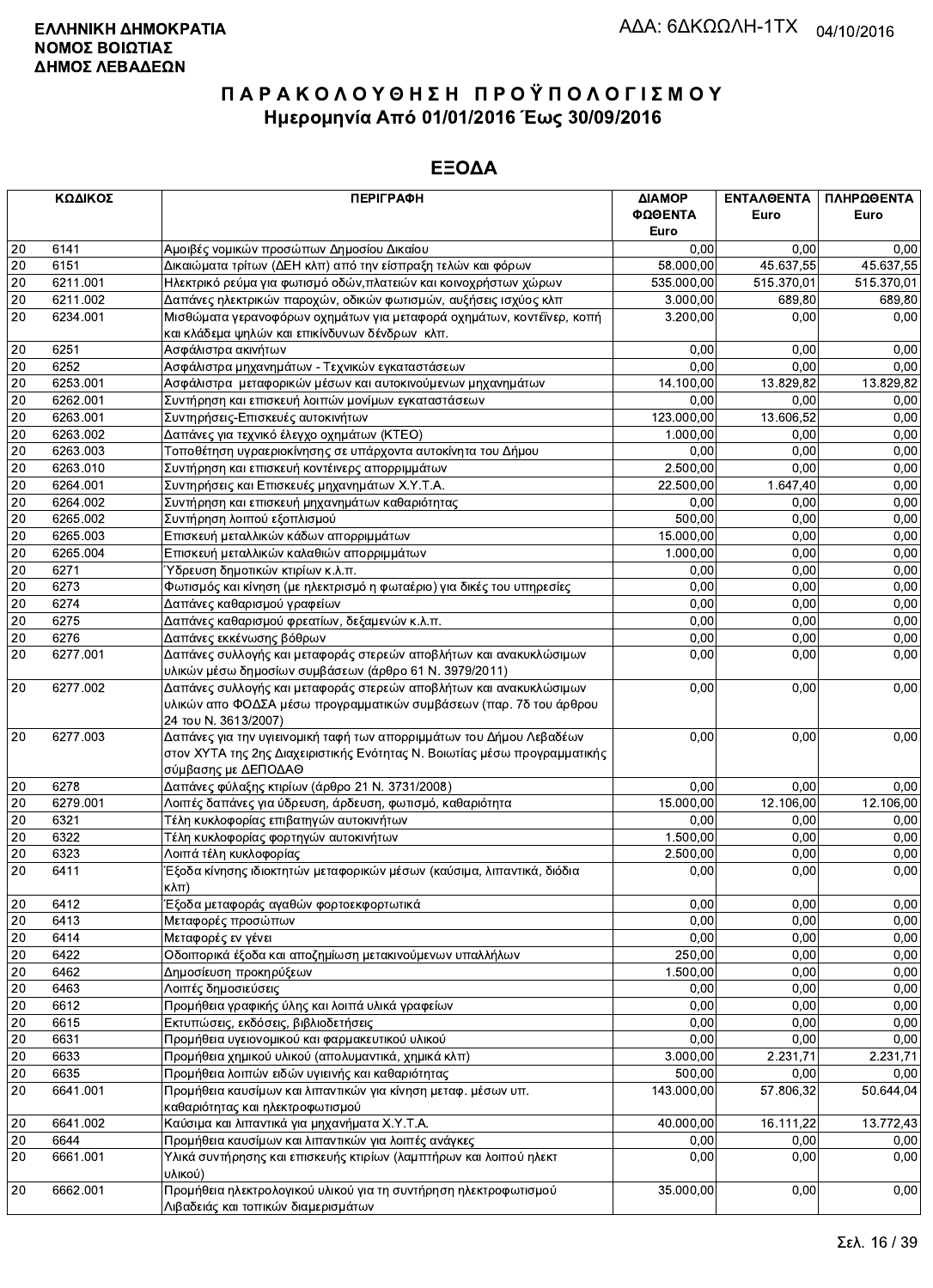**ΕΛΛΗΝΙΚΗ ΔΗΜΟΚΡΑΤΙΑ**
**ΝΟΜΟΣ ΒΟΙΩΤΙΑΣ**
**ΔΗΜΟΣ ΛΕΒΑΔΕΩΝ**

ΑΔΑ: 6ΔΚΩΩΛΗ-1ΤΧ 04/10/2016

# ΠΑΡΑΚΟΛΟΥΘΗΣΗ ΠΡΟΫΠΟΛΟΓΙΣΜΟΥ

## Ημερομηνία Από 01/01/2016 Έως 30/09/2016

## ΕΞΟΔΑ

| ΚΩΔΙΚΟΣ | | ΠΕΡΙΓΡΑΦΗ | ΔΙΑΜΟΡ ΦΩΘΕΝΤΑ Euro | ΕΝΤΑΛΘΕΝΤΑ Euro | ΠΛΗΡΩΘΕΝΤΑ Euro |
|---|---|---|---|---|---|
| 20 | 6141 | Αμοιβές νομικών προσώπων Δημοσίου Δικαίου | 0,00 | 0,00 | 0,00 |
| 20 | 6151 | Δικαιώματα τρίτων (ΔΕΗ κλπ) από την είσπραξη τελών και φόρων | 58.000,00 | 45.637,55 | 45.637,55 |
| 20 | 6211.001 | Ηλεκτρικό ρεύμα για φωτισμό οδών,πλατειών και κοινοχρήστων χώρων | 535.000,00 | 515.370,01 | 515.370,01 |
| 20 | 6211.002 | Δαπάνες ηλεκτρικών παροχών, οδικών φωτισμών, αυξήσεις ισχύος κλπ | 3.000,00 | 689,80 | 689,80 |
| 20 | 6234.001 | Μισθώματα γερανοφόρων οχημάτων για μεταφορά οχημάτων, κοντέϊνερ, κοπή και κλάδεμα ψηλών και επικίνδυνων δένδρων κλπ. | 3.200,00 | 0,00 | 0,00 |
| 20 | 6251 | Ασφάλιστρα ακινήτων | 0,00 | 0,00 | 0,00 |
| 20 | 6252 | Ασφάλιστρα μηχανημάτων - Τεχνικών εγκαταστάσεων | 0,00 | 0,00 | 0,00 |
| 20 | 6253.001 | Ασφάλιστρα μεταφορικών μέσων και αυτοκινούμενων μηχανημάτων | 14.100,00 | 13.829,82 | 13.829,82 |
| 20 | 6262.001 | Συντήρηση και επισκευή λοιπών μονίμων εγκαταστάσεων | 0,00 | 0,00 | 0,00 |
| 20 | 6263.001 | Συντηρήσεις-Επισκευές αυτοκινήτων | 123.000,00 | 13.606,52 | 0,00 |
| 20 | 6263.002 | Δαπάνες για τεχνικό έλεγχο οχημάτων (ΚΤΕΟ) | 1.000,00 | 0,00 | 0,00 |
| 20 | 6263.003 | Τοποθέτηση υγραεριοκίνησης σε υπάρχοντα αυτοκίνητα του Δήμου | 0,00 | 0,00 | 0,00 |
| 20 | 6263.010 | Συντήρηση και επισκευή κοντέινερς απορριμμάτων | 2.500,00 | 0,00 | 0,00 |
| 20 | 6264.001 | Συντηρήσεις και Επισκευές μηχανημάτων Χ.Υ.Τ.Α. | 22.500,00 | 1.647,40 | 0,00 |
| 20 | 6264.002 | Συντήρηση και επισκευή μηχανημάτων καθαριότητας | 0,00 | 0,00 | 0,00 |
| 20 | 6265.002 | Συντήρηση λοιπού εξοπλισμού | 500,00 | 0,00 | 0,00 |
| 20 | 6265.003 | Επισκευή μεταλλικών κάδων απορριμμάτων | 15.000,00 | 0,00 | 0,00 |
| 20 | 6265.004 | Επισκευή μεταλλικών καλαθιών απορριμμάτων | 1.000,00 | 0,00 | 0,00 |
| 20 | 6271 | Ύδρευση δημοτικών κτιρίων κ.λ.π. | 0,00 | 0,00 | 0,00 |
| 20 | 6273 | Φωτισμός και κίνηση (με ηλεκτρισμό η φωταέριο) για δικές του υπηρεσίες | 0,00 | 0,00 | 0,00 |
| 20 | 6274 | Δαπάνες καθαρισμού γραφείων | 0,00 | 0,00 | 0,00 |
| 20 | 6275 | Δαπάνες καθαρισμού φρεατίων, δεξαμενών κ.λ.π. | 0,00 | 0,00 | 0,00 |
| 20 | 6276 | Δαπάνες εκκένωσης βόθρων | 0,00 | 0,00 | 0,00 |
| 20 | 6277.001 | Δαπάνες συλλογής και μεταφοράς στερεών αποβλήτων και ανακυκλώσιμων υλικών μέσω δημοσίων συμβάσεων (άρθρο 61 Ν. 3979/2011) | 0,00 | 0,00 | 0,00 |
| 20 | 6277.002 | Δαπάνες συλλογής και μεταφοράς στερεών αποβλήτων και ανακυκλώσιμων υλικών απο ΦΟΔΣΑ μέσω προγραμματικών συμβάσεων (παρ. 7δ του άρθρου 24 του Ν. 3613/2007) | 0,00 | 0,00 | 0,00 |
| 20 | 6277.003 | Δαπάνες για την υγιεινομική ταφή των απορριμμάτων του Δήμου Λεβαδέων στον ΧΥΤΑ της 2ης Διαχειριστικής Ενότητας Ν. Βοιωτίας μέσω προγραμματικής σύμβασης με ΔΕΠΟΔΑΘ | 0,00 | 0,00 | 0,00 |
| 20 | 6278 | Δαπάνες φύλαξης κτιρίων (άρθρο 21 Ν. 3731/2008) | 0,00 | 0,00 | 0,00 |
| 20 | 6279.001 | Λοιπές δαπάνες για ύδρευση, άρδευση, φωτισμό, καθαριότητα | 15.000,00 | 12.106,00 | 12.106,00 |
| 20 | 6321 | Τέλη κυκλοφορίας επιβατηγών αυτοκινήτων | 0,00 | 0,00 | 0,00 |
| 20 | 6322 | Τέλη κυκλοφορίας φορτηγών αυτοκινήτων | 1.500,00 | 0,00 | 0,00 |
| 20 | 6323 | Λοιπά τέλη κυκλοφορίας | 2.500,00 | 0,00 | 0,00 |
| 20 | 6411 | Έξοδα κίνησης ιδιοκτητών μεταφορικών μέσων (καύσιμα, λιπαντικά, διόδια κλπ) | 0,00 | 0,00 | 0,00 |
| 20 | 6412 | Έξοδα μεταφοράς αγαθών φορτοεκφορτωτικά | 0,00 | 0,00 | 0,00 |
| 20 | 6413 | Μεταφορές προσώπων | 0,00 | 0,00 | 0,00 |
| 20 | 6414 | Μεταφορές εν γένει | 0,00 | 0,00 | 0,00 |
| 20 | 6422 | Οδοιπορικά έξοδα και αποζημίωση μετακινούμενων υπαλλήλων | 250,00 | 0,00 | 0,00 |
| 20 | 6462 | Δημοσίευση προκηρύξεων | 1.500,00 | 0,00 | 0,00 |
| 20 | 6463 | Λοιπές δημοσιεύσεις | 0,00 | 0,00 | 0,00 |
| 20 | 6612 | Προμήθεια γραφικής ύλης και λοιπά υλικά γραφείων | 0,00 | 0,00 | 0,00 |
| 20 | 6615 | Εκτυπώσεις, εκδόσεις, βιβλιοδετήσεις | 0,00 | 0,00 | 0,00 |
| 20 | 6631 | Προμήθεια υγειονομικού και φαρμακευτικού υλικού | 0,00 | 0,00 | 0,00 |
| 20 | 6633 | Προμήθεια χημικού υλικού (απολυμαντικά, χημικά κλπ) | 3.000,00 | 2.231,71 | 2.231,71 |
| 20 | 6635 | Προμήθεια λοιπών ειδών υγιεινής και καθαριότητας | 500,00 | 0,00 | 0,00 |
| 20 | 6641.001 | Προμήθεια καυσίμων και λιπαντικών για κίνηση μεταφ. μέσων υπ. καθαριότητας και ηλεκτροφωτισμού | 143.000,00 | 57.806,32 | 50.644,04 |
| 20 | 6641.002 | Καύσιμα και λιπαντικά για μηχανήματα Χ.Υ.Τ.Α. | 40.000,00 | 16.111,22 | 13.772,43 |
| 20 | 6644 | Προμήθεια καυσίμων και λιπαντικών για λοιπές ανάγκες | 0,00 | 0,00 | 0,00 |
| 20 | 6661.001 | Υλικά συντήρησης και επισκευής κτιρίων (λαμπτήρων και λοιπού ηλεκτ υλικού) | 0,00 | 0,00 | 0,00 |
| 20 | 6662.001 | Προμήθεια ηλεκτρολογικού υλικού για τη συντήρηση ηλεκτροφωτισμού Λιβαδειάς και τοπικών διαμερισμάτων | 35.000,00 | 0,00 | 0,00 |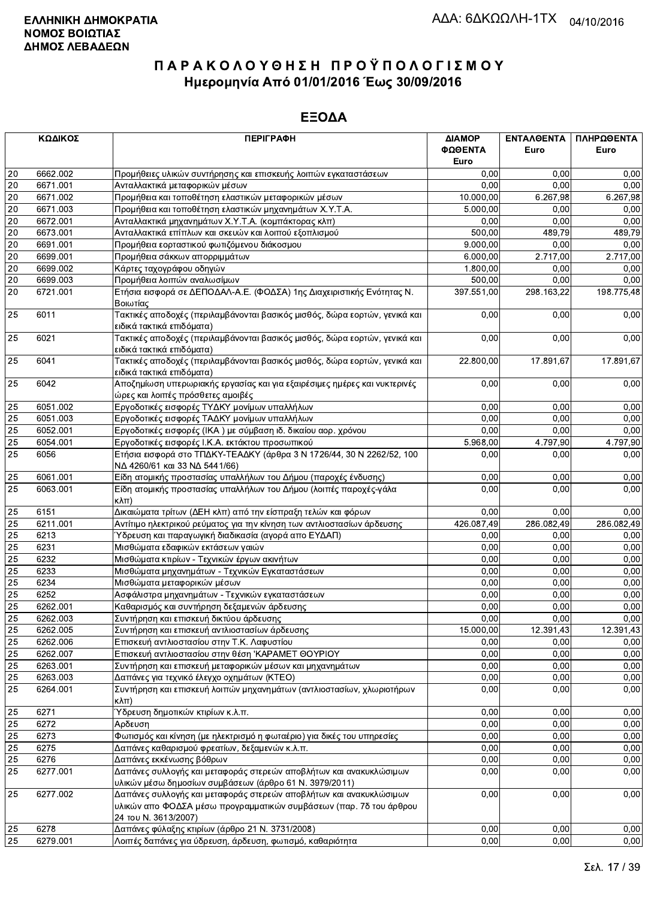**ΕΛΛΗΝΙΚΗ ΔΗΜΟΚΡΑΤΙΑ**
**ΝΟΜΟΣ ΒΟΙΩΤΙΑΣ**
**ΔΗΜΟΣ ΛΕΒΑΔΕΩΝ**

ΑΔΑ: 6ΔΚΩΩΛΗ-1ΤΧ 04/10/2016

# ΠΑΡΑΚΟΛΟΥΘΗΣΗ ΠΡΟΫΠΟΛΟΓΙΣΜΟΥ
## Ημερομηνία Από 01/01/2016 Έως 30/09/2016

## ΕΞΟΔΑ

| ΚΩΔΙΚΟΣ | | ΠΕΡΙΓΡΑΦΗ | ΔΙΑΜΟΡΦΩΘΕΝΤΑ Euro | ΕΝΤΑΛΘΕΝΤΑ Euro | ΠΛΗΡΩΘΕΝΤΑ Euro |
|---|---|---|---|---|---|
| 20 | 6662.002 | Προμήθειες υλικών συντήρησης και επισκευής λοιπών εγκαταστάσεων | 0,00 | 0,00 | 0,00 |
| 20 | 6671.001 | Ανταλλακτικά μεταφορικών μέσων | 0,00 | 0,00 | 0,00 |
| 20 | 6671.002 | Προμήθεια και τοποθέτηση ελαστικών μεταφορικών μέσων | 10.000,00 | 6.267,98 | 6.267,98 |
| 20 | 6671.003 | Προμήθεια και τοποθέτηση ελαστικών μηχανημάτων Χ.Υ.Τ.Α. | 5.000,00 | 0,00 | 0,00 |
| 20 | 6672.001 | Ανταλλακτικά μηχανημάτων Χ.Υ.Τ.Α. (κομπάκτορας κλπ) | 0,00 | 0,00 | 0,00 |
| 20 | 6673.001 | Ανταλλακτικά επίπλων και σκευών και λοιπού εξοπλισμού | 500,00 | 489,79 | 489,79 |
| 20 | 6691.001 | Προμήθεια εορταστικού φωτιζόμενου διάκοσμου | 9.000,00 | 0,00 | 0,00 |
| 20 | 6699.001 | Προμήθεια σάκκων απορριμμάτων | 6.000,00 | 2.717,00 | 2.717,00 |
| 20 | 6699.002 | Κάρτες ταχογράφου οδηγών | 1.800,00 | 0,00 | 0,00 |
| 20 | 6699.003 | Προμήθεια λοιπών αναλωσίμων | 500,00 | 0,00 | 0,00 |
| 20 | 6721.001 | Ετήσια εισφορά σε ΔΕΠΟΔΑΛ-Α.Ε. (ΦΟΔΣΑ) 1ης Διαχειριστικής Ενότητας Ν. Βοιωτίας | 397.551,00 | 298.163,22 | 198.775,48 |
| 25 | 6011 | Τακτικές αποδοχές (περιλαμβάνονται βασικός μισθός, δώρα εορτών, γενικά και ειδικά τακτικά επιδόματα) | 0,00 | 0,00 | 0,00 |
| 25 | 6021 | Τακτικές αποδοχές (περιλαμβάνονται βασικός μισθός, δώρα εορτών, γενικά και ειδικά τακτικά επιδόματα) | 0,00 | 0,00 | 0,00 |
| 25 | 6041 | Τακτικές αποδοχές (περιλαμβάνονται βασικός μισθός, δώρα εορτών, γενικά και ειδικά τακτικά επιδόματα) | 22.800,00 | 17.891,67 | 17.891,67 |
| 25 | 6042 | Αποζημίωση υπερωριακής εργασίας και για εξαιρέσιμες ημέρες και νυκτερινές ώρες και λοιπές πρόσθετες αμοιβές | 0,00 | 0,00 | 0,00 |
| 25 | 6051.002 | Εργοδοτικές εισφορές ΤΥΔΚΥ μονίμων υπαλλήλων | 0,00 | 0,00 | 0,00 |
| 25 | 6051.003 | Εργοδοτικές εισφορές ΤΑΔΚΥ μονίμων υπαλλήλων | 0,00 | 0,00 | 0,00 |
| 25 | 6052.001 | Εργοδοτικές εισφορές (ΙΚΑ ) με σύμβαση ιδ. δικαίου αορ. χρόνου | 0,00 | 0,00 | 0,00 |
| 25 | 6054.001 | Εργοδοτικές εισφορές Ι.Κ.Α. εκτάκτου προσωπικού | 5.968,00 | 4.797,90 | 4.797,90 |
| 25 | 6056 | Ετήσια εισφορά στο ΤΠΔΚΥ-ΤΕΑΔΚΥ (άρθρα 3 Ν 1726/44, 30 Ν 2262/52, 100 ΝΔ 4260/61 και 33 ΝΔ 5441/66) | 0,00 | 0,00 | 0,00 |
| 25 | 6061.001 | Είδη ατομικής προστασίας υπαλλήλων του Δήμου (παροχές ένδυσης) | 0,00 | 0,00 | 0,00 |
| 25 | 6063.001 | Είδη ατομικής προστασίας υπαλλήλων του Δήμου (λοιπές παροχές-γάλα κλπ) | 0,00 | 0,00 | 0,00 |
| 25 | 6151 | Δικαιώματα τρίτων (ΔΕΗ κλπ) από την είσπραξη τελών και φόρων | 0,00 | 0,00 | 0,00 |
| 25 | 6211.001 | Αντίτιμο ηλεκτρικού ρεύματος για την κίνηση των αντλιοστασίων άρδευσης | 426.087,49 | 286.082,49 | 286.082,49 |
| 25 | 6213 | Ύδρευση και παραγωγική διαδικασία (αγορά απο ΕΥΔΑΠ) | 0,00 | 0,00 | 0,00 |
| 25 | 6231 | Μισθώματα εδαφικών εκτάσεων γαιών | 0,00 | 0,00 | 0,00 |
| 25 | 6232 | Μισθώματα κτιρίων - Τεχνικών έργων ακινήτων | 0,00 | 0,00 | 0,00 |
| 25 | 6233 | Μισθώματα μηχανημάτων - Τεχνικών Εγκαταστάσεων | 0,00 | 0,00 | 0,00 |
| 25 | 6234 | Μισθώματα μεταφορικών μέσων | 0,00 | 0,00 | 0,00 |
| 25 | 6252 | Ασφάλιστρα μηχανημάτων - Τεχνικών εγκαταστάσεων | 0,00 | 0,00 | 0,00 |
| 25 | 6262.001 | Καθαρισμός και συντήρηση δεξαμενών άρδευσης | 0,00 | 0,00 | 0,00 |
| 25 | 6262.003 | Συντήρηση και επισκευή δικτύου άρδευσης | 0,00 | 0,00 | 0,00 |
| 25 | 6262.005 | Συντήρηση και επισκευή αντλιοστασίων άρδευσης | 15.000,00 | 12.391,43 | 12.391,43 |
| 25 | 6262.006 | Επισκευή αντλιοστασίου στην Τ.Κ. Λαφυστίου | 0,00 | 0,00 | 0,00 |
| 25 | 6262.007 | Επισκευή αντλιοστασίου στην θέση 'ΚΑΡΑΜΕΤ ΘΟΥΡΙΟΥ | 0,00 | 0,00 | 0,00 |
| 25 | 6263.001 | Συντήρηση και επισκευή μεταφορικών μέσων και μηχανημάτων | 0,00 | 0,00 | 0,00 |
| 25 | 6263.003 | Δαπάνες για τεχνικό έλεγχο οχημάτων (ΚΤΕΟ) | 0,00 | 0,00 | 0,00 |
| 25 | 6264.001 | Συντήρηση και επισκευή λοιπών μηχανημάτων (αντλιοστασίων, χλωριοτήρων κλπ) | 0,00 | 0,00 | 0,00 |
| 25 | 6271 | Ύδρευση δημοτικών κτιρίων κ.λ.π. | 0,00 | 0,00 | 0,00 |
| 25 | 6272 | Αρδευση | 0,00 | 0,00 | 0,00 |
| 25 | 6273 | Φωτισμός και κίνηση (με ηλεκτρισμό η φωταέριο) για δικές του υπηρεσίες | 0,00 | 0,00 | 0,00 |
| 25 | 6275 | Δαπάνες καθαρισμού φρεατίων, δεξαμενών κ.λ.π. | 0,00 | 0,00 | 0,00 |
| 25 | 6276 | Δαπάνες εκκένωσης βόθρων | 0,00 | 0,00 | 0,00 |
| 25 | 6277.001 | Δαπάνες συλλογής και μεταφοράς στερεών αποβλήτων και ανακυκλώσιμων υλικών μέσω δημοσίων συμβάσεων (άρθρο 61 Ν. 3979/2011) | 0,00 | 0,00 | 0,00 |
| 25 | 6277.002 | Δαπάνες συλλογής και μεταφοράς στερεών αποβλήτων και ανακυκλώσιμων υλικών απο ΦΟΔΣΑ μέσω προγραμματικών συμβάσεων (παρ. 7δ του άρθρου 24 του Ν. 3613/2007) | 0,00 | 0,00 | 0,00 |
| 25 | 6278 | Δαπάνες φύλαξης κτιρίων (άρθρο 21 Ν. 3731/2008) | 0,00 | 0,00 | 0,00 |
| 25 | 6279.001 | Λοιπές δαπάνες για ύδρευση, άρδευση, φωτισμό, καθαριότητα | 0,00 | 0,00 | 0,00 |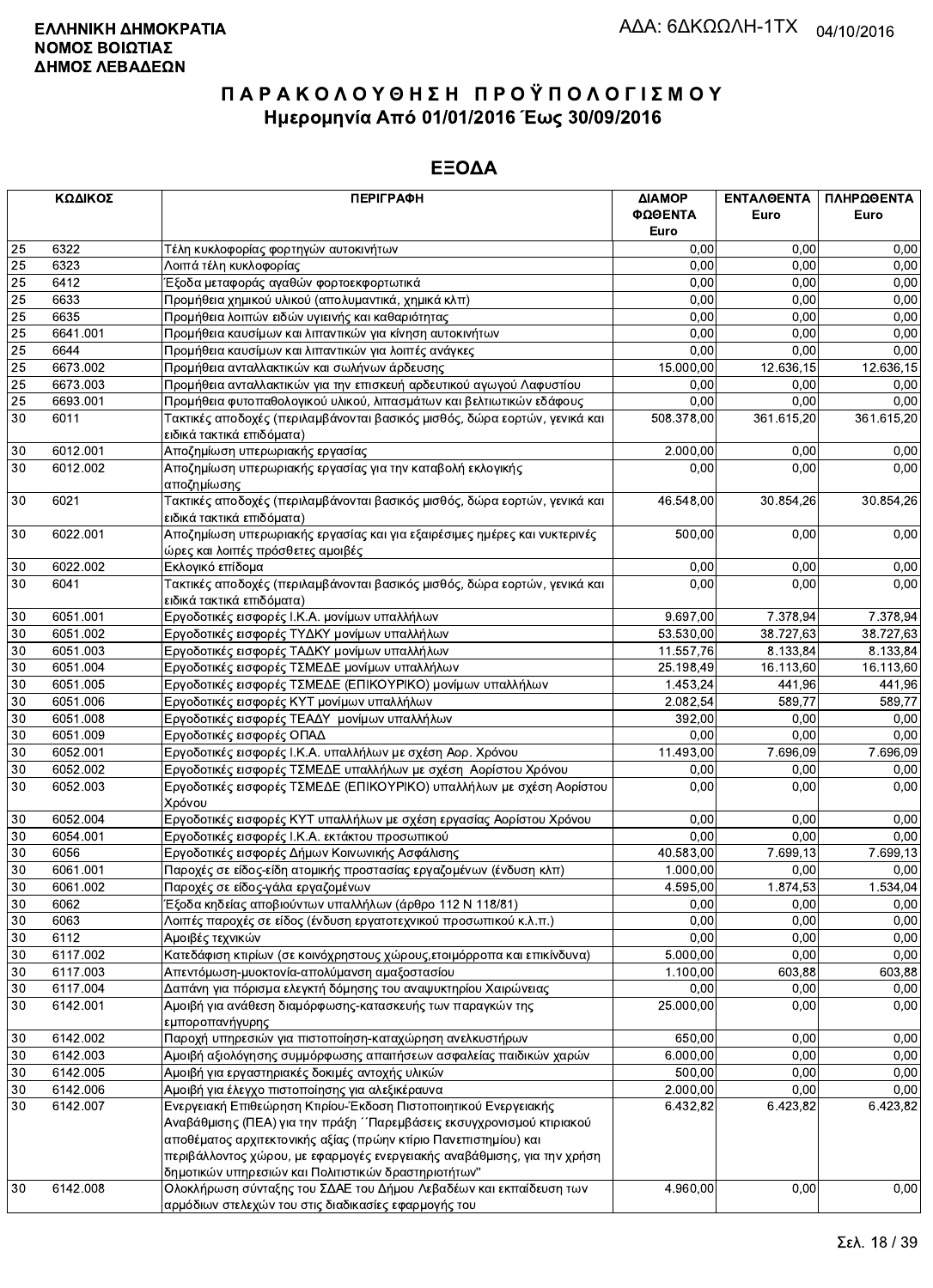**ΕΛΛΗΝΙΚΗ ΔΗΜΟΚΡΑΤΙΑ**
**ΝΟΜΟΣ ΒΟΙΩΤΙΑΣ**
**ΔΗΜΟΣ ΛΕΒΑΔΕΩΝ**

ΑΔΑ: 6ΔΚΩΩΛΗ-1ΤΧ 04/10/2016

# ΠΑΡΑΚΟΛΟΥΘΗΣΗ ΠΡΟΫΠΟΛΟΓΙΣΜΟΥ
## Ημερομηνία Από 01/01/2016 Έως 30/09/2016

## ΕΞΟΔΑ

| ΚΩΔΙΚΟΣ | | ΠΕΡΙΓΡΑΦΗ | ΔΙΑΜΟΡ ΦΩΘΕΝΤΑ Euro | ΕΝΤΑΛΘΕΝΤΑ Euro | ΠΛΗΡΩΘΕΝΤΑ Euro |
|---|---|---|---|---|---|
| 25 | 6322 | Τέλη κυκλοφορίας φορτηγών αυτοκινήτων | 0,00 | 0,00 | 0,00 |
| 25 | 6323 | Λοιπά τέλη κυκλοφορίας | 0,00 | 0,00 | 0,00 |
| 25 | 6412 | Έξοδα μεταφοράς αγαθών φορτοεκφορτωτικά | 0,00 | 0,00 | 0,00 |
| 25 | 6633 | Προμήθεια χημικού υλικού (απολυμαντικά, χημικά κλπ) | 0,00 | 0,00 | 0,00 |
| 25 | 6635 | Προμήθεια λοιπών ειδών υγιεινής και καθαριότητας | 0,00 | 0,00 | 0,00 |
| 25 | 6641.001 | Προμήθεια καυσίμων και λιπαντικών για κίνηση αυτοκινήτων | 0,00 | 0,00 | 0,00 |
| 25 | 6644 | Προμήθεια καυσίμων και λιπαντικών για λοιπές ανάγκες | 0,00 | 0,00 | 0,00 |
| 25 | 6673.002 | Προμήθεια ανταλλακτικών και σωλήνων άρδευσης | 15.000,00 | 12.636,15 | 12.636,15 |
| 25 | 6673.003 | Προμήθεια ανταλλακτικών για την επισκευή αρδευτικού αγωγού Λαφυστίου | 0,00 | 0,00 | 0,00 |
| 25 | 6693.001 | Προμήθεια φυτοπαθολογικού υλικού, λιπασμάτων και βελτιωτικών εδάφους | 0,00 | 0,00 | 0,00 |
| 30 | 6011 | Τακτικές αποδοχές (περιλαμβάνονται βασικός μισθός, δώρα εορτών, γενικά και ειδικά τακτικά επιδόματα) | 508.378,00 | 361.615,20 | 361.615,20 |
| 30 | 6012.001 | Αποζημίωση υπερωριακής εργασίας | 2.000,00 | 0,00 | 0,00 |
| 30 | 6012.002 | Αποζημίωση υπερωριακής εργασίας για την καταβολή εκλογικής αποζημίωσης | 0,00 | 0,00 | 0,00 |
| 30 | 6021 | Τακτικές αποδοχές (περιλαμβάνονται βασικός μισθός, δώρα εορτών, γενικά και ειδικά τακτικά επιδόματα) | 46.548,00 | 30.854,26 | 30.854,26 |
| 30 | 6022.001 | Αποζημίωση υπερωριακής εργασίας και για εξαιρέσιμες ημέρες και νυκτερινές ώρες και λοιπές πρόσθετες αμοιβές | 500,00 | 0,00 | 0,00 |
| 30 | 6022.002 | Εκλογικό επίδομα | 0,00 | 0,00 | 0,00 |
| 30 | 6041 | Τακτικές αποδοχές (περιλαμβάνονται βασικός μισθός, δώρα εορτών, γενικά και ειδικά τακτικά επιδόματα) | 0,00 | 0,00 | 0,00 |
| 30 | 6051.001 | Εργοδοτικές εισφορές Ι.Κ.Α. μονίμων υπαλλήλων | 9.697,00 | 7.378,94 | 7.378,94 |
| 30 | 6051.002 | Εργοδοτικές εισφορές ΤΥΔΚΥ μονίμων υπαλλήλων | 53.530,00 | 38.727,63 | 38.727,63 |
| 30 | 6051.003 | Εργοδοτικές εισφορές ΤΑΔΚΥ μονίμων υπαλλήλων | 11.557,76 | 8.133,84 | 8.133,84 |
| 30 | 6051.004 | Εργοδοτικές εισφορές ΤΣΜΕΔΕ μονίμων υπαλλήλων | 25.198,49 | 16.113,60 | 16.113,60 |
| 30 | 6051.005 | Εργοδοτικές εισφορές ΤΣΜΕΔΕ (ΕΠΙΚΟΥΡΙΚΟ) μονίμων υπαλλήλων | 1.453,24 | 441,96 | 441,96 |
| 30 | 6051.006 | Εργοδοτικές εισφορές ΚΥΤ μονίμων υπαλλήλων | 2.082,54 | 589,77 | 589,77 |
| 30 | 6051.008 | Εργοδοτικές εισφορές ΤΕΑΔΥ μονίμων υπαλλήλων | 392,00 | 0,00 | 0,00 |
| 30 | 6051.009 | Εργοδοτικές εισφορές ΟΠΑΔ | 0,00 | 0,00 | 0,00 |
| 30 | 6052.001 | Εργοδοτικές εισφορές Ι.Κ.Α. υπαλλήλων με σχέση Αορ. Χρόνου | 11.493,00 | 7.696,09 | 7.696,09 |
| 30 | 6052.002 | Εργοδοτικές εισφορές ΤΣΜΕΔΕ υπαλλήλων με σχέση Αορίστου Χρόνου | 0,00 | 0,00 | 0,00 |
| 30 | 6052.003 | Εργοδοτικές εισφορές ΤΣΜΕΔΕ (ΕΠΙΚΟΥΡΙΚΟ) υπαλλήλων με σχέση Αορίστου Χρόνου | 0,00 | 0,00 | 0,00 |
| 30 | 6052.004 | Εργοδοτικές εισφορές ΚΥΤ υπαλλήλων με σχέση εργασίας Αορίστου Χρόνου | 0,00 | 0,00 | 0,00 |
| 30 | 6054.001 | Εργοδοτικές εισφορές Ι.Κ.Α. εκτάκτου προσωπικού | 0,00 | 0,00 | 0,00 |
| 30 | 6056 | Εργοδοτικές εισφορές Δήμων Κοινωνικής Ασφάλισης | 40.583,00 | 7.699,13 | 7.699,13 |
| 30 | 6061.001 | Παροχές σε είδος-είδη ατομικής προστασίας εργαζομένων (ένδυση κλπ) | 1.000,00 | 0,00 | 0,00 |
| 30 | 6061.002 | Παροχές σε είδος-γάλα εργαζομένων | 4.595,00 | 1.874,53 | 1.534,04 |
| 30 | 6062 | Έξοδα κηδείας αποβιούντων υπαλλήλων (άρθρο 112 Ν 118/81) | 0,00 | 0,00 | 0,00 |
| 30 | 6063 | Λοιπές παροχές σε είδος (ένδυση εργατοτεχνικού προσωπικού κ.λ.π.) | 0,00 | 0,00 | 0,00 |
| 30 | 6112 | Αμοιβές τεχνικών | 0,00 | 0,00 | 0,00 |
| 30 | 6117.002 | Κατεδάφιση κτιρίων (σε κοινόχρηστους χώρους,ετοιμόρροπα και επικίνδυνα) | 5.000,00 | 0,00 | 0,00 |
| 30 | 6117.003 | Απεντόμωση-μυοκτονία-απολύμανση αμαξοστασίου | 1.100,00 | 603,88 | 603,88 |
| 30 | 6117.004 | Δαπάνη για πόρισμα ελεγκτή δόμησης του αναψυκτηρίου Χαιρώνειας | 0,00 | 0,00 | 0,00 |
| 30 | 6142.001 | Αμοιβή για ανάθεση διαμόρφωσης-κατασκευής των παραγκών της εμποροπανήγυρης | 25.000,00 | 0,00 | 0,00 |
| 30 | 6142.002 | Παροχή υπηρεσιών για πιστοποίηση-καταχώρηση ανελκυστήρων | 650,00 | 0,00 | 0,00 |
| 30 | 6142.003 | Αμοιβή αξιολόγησης συμμόρφωσης απαιτήσεων ασφαλείας παιδικών χαρών | 6.000,00 | 0,00 | 0,00 |
| 30 | 6142.005 | Αμοιβή για εργαστηριακές δοκιμές αντοχής υλικών | 500,00 | 0,00 | 0,00 |
| 30 | 6142.006 | Αμοιβή για έλεγχο πιστοποίησης για αλεξικέραυνα | 2.000,00 | 0,00 | 0,00 |
| 30 | 6142.007 | Ενεργειακή Επιθεώρηση Κτιρίου-Έκδοση Πιστοποιητικού Ενεργειακής Αναβάθμισης (ΠΕΑ) για την πράξη ΄΄Παρεμβάσεις εκσυγχρονισμού κτιριακού αποθέματος αρχιτεκτονικής αξίας (πρώην κτίριο Πανεπιστημίου) και περιβάλλοντος χώρου, με εφαρμογές ενεργειακής αναβάθμισης, για την χρήση δημοτικών υπηρεσιών και Πολιτιστικών δραστηριοτήτων'' | 6.432,82 | 6.423,82 | 6.423,82 |
| 30 | 6142.008 | Ολοκλήρωση σύνταξης του ΣΔΑΕ του Δήμου Λεβαδέων και εκπαίδευση των αρμόδιων στελεχών του στις διαδικασίες εφαρμογής του | 4.960,00 | 0,00 | 0,00 |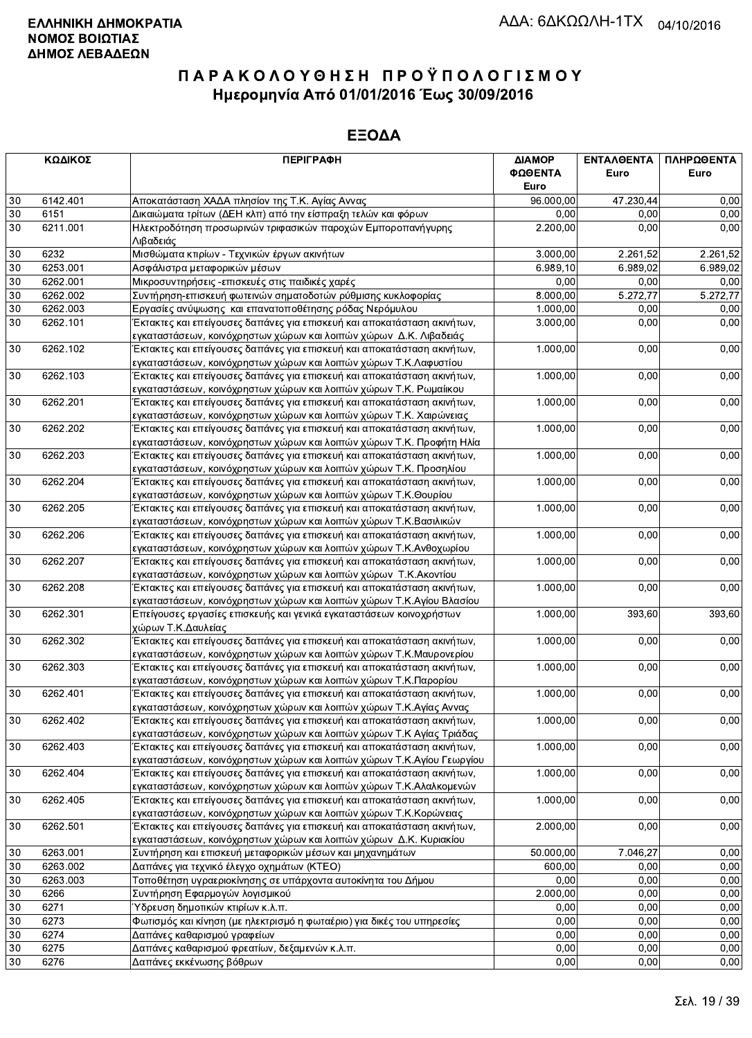**ΕΛΛΗΝΙΚΗ ΔΗΜΟΚΡΑΤΙΑ**
**ΝΟΜΟΣ ΒΟΙΩΤΙΑΣ**
**ΔΗΜΟΣ ΛΕΒΑΔΕΩΝ**

ΑΔΑ: 6ΔΚΩΩΛΗ-1ΤΧ 04/10/2016

# ΠΑΡΑΚΟΛΟΥΘΗΣΗ ΠΡΟΫΠΟΛΟΓΙΣΜΟΥ
## Ημερομηνία Από 01/01/2016 Έως 30/09/2016

## ΕΞΟΔΑ

| ΚΩΔΙΚΟΣ | | ΠΕΡΙΓΡΑΦΗ | ΔΙΑΜΟΡΦΩΘΕΝΤΑ Euro | ΕΝΤΑΛΘΕΝΤΑ Euro | ΠΛΗΡΩΘΕΝΤΑ Euro |
|---|---|---|---|---|---|
| 30 | 6142.401 | Αποκατάσταση ΧΑΔΑ πλησίον της Τ.Κ. Αγίας Αννας | 96.000,00 | 47.230,44 | 0,00 |
| 30 | 6151 | Δικαιώματα τρίτων (ΔΕΗ κλπ) από την είσπραξη τελών και φόρων | 0,00 | 0,00 | 0,00 |
| 30 | 6211.001 | Ηλεκτροδότηση προσωρινών τριφασικών παροχών Εμποροπανήγυρης Λιβαδειάς | 2.200,00 | 0,00 | 0,00 |
| 30 | 6232 | Μισθώματα κτιρίων - Τεχνικών έργων ακινήτων | 3.000,00 | 2.261,52 | 2.261,52 |
| 30 | 6253.001 | Ασφάλιστρα μεταφορικών μέσων | 6.989,10 | 6.989,02 | 6.989,02 |
| 30 | 6262.001 | Μικροσυντηρήσεις -επισκευές στις παιδικές χαρές | 0,00 | 0,00 | 0,00 |
| 30 | 6262.002 | Συντήρηση-επισκευή φωτεινών σηματοδοτών ρύθμισης κυκλοφορίας | 8.000,00 | 5.272,77 | 5.272,77 |
| 30 | 6262.003 | Εργασίες ανύψωσης και επανατοποθέτησης ρόδας Νερόμυλου | 1.000,00 | 0,00 | 0,00 |
| 30 | 6262.101 | Έκτακτες και επείγουσες δαπάνες για επισκευή και αποκατάσταση ακινήτων, εγκαταστάσεων, κοινόχρηστων χώρων και λοιπών χώρων Δ.Κ. Λιβαδειάς | 3.000,00 | 0,00 | 0,00 |
| 30 | 6262.102 | Έκτακτες και επείγουσες δαπάνες για επισκευή και αποκατάσταση ακινήτων, εγκαταστάσεων, κοινόχρηστων χώρων και λοιπών χώρων Τ.Κ.Λαφυστίου | 1.000,00 | 0,00 | 0,00 |
| 30 | 6262.103 | Έκτακτες και επείγουσες δαπάνες για επισκευή και αποκατάσταση ακινήτων, εγκαταστάσεων, κοινόχρηστων χώρων και λοιπών χώρων Τ.Κ. Ρωμαίικου | 1.000,00 | 0,00 | 0,00 |
| 30 | 6262.201 | Έκτακτες και επείγουσες δαπάνες για επισκευή και αποκατάσταση ακινήτων, εγκαταστάσεων, κοινόχρηστων χώρων και λοιπών χώρων Τ.Κ. Χαιρώνειας | 1.000,00 | 0,00 | 0,00 |
| 30 | 6262.202 | Έκτακτες και επείγουσες δαπάνες για επισκευή και αποκατάσταση ακινήτων, εγκαταστάσεων, κοινόχρηστων χώρων και λοιπών χώρων Τ.Κ. Προφήτη Ηλία | 1.000,00 | 0,00 | 0,00 |
| 30 | 6262.203 | Έκτακτες και επείγουσες δαπάνες για επισκευή και αποκατάσταση ακινήτων, εγκαταστάσεων, κοινόχρηστων χώρων και λοιπών χώρων Τ.Κ. Προσηλίου | 1.000,00 | 0,00 | 0,00 |
| 30 | 6262.204 | Έκτακτες και επείγουσες δαπάνες για επισκευή και αποκατάσταση ακινήτων, εγκαταστάσεων, κοινόχρηστων χώρων και λοιπών χώρων Τ.Κ.Θουρίου | 1.000,00 | 0,00 | 0,00 |
| 30 | 6262.205 | Έκτακτες και επείγουσες δαπάνες για επισκευή και αποκατάσταση ακινήτων, εγκαταστάσεων, κοινόχρηστων χώρων και λοιπών χώρων Τ.Κ.Βασιλικών | 1.000,00 | 0,00 | 0,00 |
| 30 | 6262.206 | Έκτακτες και επείγουσες δαπάνες για επισκευή και αποκατάσταση ακινήτων, εγκαταστάσεων, κοινόχρηστων χώρων και λοιπών χώρων Τ.Κ.Ανθοχωρίου | 1.000,00 | 0,00 | 0,00 |
| 30 | 6262.207 | Έκτακτες και επείγουσες δαπάνες για επισκευή και αποκατάσταση ακινήτων, εγκαταστάσεων, κοινόχρηστων χώρων και λοιπών χώρων Τ.Κ.Ακοντίου | 1.000,00 | 0,00 | 0,00 |
| 30 | 6262.208 | Έκτακτες και επείγουσες δαπάνες για επισκευή και αποκατάσταση ακινήτων, εγκαταστάσεων, κοινόχρηστων χώρων και λοιπών χώρων Τ.Κ.Αγίου Βλασίου | 1.000,00 | 0,00 | 0,00 |
| 30 | 6262.301 | Επείγουσες εργασίες επισκευής και γενικά εγκαταστάσεων κοινοχρήστων χώρων Τ.Κ.Δαυλείας | 1.000,00 | 393,60 | 393,60 |
| 30 | 6262.302 | Έκτακτες και επείγουσες δαπάνες για επισκευή και αποκατάσταση ακινήτων, εγκαταστάσεων, κοινόχρηστων χώρων και λοιπών χώρων Τ.Κ.Μαυρονερίου | 1.000,00 | 0,00 | 0,00 |
| 30 | 6262.303 | Έκτακτες και επείγουσες δαπάνες για επισκευή και αποκατάσταση ακινήτων, εγκαταστάσεων, κοινόχρηστων χώρων και λοιπών χώρων Τ.Κ.Παρορίου | 1.000,00 | 0,00 | 0,00 |
| 30 | 6262.401 | Έκτακτες και επείγουσες δαπάνες για επισκευή και αποκατάσταση ακινήτων, εγκαταστάσεων, κοινόχρηστων χώρων και λοιπών χώρων Τ.Κ.Αγίας Αννας | 1.000,00 | 0,00 | 0,00 |
| 30 | 6262.402 | Έκτακτες και επείγουσες δαπάνες για επισκευή και αποκατάσταση ακινήτων, εγκαταστάσεων, κοινόχρηστων χώρων και λοιπών χώρων Τ.Κ Αγίας Τριάδας | 1.000,00 | 0,00 | 0,00 |
| 30 | 6262.403 | Έκτακτες και επείγουσες δαπάνες για επισκευή και αποκατάσταση ακινήτων, εγκαταστάσεων, κοινόχρηστων χώρων και λοιπών χώρων Τ.Κ.Αγίου Γεωργίου | 1.000,00 | 0,00 | 0,00 |
| 30 | 6262.404 | Έκτακτες και επείγουσες δαπάνες για επισκευή και αποκατάσταση ακινήτων, εγκαταστάσεων, κοινόχρηστων χώρων και λοιπών χώρων Τ.Κ.Αλαλκομενών | 1.000,00 | 0,00 | 0,00 |
| 30 | 6262.405 | Έκτακτες και επείγουσες δαπάνες για επισκευή και αποκατάσταση ακινήτων, εγκαταστάσεων, κοινόχρηστων χώρων και λοιπών χώρων Τ.Κ.Κορώνειας | 1.000,00 | 0,00 | 0,00 |
| 30 | 6262.501 | Έκτακτες και επείγουσες δαπάνες για επισκευή και αποκατάσταση ακινήτων, εγκαταστάσεων, κοινόχρηστων χώρων και λοιπών χώρων Δ.Κ. Κυριακίου | 2.000,00 | 0,00 | 0,00 |
| 30 | 6263.001 | Συντήρηση και επισκευή μεταφορικών μέσων και μηχανημάτων | 50.000,00 | 7.046,27 | 0,00 |
| 30 | 6263.002 | Δαπάνες για τεχνικό έλεγχο οχημάτων (ΚΤΕΟ) | 600,00 | 0,00 | 0,00 |
| 30 | 6263.003 | Τοποθέτηση υγραεριοκίνησης σε υπάρχοντα αυτοκίνητα του Δήμου | 0,00 | 0,00 | 0,00 |
| 30 | 6266 | Συντήρηση Εφαρμογών λογισμικού | 2.000,00 | 0,00 | 0,00 |
| 30 | 6271 | Ύδρευση δημοτικών κτιρίων κ.λ.π. | 0,00 | 0,00 | 0,00 |
| 30 | 6273 | Φωτισμός και κίνηση (με ηλεκτρισμό η φωταέριο) για δικές του υπηρεσίες | 0,00 | 0,00 | 0,00 |
| 30 | 6274 | Δαπάνες καθαρισμού γραφείων | 0,00 | 0,00 | 0,00 |
| 30 | 6275 | Δαπάνες καθαρισμού φρεατίων, δεξαμενών κ.λ.π. | 0,00 | 0,00 | 0,00 |
| 30 | 6276 | Δαπάνες εκκένωσης βόθρων | 0,00 | 0,00 | 0,00 |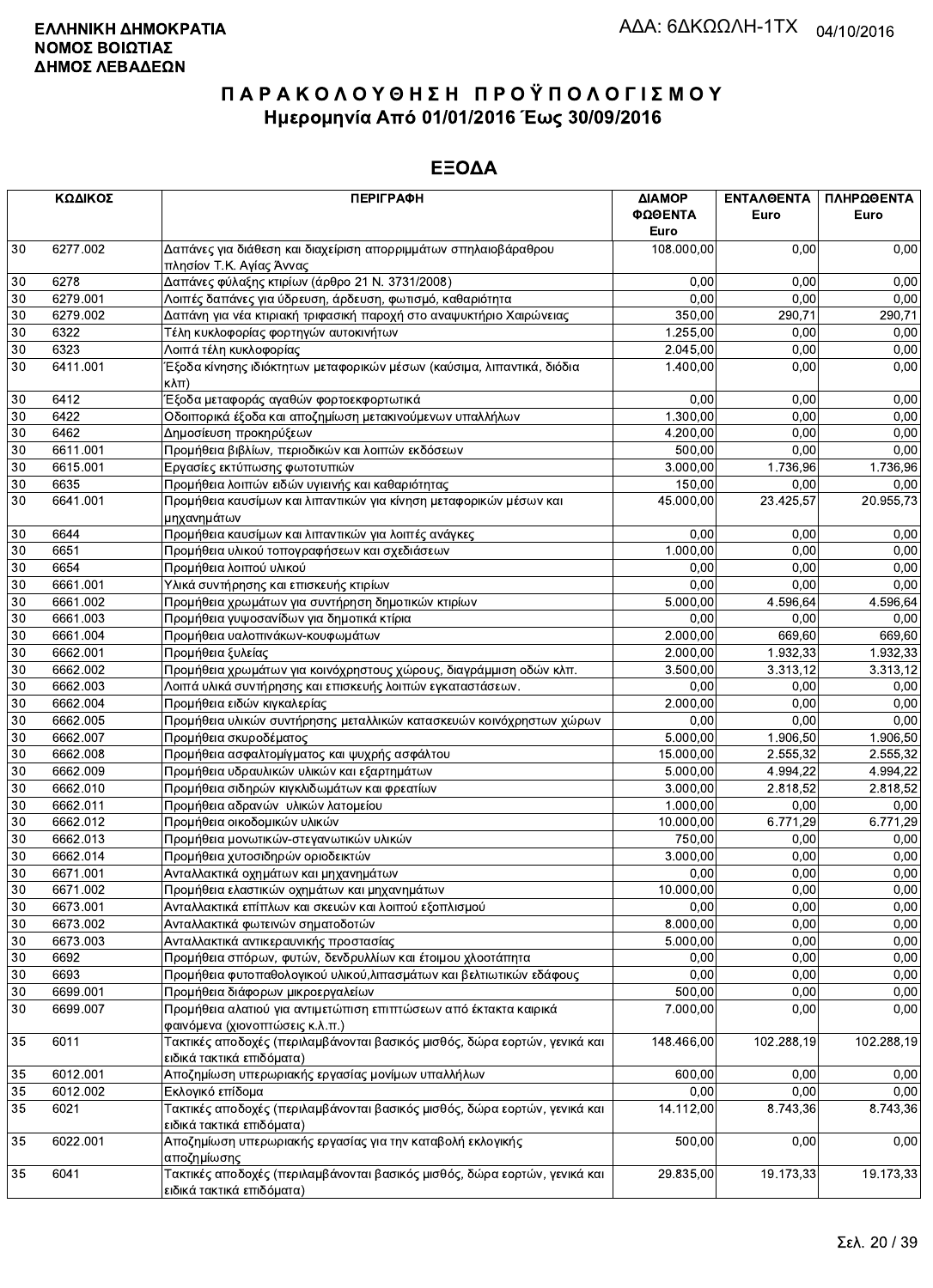**ΕΛΛΗΝΙΚΗ ΔΗΜΟΚΡΑΤΙΑ**
**ΝΟΜΟΣ ΒΟΙΩΤΙΑΣ**
**ΔΗΜΟΣ ΛΕΒΑΔΕΩΝ**

ΑΔΑ: 6ΔΚΩΩΛΗ-1ΤΧ 04/10/2016

# ΠΑΡΑΚΟΛΟΥΘΗΣΗ ΠΡΟΫΠΟΛΟΓΙΣΜΟΥ
## Ημερομηνία Από 01/01/2016 Έως 30/09/2016

## ΕΞΟΔΑ

| ΚΩΔΙΚΟΣ | | ΠΕΡΙΓΡΑΦΗ | ΔΙΑΜΟΡΦΩΘΕΝΤΑ Euro | ΕΝΤΑΛΘΕΝΤΑ Euro | ΠΛΗΡΩΘΕΝΤΑ Euro |
|---|---|---|---|---|---|
| 30 | 6277.002 | Δαπάνες για διάθεση και διαχείριση απορριμμάτων σπηλαιοβάραθρου πλησίον Τ.Κ. Αγίας Άννας | 108.000,00 | 0,00 | 0,00 |
| 30 | 6278 | Δαπάνες φύλαξης κτιρίων (άρθρο 21 Ν. 3731/2008) | 0,00 | 0,00 | 0,00 |
| 30 | 6279.001 | Λοιπές δαπάνες για ύδρευση, άρδευση, φωτισμό, καθαριότητα | 0,00 | 0,00 | 0,00 |
| 30 | 6279.002 | Δαπάνη για νέα κτιριακή τριφασική παροχή στο αναψυκτήριο Χαιρώνειας | 350,00 | 290,71 | 290,71 |
| 30 | 6322 | Τέλη κυκλοφορίας φορτηγών αυτοκινήτων | 1.255,00 | 0,00 | 0,00 |
| 30 | 6323 | Λοιπά τέλη κυκλοφορίας | 2.045,00 | 0,00 | 0,00 |
| 30 | 6411.001 | Έξοδα κίνησης ιδιόκτητων μεταφορικών μέσων (καύσιμα, λιπαντικά, διόδια κλπ) | 1.400,00 | 0,00 | 0,00 |
| 30 | 6412 | Έξοδα μεταφοράς αγαθών φορτοεκφορτωτικά | 0,00 | 0,00 | 0,00 |
| 30 | 6422 | Οδοιπορικά έξοδα και αποζημίωση μετακινούμενων υπαλλήλων | 1.300,00 | 0,00 | 0,00 |
| 30 | 6462 | Δημοσίευση προκηρύξεων | 4.200,00 | 0,00 | 0,00 |
| 30 | 6611.001 | Προμήθεια βιβλίων, περιοδικών και λοιπών εκδόσεων | 500,00 | 0,00 | 0,00 |
| 30 | 6615.001 | Εργασίες εκτύπωσης φωτοτυπιών | 3.000,00 | 1.736,96 | 1.736,96 |
| 30 | 6635 | Προμήθεια λοιπών ειδών υγιεινής και καθαριότητας | 150,00 | 0,00 | 0,00 |
| 30 | 6641.001 | Προμήθεια καυσίμων και λιπαντικών για κίνηση μεταφορικών μέσων και μηχανημάτων | 45.000,00 | 23.425,57 | 20.955,73 |
| 30 | 6644 | Προμήθεια καυσίμων και λιπαντικών για λοιπές ανάγκες | 0,00 | 0,00 | 0,00 |
| 30 | 6651 | Προμήθεια υλικού τοπογραφήσεων και σχεδιάσεων | 1.000,00 | 0,00 | 0,00 |
| 30 | 6654 | Προμήθεια λοιπού υλικού | 0,00 | 0,00 | 0,00 |
| 30 | 6661.001 | Υλικά συντήρησης και επισκευής κτιρίων | 0,00 | 0,00 | 0,00 |
| 30 | 6661.002 | Προμήθεια χρωμάτων για συντήρηση δημοτικών κτιρίων | 5.000,00 | 4.596,64 | 4.596,64 |
| 30 | 6661.003 | Προμήθεια γυψοσανίδων για δημοτικά κτίρια | 0,00 | 0,00 | 0,00 |
| 30 | 6661.004 | Προμήθεια υαλοπινάκων-κουφωμάτων | 2.000,00 | 669,60 | 669,60 |
| 30 | 6662.001 | Προμήθεια ξυλείας | 2.000,00 | 1.932,33 | 1.932,33 |
| 30 | 6662.002 | Προμήθεια χρωμάτων για κοινόχρηστους χώρους, διαγράμμιση οδών κλπ. | 3.500,00 | 3.313,12 | 3.313,12 |
| 30 | 6662.003 | Λοιπά υλικά συντήρησης και επισκευής λοιπών εγκαταστάσεων. | 0,00 | 0,00 | 0,00 |
| 30 | 6662.004 | Προμήθεια ειδών κιγκαλερίας | 2.000,00 | 0,00 | 0,00 |
| 30 | 6662.005 | Προμήθεια υλικών συντήρησης μεταλλικών κατασκευών κοινόχρηστων χώρων | 0,00 | 0,00 | 0,00 |
| 30 | 6662.007 | Προμήθεια σκυροδέματος | 5.000,00 | 1.906,50 | 1.906,50 |
| 30 | 6662.008 | Προμήθεια ασφαλτομίγματος και ψυχρής ασφάλτου | 15.000,00 | 2.555,32 | 2.555,32 |
| 30 | 6662.009 | Προμήθεια υδραυλικών υλικών και εξαρτημάτων | 5.000,00 | 4.994,22 | 4.994,22 |
| 30 | 6662.010 | Προμήθεια σιδηρών κιγκλιδωμάτων και φρεατίων | 3.000,00 | 2.818,52 | 2.818,52 |
| 30 | 6662.011 | Προμήθεια αδρανών υλικών λατομείου | 1.000,00 | 0,00 | 0,00 |
| 30 | 6662.012 | Προμήθεια οικοδομικών υλικών | 10.000,00 | 6.771,29 | 6.771,29 |
| 30 | 6662.013 | Προμήθεια μονωτικών-στεγανωτικών υλικών | 750,00 | 0,00 | 0,00 |
| 30 | 6662.014 | Προμήθεια χυτοσιδηρών οριοδεικτών | 3.000,00 | 0,00 | 0,00 |
| 30 | 6671.001 | Ανταλλακτικά οχημάτων και μηχανημάτων | 0,00 | 0,00 | 0,00 |
| 30 | 6671.002 | Προμήθεια ελαστικών οχημάτων και μηχανημάτων | 10.000,00 | 0,00 | 0,00 |
| 30 | 6673.001 | Ανταλλακτικά επίπλων και σκευών και λοιπού εξοπλισμού | 0,00 | 0,00 | 0,00 |
| 30 | 6673.002 | Ανταλλακτικά φωτεινών σηματοδοτών | 8.000,00 | 0,00 | 0,00 |
| 30 | 6673.003 | Ανταλλακτικά αντικεραυνικής προστασίας | 5.000,00 | 0,00 | 0,00 |
| 30 | 6692 | Προμήθεια σπόρων, φυτών, δενδρυλλίων και έτοιμου χλοοτάπητα | 0,00 | 0,00 | 0,00 |
| 30 | 6693 | Προμήθεια φυτοπαθολογικού υλικού,λιπασμάτων και βελτιωτικών εδάφους | 0,00 | 0,00 | 0,00 |
| 30 | 6699.001 | Προμήθεια διάφορων μικροεργαλείων | 500,00 | 0,00 | 0,00 |
| 30 | 6699.007 | Προμήθεια αλατιού για αντιμετώπιση επιπτώσεων από έκτακτα καιρικά φαινόμενα (χιονοπτώσεις κ.λ.π.) | 7.000,00 | 0,00 | 0,00 |
| 35 | 6011 | Τακτικές αποδοχές (περιλαμβάνονται βασικός μισθός, δώρα εορτών, γενικά και ειδικά τακτικά επιδόματα) | 148.466,00 | 102.288,19 | 102.288,19 |
| 35 | 6012.001 | Αποζημίωση υπερωριακής εργασίας μονίμων υπαλλήλων | 600,00 | 0,00 | 0,00 |
| 35 | 6012.002 | Εκλογικό επίδομα | 0,00 | 0,00 | 0,00 |
| 35 | 6021 | Τακτικές αποδοχές (περιλαμβάνονται βασικός μισθός, δώρα εορτών, γενικά και ειδικά τακτικά επιδόματα) | 14.112,00 | 8.743,36 | 8.743,36 |
| 35 | 6022.001 | Αποζημίωση υπερωριακής εργασίας για την καταβολή εκλογικής αποζημίωσης | 500,00 | 0,00 | 0,00 |
| 35 | 6041 | Τακτικές αποδοχές (περιλαμβάνονται βασικός μισθός, δώρα εορτών, γενικά και ειδικά τακτικά επιδόματα) | 29.835,00 | 19.173,33 | 19.173,33 |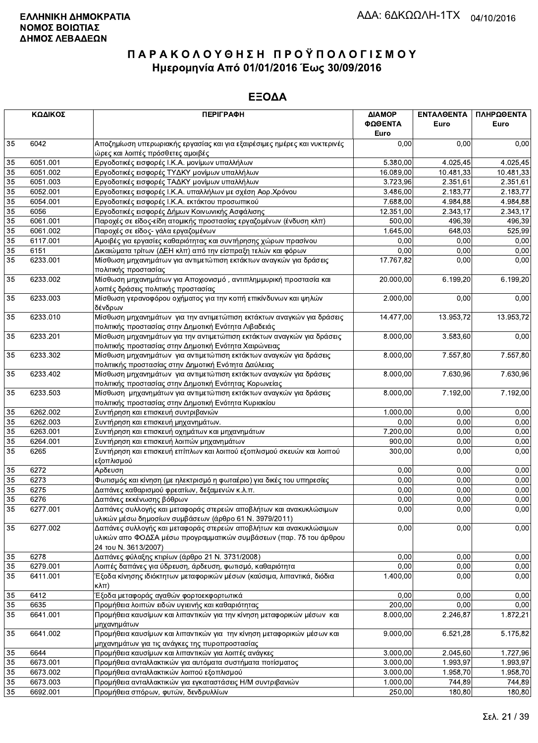**ΕΛΛΗΝΙΚΗ ΔΗΜΟΚΡΑΤΙΑ**
**ΝΟΜΟΣ ΒΟΙΩΤΙΑΣ**
**ΔΗΜΟΣ ΛΕΒΑΔΕΩΝ**

ΑΔΑ: 6ΔΚΩΩΛΗ-1ΤΧ 04/10/2016

# Π Α Ρ Α Κ Ο Λ Ο Υ Θ Η Σ Η  Π Ρ Ο Ϋ Π Ο Λ Ο Γ Ι Σ Μ Ο Υ
## Ημερομηνία Από 01/01/2016 Έως 30/09/2016

## ΕΞΟΔΑ

| ΚΩΔΙΚΟΣ | | ΠΕΡΙΓΡΑΦΗ | ΔΙΑΜΟΡ ΦΩΘΕΝΤΑ Euro | ΕΝΤΑΛΘΕΝΤΑ Euro | ΠΛΗΡΩΘΕΝΤΑ Euro |
|---|---|---|---|---|---|
| 35 | 6042 | Αποζημίωση υπερωριακής εργασίας και για εξαιρέσιμες ημέρες και νυκτερινές ώρες και λοιπές πρόσθετες αμοιβές | 0,00 | 0,00 | 0,00 |
| 35 | 6051.001 | Εργοδοτικές εισφορές Ι.Κ.Α. μονίμων υπαλλήλων | 5.380,00 | 4.025,45 | 4.025,45 |
| 35 | 6051.002 | Εργοδοτικές εισφορές ΤΥΔΚΥ μονίμων υπαλλήλων | 16.089,00 | 10.481,33 | 10.481,33 |
| 35 | 6051.003 | Εργοδοτικές εισφορές ΤΑΔΚΥ μονίμων υπαλλήλων | 3.723,96 | 2.351,61 | 2.351,61 |
| 35 | 6052.001 | Εργοδοτικες εισφορές Ι.Κ.Α. υπαλλήλων με σχέση Αορ.Χρόνου | 3.486,00 | 2.183,77 | 2.183,77 |
| 35 | 6054.001 | Εργοδοτικές εισφορές Ι.Κ.Α. εκτάκτου προσωπικού | 7.688,00 | 4.984,88 | 4.984,88 |
| 35 | 6056 | Εργοδοτικές εισφορές Δήμων Κοινωνικής Ασφάλισης | 12.351,00 | 2.343,17 | 2.343,17 |
| 35 | 6061.001 | Παροχές σε είδος-είδη ατομικής προστασίας εργαζομένων (ένδυση κλπ) | 500,00 | 496,39 | 496,39 |
| 35 | 6061.002 | Παροχές σε είδος- γάλα εργαζομένων | 1.645,00 | 648,03 | 525,99 |
| 35 | 6117.001 | Αμοιβές για εργασίες καθαριότητας και συντήρησης χώρων πρασίνου | 0,00 | 0,00 | 0,00 |
| 35 | 6151 | Δικαιώματα τρίτων (ΔΕΗ κλπ) από την είσπραξη τελών και φόρων | 0,00 | 0,00 | 0,00 |
| 35 | 6233.001 | Μίσθωση μηχανημάτων για αντιμετώπιση εκτάκτων αναγκών για δράσεις πολιτικής προστασίας | 17.767,82 | 0,00 | 0,00 |
| 35 | 6233.002 | Μίσθωση μηχανημάτων για Αποχιονισμό , αντιπλημμυρική προστασία και λοιπές δράσεις πολιτικής προστασίας | 20.000,00 | 6.199,20 | 6.199,20 |
| 35 | 6233.003 | Μίσθωση γερανοφόρου οχήματος για την κοπή επικίνδυνων και ψηλών δένδρων | 2.000,00 | 0,00 | 0,00 |
| 35 | 6233.010 | Μίσθωση μηχανημάτων για την αντιμετώπιση εκτάκτων αναγκών για δράσεις πολιτικής προστασίας στην Δημοτική Ενότητα Λιβαδειάς | 14.477,00 | 13.953,72 | 13.953,72 |
| 35 | 6233.201 | Μίσθωση μηχανημάτων για την αντιμετώπιση εκτάκτων αναγκών για δράσεις πολιτικής προστασίας στην Δημοτική Ενότητα Χαιρώνειας | 8.000,00 | 3.583,60 | 0,00 |
| 35 | 6233.302 | Μίσθωση μηχανημάτων για αντιμετώπιση εκτάκτων αναγκών για δράσεις πολιτιικής προστασίας στην Δημοτική Ενότητα Δαύλειας | 8.000,00 | 7.557,80 | 7.557,80 |
| 35 | 6233.402 | Μίσθωση μηχανημάτων για αντιμετώπιση εκτάκτων αναγκών για δράσεις πολιτικής προστασίας στην Δημοτική Ενότητας Κορωνείας | 8.000,00 | 7.630,96 | 7.630,96 |
| 35 | 6233.503 | Μίσθωση μηχανημάτων για αντιμετώπιση εκτάκτων αναγκών για δράσεις πολιτικής προστασίας στην Δημοτική Ενότητα Κυριακίου | 8.000,00 | 7.192,00 | 7.192,00 |
| 35 | 6262.002 | Συντήρηση και επισκευή συντριβανιών | 1.000,00 | 0,00 | 0,00 |
| 35 | 6262.003 | Συντήρηση και επισκευή μηχανημάτων. | 0,00 | 0,00 | 0,00 |
| 35 | 6263.001 | Συντήρηση και επισκευή οχημάτων και μηχανημάτων | 7.200,00 | 0,00 | 0,00 |
| 35 | 6264.001 | Συντήρηση και επισκευή λοιπών μηχανημάτων | 900,00 | 0,00 | 0,00 |
| 35 | 6265 | Συντήρηση και επισκευή επίπλων και λοιπού εξοπλισμού σκευών και λοιπού εξοπλισμού | 300,00 | 0,00 | 0,00 |
| 35 | 6272 | Αρδευση | 0,00 | 0,00 | 0,00 |
| 35 | 6273 | Φωτισμός και κίνηση (με ηλεκτρισμό η φωταέριο) για δικές του υπηρεσίες | 0,00 | 0,00 | 0,00 |
| 35 | 6275 | Δαπάνες καθαρισμού φρεατίων, δεξαμενών κ.λ.π. | 0,00 | 0,00 | 0,00 |
| 35 | 6276 | Δαπάνες εκκένωσης βόθρων | 0,00 | 0,00 | 0,00 |
| 35 | 6277.001 | Δαπάνες συλλογής και μεταφοράς στερεών αποβλήτων και ανακυκλώσιμων υλικών μέσω δημοσίων συμβάσεων (άρθρο 61 Ν. 3979/2011) | 0,00 | 0,00 | 0,00 |
| 35 | 6277.002 | Δαπάνες συλλογής και μεταφοράς στερεών αποβλήτων και ανακυκλώσιμων υλικών απο ΦΟΔΣΑ μέσω προγραμματικών συμβάσεων (παρ. 7δ του άρθρου 24 του Ν. 3613/2007) | 0,00 | 0,00 | 0,00 |
| 35 | 6278 | Δαπάνες φύλαξης κτιρίων (άρθρο 21 Ν. 3731/2008) | 0,00 | 0,00 | 0,00 |
| 35 | 6279.001 | Λοιπές δαπάνες για ύδρευση, άρδευση, φωτισμό, καθαριότητα | 0,00 | 0,00 | 0,00 |
| 35 | 6411.001 | Έξοδα κίνησης ιδιόκτητων μεταφορικών μέσων (καύσιμα, λιπαντικά, διόδια κλπ) | 1.400,00 | 0,00 | 0,00 |
| 35 | 6412 | Έξοδα μεταφοράς αγαθών φορτοεκφορτωτικά | 0,00 | 0,00 | 0,00 |
| 35 | 6635 | Προμήθεια λοιπών ειδών υγιεινής και καθαριότητας | 200,00 | 0,00 | 0,00 |
| 35 | 6641.001 | Προμήθεια καυσίμων και λιπαντικών για την κίνηση μεταφορικών μέσων και μηχανημάτων | 8.000,00 | 2.246,87 | 1.872,21 |
| 35 | 6641.002 | Προμήθεια καυσίμων και λιπαντικών για την κίνηση μεταφορικών μέσων και μηχανημάτων για τις ανάγκες της πυροπροστασίας | 9.000,00 | 6.521,28 | 5.175,82 |
| 35 | 6644 | Προμήθεια καυσίμων και λιπαντικών για λοιπές ανάγκες | 3.000,00 | 2.045,60 | 1.727,96 |
| 35 | 6673.001 | Προμήθεια ανταλλακτικών για αυτόματα συστήματα ποτίσματος | 3.000,00 | 1.993,97 | 1.993,97 |
| 35 | 6673.002 | Προμήθεια ανταλλακτικών λοιπού εξοπλισμού | 3.000,00 | 1.958,70 | 1.958,70 |
| 35 | 6673.003 | Προμήθεια ανταλλακτικών για εγκαταστάσεις Η/Μ συντριβανιών | 1.000,00 | 744,89 | 744,89 |
| 35 | 6692.001 | Προμήθεια σπόρων, φυτών, δενδρυλλίων | 250,00 | 180,80 | 180,80 |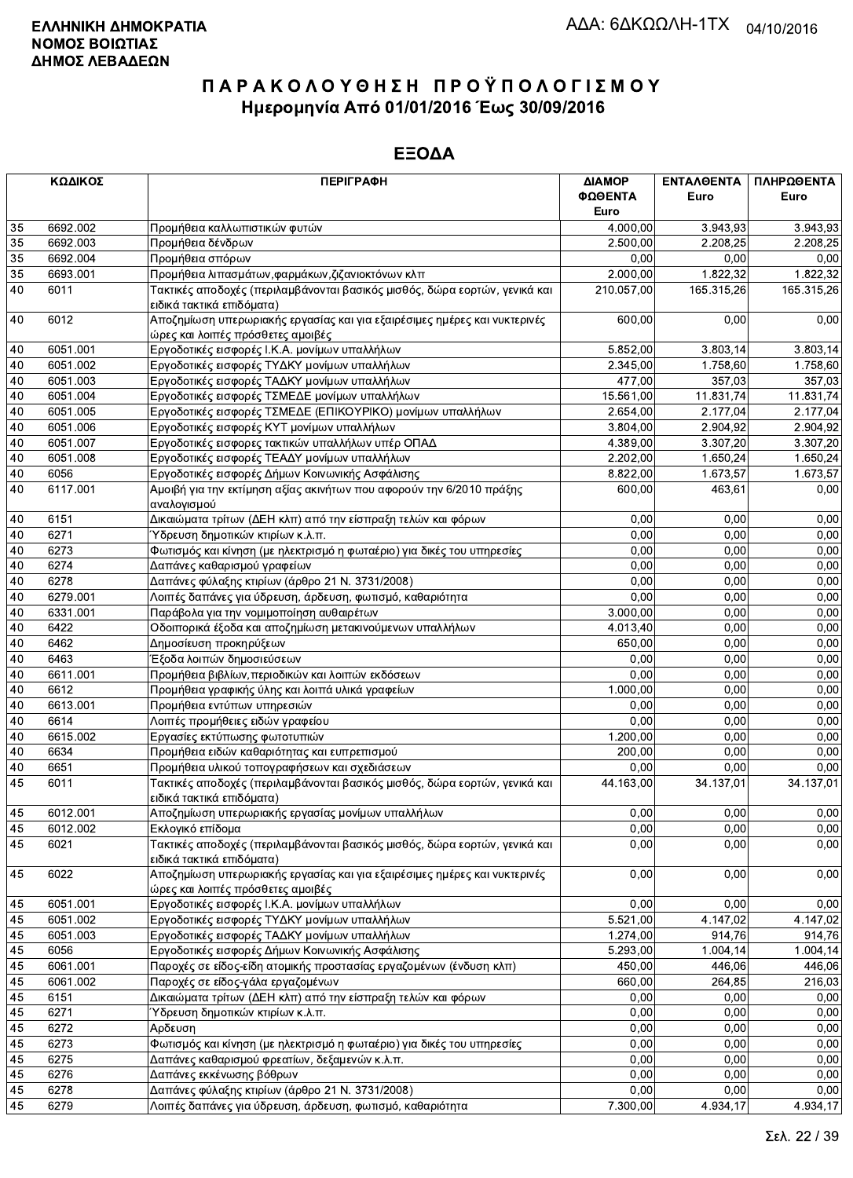**ΕΛΛΗΝΙΚΗ ΔΗΜΟΚΡΑΤΙΑ**
**ΝΟΜΟΣ ΒΟΙΩΤΙΑΣ**
**ΔΗΜΟΣ ΛΕΒΑΔΕΩΝ**

ΑΔΑ: 6ΔΚΩΩΛΗ-1ΤΧ 04/10/2016

# ΠΑΡΑΚΟΛΟΥΘΗΣΗ ΠΡΟΫΠΟΛΟΓΙΣΜΟΥ
## Ημερομηνία Από 01/01/2016 Έως 30/09/2016

## ΕΞΟΔΑ

| ΚΩΔΙΚΟΣ | | ΠΕΡΙΓΡΑΦΗ | ΔΙΑΜΟΡΦΩΘΕΝΤΑ Euro | ΕΝΤΑΛΘΕΝΤΑ Euro | ΠΛΗΡΩΘΕΝΤΑ Euro |
|---|---|---|---|---|---|
| 35 | 6692.002 | Προμήθεια καλλωπιστικών φυτών | 4.000,00 | 3.943,93 | 3.943,93 |
| 35 | 6692.003 | Προμήθεια δένδρων | 2.500,00 | 2.208,25 | 2.208,25 |
| 35 | 6692.004 | Προμήθεια σπόρων | 0,00 | 0,00 | 0,00 |
| 35 | 6693.001 | Προμήθεια λιπασμάτων,φαρμάκων,ζιζανιοκτόνων κλπ | 2.000,00 | 1.822,32 | 1.822,32 |
| 40 | 6011 | Τακτικές αποδοχές (περιλαμβάνονται βασικός μισθός, δώρα εορτών, γενικά και ειδικά τακτικά επιδόματα) | 210.057,00 | 165.315,26 | 165.315,26 |
| 40 | 6012 | Αποζημίωση υπερωριακής εργασίας και για εξαιρέσιμες ημέρες και νυκτερινές ώρες και λοιπές πρόσθετες αμοιβές | 600,00 | 0,00 | 0,00 |
| 40 | 6051.001 | Εργοδοτικές εισφορές Ι.Κ.Α. μονίμων υπαλλήλων | 5.852,00 | 3.803,14 | 3.803,14 |
| 40 | 6051.002 | Εργοδοτικές εισφορές ΤΥΔΚΥ μονίμων υπαλλήλων | 2.345,00 | 1.758,60 | 1.758,60 |
| 40 | 6051.003 | Εργοδοτικές εισφορές ΤΑΔΚΥ μονίμων υπαλλήλων | 477,00 | 357,03 | 357,03 |
| 40 | 6051.004 | Εργοδοτικές εισφορές ΤΣΜΕΔΕ μονίμων υπαλλήλων | 15.561,00 | 11.831,74 | 11.831,74 |
| 40 | 6051.005 | Εργοδοτικές εισφορές ΤΣΜΕΔΕ (ΕΠΙΚΟΥΡΙΚΟ) μονίμων υπαλλήλων | 2.654,00 | 2.177,04 | 2.177,04 |
| 40 | 6051.006 | Εργοδοτικές εισφορές ΚΥΤ μονίμων υπαλλήλων | 3.804,00 | 2.904,92 | 2.904,92 |
| 40 | 6051.007 | Εργοδοτικές εισφορες τακτικών υπαλλήλων υπέρ ΟΠΑΔ | 4.389,00 | 3.307,20 | 3.307,20 |
| 40 | 6051.008 | Εργοδοτικές εισφορές ΤΕΑΔΥ μονίμων υπαλλήλων | 2.202,00 | 1.650,24 | 1.650,24 |
| 40 | 6056 | Εργοδοτικές εισφορές Δήμων Κοινωνικής Ασφάλισης | 8.822,00 | 1.673,57 | 1.673,57 |
| 40 | 6117.001 | Αμοιβή για την εκτίμηση αξίας ακινήτων που αφορούν την 6/2010 πράξης αναλογισμού | 600,00 | 463,61 | 0,00 |
| 40 | 6151 | Δικαιώματα τρίτων (ΔΕΗ κλπ) από την είσπραξη τελών και φόρων | 0,00 | 0,00 | 0,00 |
| 40 | 6271 | Ύδρευση δημοτικών κτιρίων κ.λ.π. | 0,00 | 0,00 | 0,00 |
| 40 | 6273 | Φωτισμός και κίνηση (με ηλεκτρισμό η φωταέριο) για δικές του υπηρεσίες | 0,00 | 0,00 | 0,00 |
| 40 | 6274 | Δαπάνες καθαρισμού γραφείων | 0,00 | 0,00 | 0,00 |
| 40 | 6278 | Δαπάνες φύλαξης κτιρίων (άρθρο 21 Ν. 3731/2008) | 0,00 | 0,00 | 0,00 |
| 40 | 6279.001 | Λοιπές δαπάνες για ύδρευση, άρδευση, φωτισμό, καθαριότητα | 0,00 | 0,00 | 0,00 |
| 40 | 6331.001 | Παράβολα για την νομιμοποίηση αυθαιρέτων | 3.000,00 | 0,00 | 0,00 |
| 40 | 6422 | Οδοιπορικά έξοδα και αποζημίωση μετακινούμενων υπαλλήλων | 4.013,40 | 0,00 | 0,00 |
| 40 | 6462 | Δημοσίευση προκηρύξεων | 650,00 | 0,00 | 0,00 |
| 40 | 6463 | Έξοδα λοιπών δημοσιεύσεων | 0,00 | 0,00 | 0,00 |
| 40 | 6611.001 | Προμήθεια βιβλίων,περιοδικών και λοιπών εκδόσεων | 0,00 | 0,00 | 0,00 |
| 40 | 6612 | Προμήθεια γραφικής ύλης και λοιπά υλικά γραφείων | 1.000,00 | 0,00 | 0,00 |
| 40 | 6613.001 | Προμήθεια εντύπων υπηρεσιών | 0,00 | 0,00 | 0,00 |
| 40 | 6614 | Λοιπές προμήθειες ειδών γραφείου | 0,00 | 0,00 | 0,00 |
| 40 | 6615.002 | Εργασίες εκτύπωσης φωτοτυπιών | 1.200,00 | 0,00 | 0,00 |
| 40 | 6634 | Προμήθεια ειδών καθαριότητας και ευπρεπισμού | 200,00 | 0,00 | 0,00 |
| 40 | 6651 | Προμήθεια υλικού τοπογραφήσεων και σχεδιάσεων | 0,00 | 0,00 | 0,00 |
| 45 | 6011 | Τακτικές αποδοχές (περιλαμβάνονται βασικός μισθός, δώρα εορτών, γενικά και ειδικά τακτικά επιδόματα) | 44.163,00 | 34.137,01 | 34.137,01 |
| 45 | 6012.001 | Αποζημίωση υπερωριακής εργασίας μονίμων υπαλλήλων | 0,00 | 0,00 | 0,00 |
| 45 | 6012.002 | Εκλογικό επίδομα | 0,00 | 0,00 | 0,00 |
| 45 | 6021 | Τακτικές αποδοχές (περιλαμβάνονται βασικός μισθός, δώρα εορτών, γενικά και ειδικά τακτικά επιδόματα) | 0,00 | 0,00 | 0,00 |
| 45 | 6022 | Αποζημίωση υπερωριακής εργασίας και για εξαιρέσιμες ημέρες και νυκτερινές ώρες και λοιπές πρόσθετες αμοιβές | 0,00 | 0,00 | 0,00 |
| 45 | 6051.001 | Εργοδοτικές εισφορές Ι.Κ.Α. μονίμων υπαλλήλων | 0,00 | 0,00 | 0,00 |
| 45 | 6051.002 | Εργοδοτικές εισφορές ΤΥΔΚΥ μονίμων υπαλλήλων | 5.521,00 | 4.147,02 | 4.147,02 |
| 45 | 6051.003 | Εργοδοτικές εισφορές ΤΑΔΚΥ μονίμων υπαλλήλων | 1.274,00 | 914,76 | 914,76 |
| 45 | 6056 | Εργοδοτικές εισφορές Δήμων Κοινωνικής Ασφάλισης | 5.293,00 | 1.004,14 | 1.004,14 |
| 45 | 6061.001 | Παροχές σε είδος-είδη ατομικής προστασίας εργαζομένων (ένδυση κλπ) | 450,00 | 446,06 | 446,06 |
| 45 | 6061.002 | Παροχές σε είδος-γάλα εργαζομένων | 660,00 | 264,85 | 216,03 |
| 45 | 6151 | Δικαιώματα τρίτων (ΔΕΗ κλπ) από την είσπραξη τελών και φόρων | 0,00 | 0,00 | 0,00 |
| 45 | 6271 | Ύδρευση δημοτικών κτιρίων κ.λ.π. | 0,00 | 0,00 | 0,00 |
| 45 | 6272 | Αρδευση | 0,00 | 0,00 | 0,00 |
| 45 | 6273 | Φωτισμός και κίνηση (με ηλεκτρισμό η φωταέριο) για δικές του υπηρεσίες | 0,00 | 0,00 | 0,00 |
| 45 | 6275 | Δαπάνες καθαρισμού φρεατίων, δεξαμενών κ.λ.π. | 0,00 | 0,00 | 0,00 |
| 45 | 6276 | Δαπάνες εκκένωσης βόθρων | 0,00 | 0,00 | 0,00 |
| 45 | 6278 | Δαπάνες φύλαξης κτιρίων (άρθρο 21 Ν. 3731/2008) | 0,00 | 0,00 | 0,00 |
| 45 | 6279 | Λοιπές δαπάνες για ύδρευση, άρδευση, φωτισμό, καθαριότητα | 7.300,00 | 4.934,17 | 4.934,17 |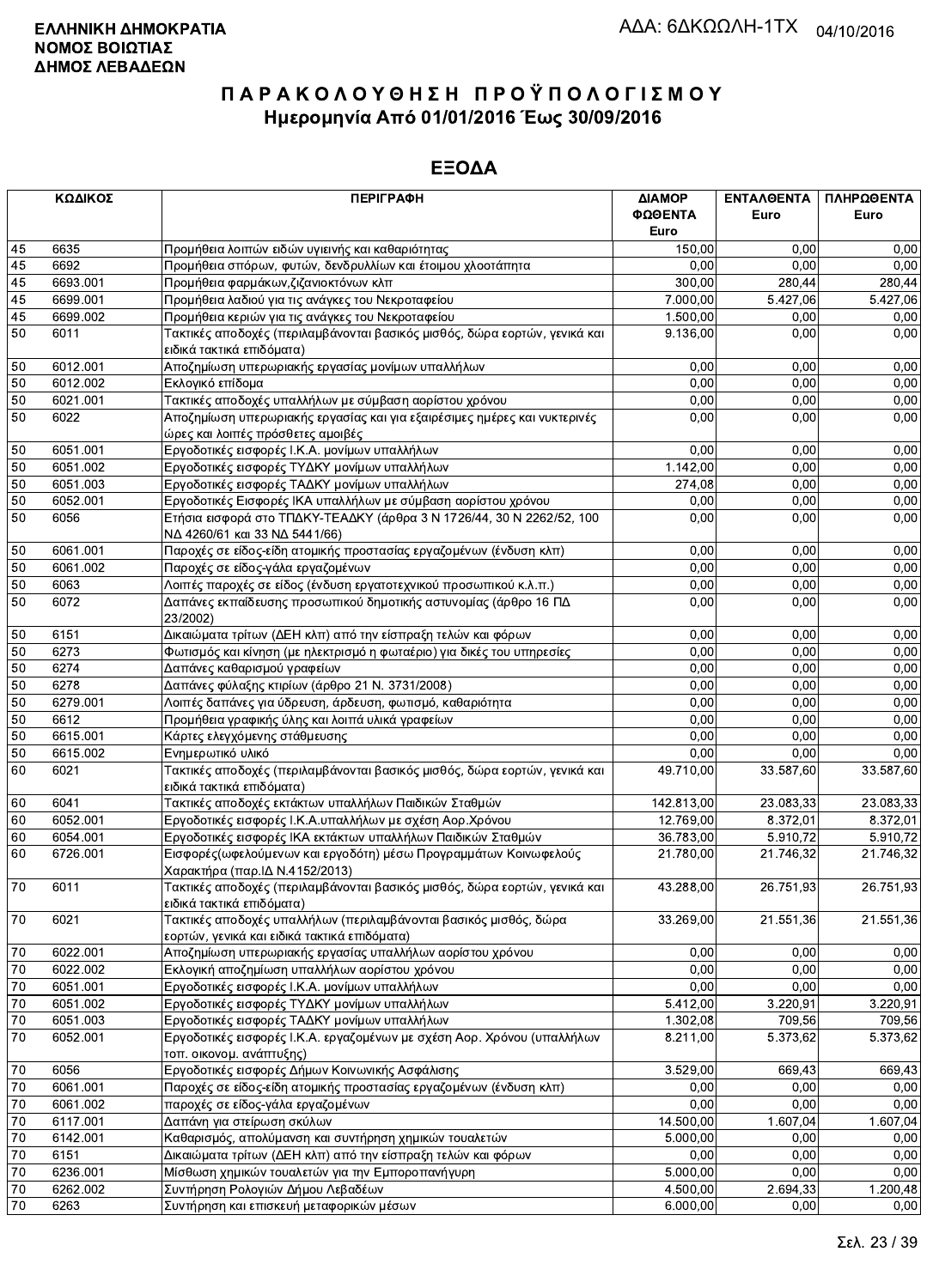**ΕΛΛΗΝΙΚΗ ΔΗΜΟΚΡΑΤΙΑ**
**ΝΟΜΟΣ ΒΟΙΩΤΙΑΣ**
**ΔΗΜΟΣ ΛΕΒΑΔΕΩΝ**

ΑΔΑ: 6ΔΚΩΩΛΗ-1ΤΧ 04/10/2016

# ΠΑΡΑΚΟΛΟΥΘΗΣΗ ΠΡΟΫΠΟΛΟΓΙΣΜΟΥ
## Ημερομηνία Από 01/01/2016 Έως 30/09/2016

## ΕΞΟΔΑ

| ΚΩΔΙΚΟΣ | | ΠΕΡΙΓΡΑΦΗ | ΔΙΑΜΟΡ ΦΩΘΕΝΤΑ Euro | ΕΝΤΑΛΘΕΝΤΑ Euro | ΠΛΗΡΩΘΕΝΤΑ Euro |
|---|---|---|---|---|---|
| 45 | 6635 | Προμήθεια λοιπών ειδών υγιεινής και καθαριότητας | 150,00 | 0,00 | 0,00 |
| 45 | 6692 | Προμήθεια σπόρων, φυτών, δενδρυλλίων και έτοιμου χλοοτάπητα | 0,00 | 0,00 | 0,00 |
| 45 | 6693.001 | Προμήθεια φαρμάκων,ζιζανιοκτόνων κλπ | 300,00 | 280,44 | 280,44 |
| 45 | 6699.001 | Προμήθεια λαδιού για τις ανάγκες του Νεκροταφείου | 7.000,00 | 5.427,06 | 5.427,06 |
| 45 | 6699.002 | Προμήθεια κεριών για τις ανάγκες του Νεκροταφείου | 1.500,00 | 0,00 | 0,00 |
| 50 | 6011 | Τακτικές αποδοχές (περιλαμβάνονται βασικός μισθός, δώρα εορτών, γενικά και ειδικά τακτικά επιδόματα) | 9.136,00 | 0,00 | 0,00 |
| 50 | 6012.001 | Αποζημίωση υπερωριακής εργασίας μονίμων υπαλλήλων | 0,00 | 0,00 | 0,00 |
| 50 | 6012.002 | Εκλογικό επίδομα | 0,00 | 0,00 | 0,00 |
| 50 | 6021.001 | Τακτικές αποδοχές υπαλλήλων με σύμβαση αορίστου χρόνου | 0,00 | 0,00 | 0,00 |
| 50 | 6022 | Αποζημίωση υπερωριακής εργασίας και για εξαιρέσιμες ημέρες και νυκτερινές ώρες και λοιπές πρόσθετες αμοιβές | 0,00 | 0,00 | 0,00 |
| 50 | 6051.001 | Εργοδοτικές εισφορές Ι.Κ.Α. μονίμων υπαλλήλων | 0,00 | 0,00 | 0,00 |
| 50 | 6051.002 | Εργοδοτικές εισφορές ΤΥΔΚΥ μονίμων υπαλλήλων | 1.142,00 | 0,00 | 0,00 |
| 50 | 6051.003 | Εργοδοτικές εισφορές ΤΑΔΚΥ μονίμων υπαλλήλων | 274,08 | 0,00 | 0,00 |
| 50 | 6052.001 | Εργοδοτικές Εισφορές ΙΚΑ υπαλλήλων με σύμβαση αορίστου χρόνου | 0,00 | 0,00 | 0,00 |
| 50 | 6056 | Ετήσια εισφορά στο ΤΠΔΚΥ-ΤΕΑΔΚΥ (άρθρα 3 Ν 1726/44, 30 Ν 2262/52, 100 ΝΔ 4260/61 και 33 ΝΔ 5441/66) | 0,00 | 0,00 | 0,00 |
| 50 | 6061.001 | Παροχές σε είδος-είδη ατομικής προστασίας εργαζομένων (ένδυση κλπ) | 0,00 | 0,00 | 0,00 |
| 50 | 6061.002 | Παροχές σε είδος-γάλα εργαζομένων | 0,00 | 0,00 | 0,00 |
| 50 | 6063 | Λοιπές παροχές σε είδος (ένδυση εργατοτεχνικού προσωπικού κ.λ.π.) | 0,00 | 0,00 | 0,00 |
| 50 | 6072 | Δαπάνες εκπαίδευσης προσωπικού δημοτικής αστυνομίας (άρθρο 16 ΠΔ 23/2002) | 0,00 | 0,00 | 0,00 |
| 50 | 6151 | Δικαιώματα τρίτων (ΔΕΗ κλπ) από την είσπραξη τελών και φόρων | 0,00 | 0,00 | 0,00 |
| 50 | 6273 | Φωτισμός και κίνηση (με ηλεκτρισμό η φωταέριο) για δικές του υπηρεσίες | 0,00 | 0,00 | 0,00 |
| 50 | 6274 | Δαπάνες καθαρισμού γραφείων | 0,00 | 0,00 | 0,00 |
| 50 | 6278 | Δαπάνες φύλαξης κτιρίων (άρθρο 21 Ν. 3731/2008) | 0,00 | 0,00 | 0,00 |
| 50 | 6279.001 | Λοιπές δαπάνες για ύδρευση, άρδευση, φωτισμό, καθαριότητα | 0,00 | 0,00 | 0,00 |
| 50 | 6612 | Προμήθεια γραφικής ύλης και λοιπά υλικά γραφείων | 0,00 | 0,00 | 0,00 |
| 50 | 6615.001 | Κάρτες ελεγχόμενης στάθμευσης | 0,00 | 0,00 | 0,00 |
| 50 | 6615.002 | Ενημερωτικό υλικό | 0,00 | 0,00 | 0,00 |
| 60 | 6021 | Τακτικές αποδοχές (περιλαμβάνονται βασικός μισθός, δώρα εορτών, γενικά και ειδικά τακτικά επιδόματα) | 49.710,00 | 33.587,60 | 33.587,60 |
| 60 | 6041 | Τακτικές αποδοχές εκτάκτων υπαλλήλων Παιδικών Σταθμών | 142.813,00 | 23.083,33 | 23.083,33 |
| 60 | 6052.001 | Εργοδοτικές εισφορές Ι.Κ.Α.υπαλλήλων με σχέση Αορ.Χρόνου | 12.769,00 | 8.372,01 | 8.372,01 |
| 60 | 6054.001 | Εργοδοτικές εισφορές ΙΚΑ εκτάκτων υπαλλήλων Παιδικών Σταθμών | 36.783,00 | 5.910,72 | 5.910,72 |
| 60 | 6726.001 | Εισφορές(ωφελούμενων και εργοδότη) μέσω Προγραμμάτων Κοινωφελούς Χαρακτήρα (παρ.ΙΔ Ν.4152/2013) | 21.780,00 | 21.746,32 | 21.746,32 |
| 70 | 6011 | Τακτικές αποδοχές (περιλαμβάνονται βασικός μισθός, δώρα εορτών, γενικά και ειδικά τακτικά επιδόματα) | 43.288,00 | 26.751,93 | 26.751,93 |
| 70 | 6021 | Τακτικές αποδοχές υπαλλήλων (περιλαμβάνονται βασικός μισθός, δώρα εορτών, γενικά και ειδικά τακτικά επιδόματα) | 33.269,00 | 21.551,36 | 21.551,36 |
| 70 | 6022.001 | Αποζημίωση υπερωριακής εργασίας υπαλλήλων αορίστου χρόνου | 0,00 | 0,00 | 0,00 |
| 70 | 6022.002 | Εκλογική αποζημίωση υπαλλήλων αορίστου χρόνου | 0,00 | 0,00 | 0,00 |
| 70 | 6051.001 | Εργοδοτικές εισφορές Ι.Κ.Α. μονίμων υπαλλήλων | 0,00 | 0,00 | 0,00 |
| 70 | 6051.002 | Εργοδοτικές εισφορές ΤΥΔΚΥ μονίμων υπαλλήλων | 5.412,00 | 3.220,91 | 3.220,91 |
| 70 | 6051.003 | Εργοδοτικές εισφορές ΤΑΔΚΥ μονίμων υπαλλήλων | 1.302,08 | 709,56 | 709,56 |
| 70 | 6052.001 | Εργοδοτικές εισφορές Ι.Κ.Α. εργαζομένων με σχέση Αορ. Χρόνου (υπαλλήλων τοπ. οικονομ. ανάπτυξης) | 8.211,00 | 5.373,62 | 5.373,62 |
| 70 | 6056 | Εργοδοτικές εισφορές Δήμων Κοινωνικής Ασφάλισης | 3.529,00 | 669,43 | 669,43 |
| 70 | 6061.001 | Παροχές σε είδος-είδη ατομικής προστασίας εργαζομένων (ένδυση κλπ) | 0,00 | 0,00 | 0,00 |
| 70 | 6061.002 | παροχές σε είδος-γάλα εργαζομένων | 0,00 | 0,00 | 0,00 |
| 70 | 6117.001 | Δαπάνη για στείρωση σκύλων | 14.500,00 | 1.607,04 | 1.607,04 |
| 70 | 6142.001 | Καθαρισμός, απολύμανση και συντήρηση χημικών τουαλετών | 5.000,00 | 0,00 | 0,00 |
| 70 | 6151 | Δικαιώματα τρίτων (ΔΕΗ κλπ) από την είσπραξη τελών και φόρων | 0,00 | 0,00 | 0,00 |
| 70 | 6236.001 | Μίσθωση χημικών τουαλετών για την Εμποροπανήγυρη | 5.000,00 | 0,00 | 0,00 |
| 70 | 6262.002 | Συντήρηση Ρολογιών Δήμου Λεβαδέων | 4.500,00 | 2.694,33 | 1.200,48 |
| 70 | 6263 | Συντήρηση και επισκευή μεταφορικών μέσων | 6.000,00 | 0,00 | 0,00 |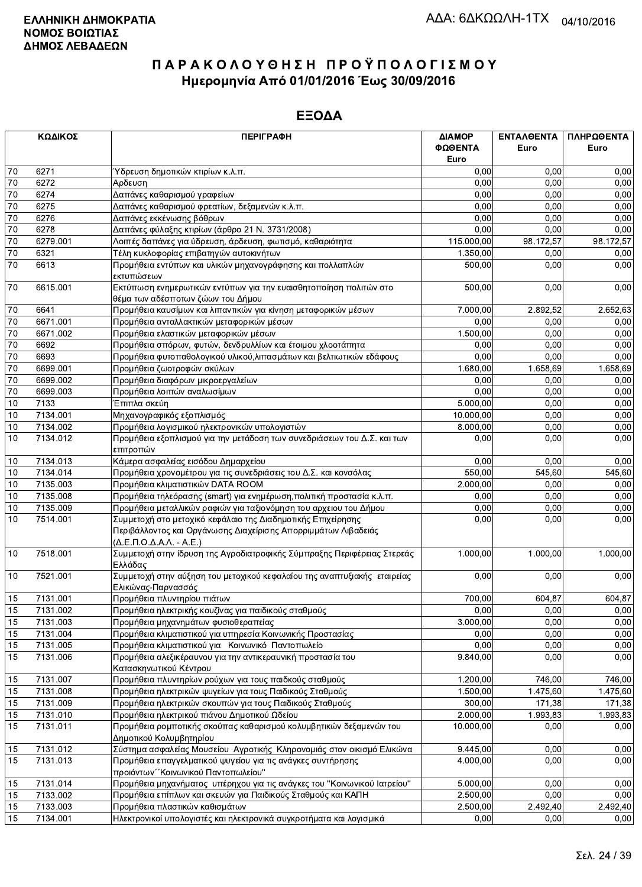**ΕΛΛΗΝΙΚΗ ΔΗΜΟΚΡΑΤΙΑ**
**ΝΟΜΟΣ ΒΟΙΩΤΙΑΣ**
**ΔΗΜΟΣ ΛΕΒΑΔΕΩΝ**

ΑΔΑ: 6ΔΚΩΩΛΗ-1ΤΧ 04/10/2016

# ΠΑΡΑΚΟΛΟΥΘΗΣΗ ΠΡΟΫΠΟΛΟΓΙΣΜΟΥ

## Ημερομηνία Από 01/01/2016 Έως 30/09/2016

## ΕΞΟΔΑ

| ΚΩΔΙΚΟΣ | | ΠΕΡΙΓΡΑΦΗ | ΔΙΑΜΟΡΦΩΘΕΝΤΑ Euro | ΕΝΤΑΛΘΕΝΤΑ Euro | ΠΛΗΡΩΘΕΝΤΑ Euro |
|---|---|---|---|---|---|
| 70 | 6271 | Ύδρευση δημοτικών κτιρίων κ.λ.π. | 0,00 | 0,00 | 0,00 |
| 70 | 6272 | Αρδευση | 0,00 | 0,00 | 0,00 |
| 70 | 6274 | Δαπάνες καθαρισμού γραφείων | 0,00 | 0,00 | 0,00 |
| 70 | 6275 | Δαπάνες καθαρισμού φρεατίων, δεξαμενών κ.λ.π. | 0,00 | 0,00 | 0,00 |
| 70 | 6276 | Δαπάνες εκκένωσης βόθρων | 0,00 | 0,00 | 0,00 |
| 70 | 6278 | Δαπάνες φύλαξης κτιρίων (άρθρο 21 Ν. 3731/2008) | 0,00 | 0,00 | 0,00 |
| 70 | 6279.001 | Λοιπές δαπάνες για ύδρευση, άρδευση, φωτισμό, καθαριότητα | 115.000,00 | 98.172,57 | 98.172,57 |
| 70 | 6321 | Τέλη κυκλοφορίας επιβατηγών αυτοκινήτων | 1.350,00 | 0,00 | 0,00 |
| 70 | 6613 | Προμήθεια εντύπων και υλικών μηχανογράφησης και πολλαπλών εκτυπώσεων | 500,00 | 0,00 | 0,00 |
| 70 | 6615.001 | Εκτύπωση ενημερωτικών εντύπων για την ευαισθητοποίηση πολιτών στο θέμα των αδέσποτων ζώων του Δήμου | 500,00 | 0,00 | 0,00 |
| 70 | 6641 | Προμήθεια καυσίμων και λιπαντικών για κίνηση μεταφορικών μέσων | 7.000,00 | 2.892,52 | 2.652,63 |
| 70 | 6671.001 | Προμήθεια ανταλλακτικών μεταφορικών μέσων | 0,00 | 0,00 | 0,00 |
| 70 | 6671.002 | Προμήθεια ελαστικών μεταφορικών μέσων | 1.500,00 | 0,00 | 0,00 |
| 70 | 6692 | Προμήθεια σπόρων, φυτών, δενδρυλλίων και έτοιμου χλοοτάπητα | 0,00 | 0,00 | 0,00 |
| 70 | 6693 | Προμήθεια φυτοπαθολογικού υλικού,λιπασμάτων και βελτιωτικών εδάφους | 0,00 | 0,00 | 0,00 |
| 70 | 6699.001 | Προμήθεια ζωοτροφών σκύλων | 1.680,00 | 1.658,69 | 1.658,69 |
| 70 | 6699.002 | Προμήθεια διαφόρων μικροεργαλείων | 0,00 | 0,00 | 0,00 |
| 70 | 6699.003 | Προμήθεια λοιπών αναλωσίμων | 0,00 | 0,00 | 0,00 |
| 10 | 7133 | Έπιπλα σκεύη | 5.000,00 | 0,00 | 0,00 |
| 10 | 7134.001 | Μηχανογραφικός εξοπλισμός | 10.000,00 | 0,00 | 0,00 |
| 10 | 7134.002 | Προμήθεια λογισμικού ηλεκτρονικών υπολογιστών | 8.000,00 | 0,00 | 0,00 |
| 10 | 7134.012 | Προμήθεια εξοπλισμού για την μετάδοση των συνεδριάσεων του Δ.Σ. και των επιτροπών | 0,00 | 0,00 | 0,00 |
| 10 | 7134.013 | Κάμερα ασφαλείας εισόδου Δημαρχείου | 0,00 | 0,00 | 0,00 |
| 10 | 7134.014 | Προμήθεια χρονομέτρου για τις συνεδριάσεις του Δ.Σ. και κονσόλας | 550,00 | 545,60 | 545,60 |
| 10 | 7135.003 | Προμήθεια κλιματιστικών DATA ROOM | 2.000,00 | 0,00 | 0,00 |
| 10 | 7135.008 | Προμήθεια τηλεόρασης (smart) για ενημέρωση,πολιτική προστασία κ.λ.π. | 0,00 | 0,00 | 0,00 |
| 10 | 7135.009 | Προμήθεια μεταλλικών ραφιών για ταξιονόμηση του αρχειου του Δήμου | 0,00 | 0,00 | 0,00 |
| 10 | 7514.001 | Συμμετοχή στο μετοχικό κεφάλαιο της Διαδημοτικής Επιχείρησης Περιβάλλοντος και Οργάνωσης Διαχείρισης Απορριμμάτων Λιβαδειάς (Δ.Ε.Π.Ο.Δ.Α.Λ. - Α.Ε.) | 0,00 | 0,00 | 0,00 |
| 10 | 7518.001 | Συμμετοχή στην ίδρυση της Αγροδιατροφικής Σύμπραξης Περιφέρειας Στερεάς Ελλάδας | 1.000,00 | 1.000,00 | 1.000,00 |
| 10 | 7521.001 | Συμμετοχή στην αύξηση του μετοχικού κεφαλαίου της αναπτυξιακής εταιρείας Ελικώνας-Παρνασσός | 0,00 | 0,00 | 0,00 |
| 15 | 7131.001 | Προμήθεια πλυντηρίου πιάτων | 700,00 | 604,87 | 604,87 |
| 15 | 7131.002 | Προμήθεια ηλεκτρικής κουζίνας για παιδικούς σταθμούς | 0,00 | 0,00 | 0,00 |
| 15 | 7131.003 | Προμήθεια μηχανημάτων φυσιοθεραπείας | 3.000,00 | 0,00 | 0,00 |
| 15 | 7131.004 | Προμήθεια κλιματιστικού για υπηρεσία Κοινωνικής Προστασίας | 0,00 | 0,00 | 0,00 |
| 15 | 7131.005 | Προμήθεια κλιματιστικού για Κοινωνικό Παντοπωλείο | 0,00 | 0,00 | 0,00 |
| 15 | 7131.006 | Προμήθεια αλεξικέραυνου για την αντικεραυνική προστασία του Κατασκηνωτικού Κέντρου | 9.840,00 | 0,00 | 0,00 |
| 15 | 7131.007 | Προμήθεια πλυντηρίων ρούχων για τους παιδκούς σταθμούς | 1.200,00 | 746,00 | 746,00 |
| 15 | 7131.008 | Προμήθεια ηλεκτρικών ψυγείων για τους Παιδικούς Σταθμούς | 1.500,00 | 1.475,60 | 1.475,60 |
| 15 | 7131.009 | Προμήθεια ηλεκτρικών σκουπών για τους Παιδικούς Σταθμούς | 300,00 | 171,38 | 171,38 |
| 15 | 7131.010 | Προμήθεια ηλεκτρικού πιάνου Δημοτικού Ωδείου | 2.000,00 | 1.993,83 | 1.993,83 |
| 15 | 7131.011 | Προμήθεια ρομποτικής σκούπας καθαρισμού κολυμβητικών δεξαμενών του Δημοτικού Κολυμβητηρίου | 10.000,00 | 0,00 | 0,00 |
| 15 | 7131.012 | Σύστημα ασφαλείας Μουσείου Αγροτικής Κληρονομιάς στον οικισμό Ελικώνα | 9.445,00 | 0,00 | 0,00 |
| 15 | 7131.013 | Προμήθεια επαγγελματικού ψυγείου για τις ανάγκες συντήρησης προιόντων΄Κοινωνικού Παντοπωλείου" | 4.000,00 | 0,00 | 0,00 |
| 15 | 7131.014 | Προμήθεια μηχανήματος υπέρηχου για τις ανάγκες του "Κοινωνικού Ιατρείου" | 5.000,00 | 0,00 | 0,00 |
| 15 | 7133.002 | Προμήθεια επίπλων και σκευών για Παιδικούς Σταθμούς και ΚΑΠΗ | 2.500,00 | 0,00 | 0,00 |
| 15 | 7133.003 | Προμήθεια πλαστικών καθισμάτων | 2.500,00 | 2.492,40 | 2.492,40 |
| 15 | 7134.001 | Ηλεκτρονικοί υπολογιστές και ηλεκτρονικά συγκροτήματα και λογισμικά | 0,00 | 0,00 | 0,00 |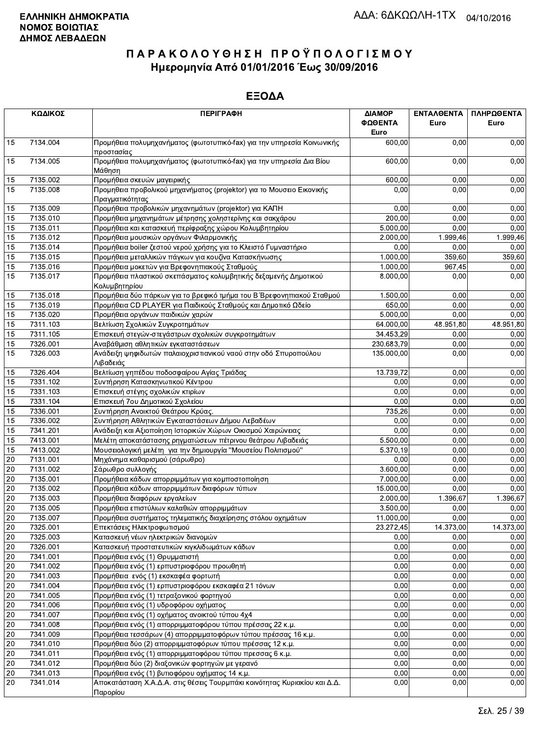**ΕΛΛΗΝΙΚΗ ΔΗΜΟΚΡΑΤΙΑ**
**ΝΟΜΟΣ ΒΟΙΩΤΙΑΣ**
**ΔΗΜΟΣ ΛΕΒΑΔΕΩΝ**

ΑΔΑ: 6ΔΚΩΩΛΗ-1ΤΧ 04/10/2016

# Π Α Ρ Α Κ Ο Λ Ο Υ Θ Η Σ Η  Π Ρ Ο Ϋ Π Ο Λ Ο Γ Ι Σ Μ Ο Υ
## Ημερομηνία Από 01/01/2016 Έως 30/09/2016

## ΕΞΟΔΑ

| ΚΩΔΙΚΟΣ | | ΠΕΡΙΓΡΑΦΗ | ΔΙΑΜΟΡ ΦΩΘΕΝΤΑ Euro | ΕΝΤΑΛΘΕΝΤΑ Euro | ΠΛΗΡΩΘΕΝΤΑ Euro |
|---|---|---|---|---|---|
| 15 | 7134.004 | Προμήθεια πολυμηχανήματος (φωτοτυπικό-fax) για την υπηρεσία Κοινωνικής προστασίας | 600,00 | 0,00 | 0,00 |
| 15 | 7134.005 | Προμήθεια πολυμηχανήματος (φωτοτυπικό-fax) για την υπηρεσία Δια Βίου Μάθηση | 600,00 | 0,00 | 0,00 |
| 15 | 7135.002 | Προμήθεια σκευών μαγειρικής | 600,00 | 0,00 | 0,00 |
| 15 | 7135.008 | Προμηθεια προβολικού μηχανήματος (projektor) για το Μουσειο Εικονικής Πραγματικότητας | 0,00 | 0,00 | 0,00 |
| 15 | 7135.009 | Προμήθεια προβολικών μηχανημάτων (projektor) για ΚΑΠΗ | 0,00 | 0,00 | 0,00 |
| 15 | 7135.010 | Προμήθεια μηχανημάτων μέτρησης χοληστερίνης και σακχάρου | 200,00 | 0,00 | 0,00 |
| 15 | 7135.011 | Προμήθεια και κατασκευή περίφραξης χώρου Κολυμβητηρίου | 5.000,00 | 0,00 | 0,00 |
| 15 | 7135.012 | Προμήθεια μουσικών οργάνων Φιλαρμονικής | 2.000,00 | 1.999,46 | 1.999,46 |
| 15 | 7135.014 | Προμήθεια boiler ζεστού νερού χρήσης για το Κλειστό Γυμναστήριο | 0,00 | 0,00 | 0,00 |
| 15 | 7135.015 | Προμήθεια μεταλλικών πάγκων για κουζίνα Κατασκήνωσης | 1.000,00 | 359,60 | 359,60 |
| 15 | 7135.016 | Προμήθεια μοκετών για Βρεφονηπιακούς Σταθμούς | 1.000,00 | 967,45 | 0,00 |
| 15 | 7135.017 | Προμήθεια πλαστικού σκεπάσματος κολυμβητικής δεξαμενής Δημοτικού Κολυμβητηρίου | 8.000,00 | 0,00 | 0,00 |
| 15 | 7135.018 | Προμήθεια δύο πάρκων για το βρεφικό τμήμα του Β΄Βρεφονηπιακού Σταθμού | 1.500,00 | 0,00 | 0,00 |
| 15 | 7135.019 | Προμήθεια CD PLAYER για Παιδικούς Σταθμούς και Δημοτικό Ωδείο | 650,00 | 0,00 | 0,00 |
| 15 | 7135.020 | Προμήθεια οργάνων παιδικών χαρών | 5.000,00 | 0,00 | 0,00 |
| 15 | 7311.103 | Βελτίωση Σχολικών Συγκροτημάτων | 64.000,00 | 48.951,80 | 48.951,80 |
| 15 | 7311.105 | Επισκευή στεγών-στεγάστρων σχολικών συγκροτημάτων | 34.453,29 | 0,00 | 0,00 |
| 15 | 7326.001 | Αναβάθμιση αθλητικών εγκαταστάσεων | 230.683,79 | 0,00 | 0,00 |
| 15 | 7326.003 | Ανάδειξη ψηφιδωτών παλαιοχριστιανικού ναού στην οδό Σπυροπούλου Λιβαδειάς | 135.000,00 | 0,00 | 0,00 |
| 15 | 7326.404 | Βελτίωση γηπέδου ποδοσφαίρου Αγίας Τριάδας | 13.739,72 | 0,00 | 0,00 |
| 15 | 7331.102 | Συντήρηση Κατασκηνωτικού Κέντρου | 0,00 | 0,00 | 0,00 |
| 15 | 7331.103 | Επισκευή στέγης σχολικών κτιρίων | 0,00 | 0,00 | 0,00 |
| 15 | 7331.104 | Επισκευή 7ου Δημοτικού Σχολείου | 0,00 | 0,00 | 0,00 |
| 15 | 7336.001 | Συντήρηση Ανοικτού Θεάτρου Κρύας. | 735,26 | 0,00 | 0,00 |
| 15 | 7336.002 | Συντήρηση Αθλητικών Εγκαταστάσεων Δήμου Λεβαδέων | 0,00 | 0,00 | 0,00 |
| 15 | 7341.201 | Ανάδειξη και Αξιοποίηση Ιστορικών Χώρων Οικισμού Χαιρώνειας | 0,00 | 0,00 | 0,00 |
| 15 | 7413.001 | Μελέτη αποκατάστασης ρηγματώσεων πέτρινου θεάτρου Λιβαδειάς | 5.500,00 | 0,00 | 0,00 |
| 15 | 7413.002 | Μουσειολογική μελέτη για την δημιουργία "Μουσείου Πολιτισμού" | 5.370,19 | 0,00 | 0,00 |
| 20 | 7131.001 | Μηχάνημα καθαρισμού (σάρωθρο) | 0,00 | 0,00 | 0,00 |
| 20 | 7131.002 | Σάρωθρο συλλογής | 3.600,00 | 0,00 | 0,00 |
| 20 | 7135.001 | Προμήθεια κάδων απορριμμάτων για κομποστοποίηση | 7.000,00 | 0,00 | 0,00 |
| 20 | 7135.002 | Προμήθεια κάδων απορριμμάτων διαφόρων τύπων | 15.000,00 | 0,00 | 0,00 |
| 20 | 7135.003 | Προμήθεια διαφόρων εργαλείων | 2.000,00 | 1.396,67 | 1.396,67 |
| 20 | 7135.005 | Προμήθεια επιστύλιων καλαθιών απορριμμάτων | 3.500,00 | 0,00 | 0,00 |
| 20 | 7135.007 | Προμήθεια συστήματος τηλεματικής διαχείρησης στόλου οχημάτων | 11.000,00 | 0,00 | 0,00 |
| 20 | 7325.001 | Επεκτάσεις Ηλεκτροφωτισμού | 23.272,45 | 14.373,00 | 14.373,00 |
| 20 | 7325.003 | Κατασκευή νέων ηλεκτρικών διανομών | 0,00 | 0,00 | 0,00 |
| 20 | 7326.001 | Κατασκευή προστατευτικών κιγκλιδωμάτων κάδων | 0,00 | 0,00 | 0,00 |
| 20 | 7341.001 | Προμήθεια ενός (1) Θρυμματιστή | 0,00 | 0,00 | 0,00 |
| 20 | 7341.002 | Προμήθεια ενός (1) ερπυστριοφόρου προωθητή | 0,00 | 0,00 | 0,00 |
| 20 | 7341.003 | Προμήθεια ενός (1) εκσκαφέα φορτωτή | 0,00 | 0,00 | 0,00 |
| 20 | 7341.004 | Προμήθεια ενός (1) ερπυστριοφόρου εκσκαφέα 21 τόνων | 0,00 | 0,00 | 0,00 |
| 20 | 7341.005 | Προμήθεια ενός (1) τετραξονικού φορτηγού | 0,00 | 0,00 | 0,00 |
| 20 | 7341.006 | Προμήθεια ενός (1) υδροφόρου οχήματος | 0,00 | 0,00 | 0,00 |
| 20 | 7341.007 | Προμήθεια ενός (1) οχήματος ανοικτού τύπου 4χ4 | 0,00 | 0,00 | 0,00 |
| 20 | 7341.008 | Προμήθεια ενός (1) απορριμματοφόρου τύπου πρέσσας 22 κ.μ. | 0,00 | 0,00 | 0,00 |
| 20 | 7341.009 | Προμήθεια τεσσάρων (4) απορριμματοφόρων τύπου πρέσσας 16 κ.μ. | 0,00 | 0,00 | 0,00 |
| 20 | 7341.010 | Προμήθεια δύο (2) απορριμματοφόρων τύπου πρέσσας 12 κ.μ. | 0,00 | 0,00 | 0,00 |
| 20 | 7341.011 | Προμήθεια ενός (1) απορριμματοφόρου τύπου πρεσσας 6 κ.μ. | 0,00 | 0,00 | 0,00 |
| 20 | 7341.012 | Προμήθεια δύο (2) διαξονικών φορτηγών με γερανό | 0,00 | 0,00 | 0,00 |
| 20 | 7341.013 | Προμήθεια ενός (1) βυτιοφόρου οχήματος 14 κ.μ. | 0,00 | 0,00 | 0,00 |
| 20 | 7341.014 | Αποκατάσταση Χ.Α.Δ.Α. στις θέσεις Τουρμπάκι κοινότητας Κυριακίου και Δ.Δ. Παρορίου | 0,00 | 0,00 | 0,00 |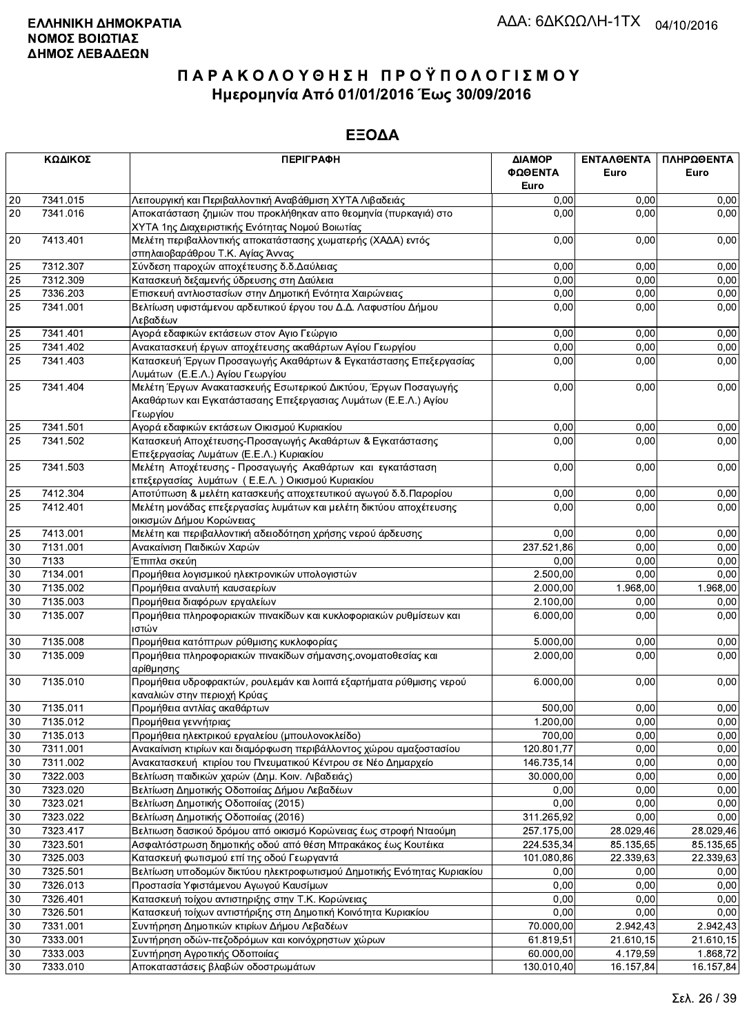**ΕΛΛΗΝΙΚΗ ΔΗΜΟΚΡΑΤΙΑ**
**ΝΟΜΟΣ ΒΟΙΩΤΙΑΣ**
**ΔΗΜΟΣ ΛΕΒΑΔΕΩΝ**

ΑΔΑ: 6ΔΚΩΩΛΗ-1ΤΧ 04/10/2016

# ΠΑΡΑΚΟΛΟΥΘΗΣΗ ΠΡΟΫΠΟΛΟΓΙΣΜΟΥ
## Ημερομηνία Από 01/01/2016 Έως 30/09/2016

## ΕΞΟΔΑ

| ΚΩΔΙΚΟΣ | | ΠΕΡΙΓΡΑΦΗ | ΔΙΑΜΟΡ ΦΩΘΕΝΤΑ Euro | ΕΝΤΑΛΘΕΝΤΑ Euro | ΠΛΗΡΩΘΕΝΤΑ Euro |
|---|---|---|---|---|---|
| 20 | 7341.015 | Λειτουργική και Περιβαλλοντική Αναβάθμιση ΧΥΤΑ Λιβαδειάς | 0,00 | 0,00 | 0,00 |
| 20 | 7341.016 | Αποκατάσταση ζημιών που προκλήθηκαν απο θεομηνία (πυρκαγιά) στο ΧΥΤΑ 1ης Διαχειριστικής Ενότητας Νομού Βοιωτίας | 0,00 | 0,00 | 0,00 |
| 20 | 7413.401 | Μελέτη περιβαλλοντικής αποκατάστασης χωματερής (ΧΑΔΑ) εντός σπηλαιοβαράθρου Τ.Κ. Αγίας Άννας | 0,00 | 0,00 | 0,00 |
| 25 | 7312.307 | Σύνδεση παροχών αποχέτευσης δ.δ.Δαύλειας | 0,00 | 0,00 | 0,00 |
| 25 | 7312.309 | Κατασκευή δεξαμενής ύδρευσης στη Δαύλεια | 0,00 | 0,00 | 0,00 |
| 25 | 7336.203 | Επισκευή αντλιοστασίων στην Δημοτική Ενότητα Χαιρώνειας | 0,00 | 0,00 | 0,00 |
| 25 | 7341.001 | Βελτίωση υφιστάμενου αρδευτικού έργου του Δ.Δ. Λαφυστίου Δήμου Λεβαδέων | 0,00 | 0,00 | 0,00 |
| 25 | 7341.401 | Αγορά εδαφικών εκτάσεων στον Αγιο Γεώργιο | 0,00 | 0,00 | 0,00 |
| 25 | 7341.402 | Ανακατασκευή έργων αποχέτευσης ακαθάρτων Αγίου Γεωργίου | 0,00 | 0,00 | 0,00 |
| 25 | 7341.403 | Κατασκευή Έργων Προσαγωγής Ακαθάρτων & Εγκατάστασης Επεξεργασίας Λυμάτων (Ε.Ε.Λ.) Αγίου Γεωργίου | 0,00 | 0,00 | 0,00 |
| 25 | 7341.404 | Μελέτη Έργων Ανακατασκευής Εσωτερικού Δικτύου, Έργων Ποσαγωγής Ακαθάρτων και Εγκατάστασασης Επεξεργασίας Λυμάτων (Ε.Ε.Λ.) Αγίου Γεωργίου | 0,00 | 0,00 | 0,00 |
| 25 | 7341.501 | Αγορά εδαφικών εκτάσεων Οικισμού Κυριακίου | 0,00 | 0,00 | 0,00 |
| 25 | 7341.502 | Κατασκευή Αποχέτευσης-Προσαγωγής Ακαθάρτων & Εγκατάστασης Επεξεργασίας Λυμάτων (Ε.Ε.Λ.) Κυριακίου | 0,00 | 0,00 | 0,00 |
| 25 | 7341.503 | Μελέτη Αποχέτευσης - Προσαγωγής Ακαθάρτων και εγκατάσταση επεξεργασίας λυμάτων ( Ε.Ε.Λ. ) Οικισμού Κυριακίου | 0,00 | 0,00 | 0,00 |
| 25 | 7412.304 | Αποτύπωση & μελέτη κατασκευής αποχετευτικού αγωγού δ.δ.Παρορίου | 0,00 | 0,00 | 0,00 |
| 25 | 7412.401 | Μελέτη μονάδας επεξεργασίας λυμάτων και μελέτη δικτύου αποχέτευσης οικισμών Δήμου Κορώνειας | 0,00 | 0,00 | 0,00 |
| 25 | 7413.001 | Μελέτη και περιβαλλοντική αδειοδότηση χρήσης νερού άρδευσης | 0,00 | 0,00 | 0,00 |
| 30 | 7131.001 | Ανακαίνιση Παιδικών Χαρών | 237.521,86 | 0,00 | 0,00 |
| 30 | 7133 | Έπιπλα σκεύη | 0,00 | 0,00 | 0,00 |
| 30 | 7134.001 | Προμήθεια λογισμικού ηλεκτρονικών υπολογιστών | 2.500,00 | 0,00 | 0,00 |
| 30 | 7135.002 | Προμήθεια αναλυτή καυσαερίων | 2.000,00 | 1.968,00 | 1.968,00 |
| 30 | 7135.003 | Προμήθεια διαφόρων εργαλείων | 2.100,00 | 0,00 | 0,00 |
| 30 | 7135.007 | Προμήθεια πληροφοριακών πινακίδων και κυκλοφοριακών ρυθμίσεων και ιστών | 6.000,00 | 0,00 | 0,00 |
| 30 | 7135.008 | Προμήθεια κατόπτρων ρύθμισης κυκλοφορίας | 5.000,00 | 0,00 | 0,00 |
| 30 | 7135.009 | Προμήθεια πληροφοριακών πινακίδων σήμανσης,ονοματοθεσίας και αρίθμησης | 2.000,00 | 0,00 | 0,00 |
| 30 | 7135.010 | Προμήθεια υδροφρακτών, ρουλεμάν και λοιπά εξαρτήματα ρύθμισης νερού καναλιών στην περιοχή Κρύας | 6.000,00 | 0,00 | 0,00 |
| 30 | 7135.011 | Προμήθεια αντλίας ακαθάρτων | 500,00 | 0,00 | 0,00 |
| 30 | 7135.012 | Προμήθεια γεννήτριας | 1.200,00 | 0,00 | 0,00 |
| 30 | 7135.013 | Προμήθεια ηλεκτρικού εργαλείου (μπουλονοκλείδο) | 700,00 | 0,00 | 0,00 |
| 30 | 7311.001 | Ανακαίνιση κτιρίων και διαμόρφωση περιβάλλοντος χώρου αμαξοστασίου | 120.801,77 | 0,00 | 0,00 |
| 30 | 7311.002 | Ανακατασκευή κτιρίου του Πνευματικού Κέντρου σε Νέο Δημαρχείο | 146.735,14 | 0,00 | 0,00 |
| 30 | 7322.003 | Βελτίωση παιδικών χαρών (Δημ. Κοιν. Λιβαδειάς) | 30.000,00 | 0,00 | 0,00 |
| 30 | 7323.020 | Βελτίωση Δημοτικής Οδοποιίας Δήμου Λεβαδέων | 0,00 | 0,00 | 0,00 |
| 30 | 7323.021 | Βελτίωση Δημοτικής Οδοποιίας (2015) | 0,00 | 0,00 | 0,00 |
| 30 | 7323.022 | Βελτίωση Δημοτικής Οδοποιίας (2016) | 311.265,92 | 0,00 | 0,00 |
| 30 | 7323.417 | Βελτιωση δασικού δρόμου από οικισμό Κορώνειας έως στροφή Νταούμη | 257.175,00 | 28.029,46 | 28.029,46 |
| 30 | 7323.501 | Ασφαλτόστρωση δημοτικής οδού από θέση Μπρακάκος έως Κουτέικα | 224.535,34 | 85.135,65 | 85.135,65 |
| 30 | 7325.003 | Κατασκευή φωτισμού επί της οδού Γεωργαντά | 101.080,86 | 22.339,63 | 22.339,63 |
| 30 | 7325.501 | Βελτίωση υποδομών δικτύου ηλεκτροφωτισμού Δημοτικής Ενότητας Κυριακίου | 0,00 | 0,00 | 0,00 |
| 30 | 7326.013 | Προστασία Υφιστάμενου Αγωγού Καυσίμων | 0,00 | 0,00 | 0,00 |
| 30 | 7326.401 | Κατασκευή τοίχου αντιστηριξης στην Τ.Κ. Κορώνειας | 0,00 | 0,00 | 0,00 |
| 30 | 7326.501 | Κατασκευή τοίχων αντιστήριξης στη Δημοτική Κοινότητα Κυριακίου | 0,00 | 0,00 | 0,00 |
| 30 | 7331.001 | Συντήρηση Δημοτικών κτιρίων Δήμου Λεβαδέων | 70.000,00 | 2.942,43 | 2.942,43 |
| 30 | 7333.001 | Συντήρηση οδών-πεζοδρόμων και κοινόχρηστων χώρων | 61.819,51 | 21.610,15 | 21.610,15 |
| 30 | 7333.003 | Συντήρηση Αγροτικής Οδοποιίας | 60.000,00 | 4.179,59 | 1.868,72 |
| 30 | 7333.010 | Αποκαταστάσεις βλαβών οδοστρωμάτων | 130.010,40 | 16.157,84 | 16.157,84 |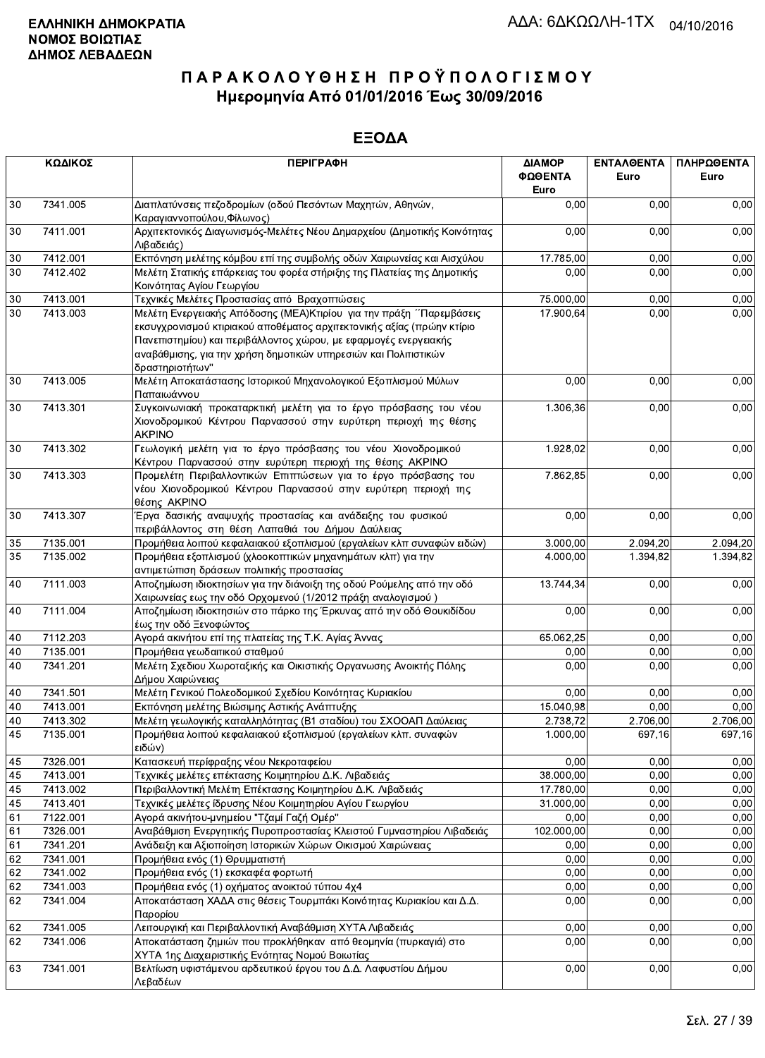**ΕΛΛΗΝΙΚΗ ΔΗΜΟΚΡΑΤΙΑ**
**ΝΟΜΟΣ ΒΟΙΩΤΙΑΣ**
**ΔΗΜΟΣ ΛΕΒΑΔΕΩΝ**

ΑΔΑ: 6ΔΚΩΩΛΗ-1ΤΧ 04/10/2016

# ΠΑΡΑΚΟΛΟΥΘΗΣΗ ΠΡΟΫΠΟΛΟΓΙΣΜΟΥ
## Ημερομηνία Από 01/01/2016 Έως 30/09/2016

## ΕΞΟΔΑ

| ΚΩΔΙΚΟΣ | | ΠΕΡΙΓΡΑΦΗ | ΔΙΑΜΟΡ ΦΩΘΕΝΤΑ Euro | ΕΝΤΑΛΘΕΝΤΑ Euro | ΠΛΗΡΩΘΕΝΤΑ Euro |
|---|---|---|---|---|---|
| 30 | 7341.005 | Διαπλατύνσεις πεζοδρομίων (οδού Πεσόντων Μαχητών, Αθηνών, Καραγιαννοπούλου,Φίλωνος) | 0,00 | 0,00 | 0,00 |
| 30 | 7411.001 | Αρχιτεκτονικός Διαγωνισμός-Μελέτες Νέου Δημαρχείου (Δημοτικής Κοινότητας Λιβαδειάς) | 0,00 | 0,00 | 0,00 |
| 30 | 7412.001 | Εκπόνηση μελέτης κόμβου επί της συμβολής οδών Χαιρωνείας και Αισχύλου | 17.785,00 | 0,00 | 0,00 |
| 30 | 7412.402 | Μελέτη Στατικής επάρκειας του φορέα στήριξης της Πλατείας της Δημοτικής Κοινότητας Αγίου Γεωργίου | 0,00 | 0,00 | 0,00 |
| 30 | 7413.001 | Τεχνικές Μελέτες Προστασίας από Βραχοπτώσεις | 75.000,00 | 0,00 | 0,00 |
| 30 | 7413.003 | Μελέτη Ενεργειακής Απόδοσης (ΜΕΑ)Κτιρίου για την πράξη ΄΄Παρεμβάσεις εκσυγχρονισμού κτιριακού αποθέματος αρχιτεκτονικής αξίας (πρώην κτίριο Πανεπιστημίου) και περιβάλλοντος χώρου, με εφαρμογές ενεργειακής αναβάθμισης, για την χρήση δημοτικών υπηρεσιών και Πολιτιστικών δραστηριοτήτων" | 17.900,64 | 0,00 | 0,00 |
| 30 | 7413.005 | Μελέτη Αποκατάστασης Ιστορικού Μηχανολογικού Εξοπλισμού Μύλων Παπαιωάννου | 0,00 | 0,00 | 0,00 |
| 30 | 7413.301 | Συγκοινωνιακή προκαταρκτική μελέτη για το έργο πρόσβασης του νέου Χιονοδρομικού Κέντρου Παρνασσού στην ευρύτερη περιοχή της θέσης ΑΚΡΙΝΟ | 1.306,36 | 0,00 | 0,00 |
| 30 | 7413.302 | Γεωλογική μελέτη για το έργο πρόσβασης του νέου Χιονοδρομικού Κέντρου Παρνασσού στην ευρύτερη περιοχή της θέσης ΑΚΡΙΝΟ | 1.928,02 | 0,00 | 0,00 |
| 30 | 7413.303 | Προμελέτη Περιβαλλοντικών Επιπτώσεων για το έργο πρόσβασης του νέου Χιονοδρομικού Κέντρου Παρνασσού στην ευρύτερη περιοχή της θέσης ΑΚΡΙΝΟ | 7.862,85 | 0,00 | 0,00 |
| 30 | 7413.307 | Έργα δασικής αναψυχής προστασίας και ανάδειξης του φυσικού περιβάλλοντος στη θέση Λαπαθιά του Δήμου Δαύλειας | 0,00 | 0,00 | 0,00 |
| 35 | 7135.001 | Προμήθεια λοιπού κεφαλαιακού εξοπλισμού (εργαλείων κλπ συναφών ειδών) | 3.000,00 | 2.094,20 | 2.094,20 |
| 35 | 7135.002 | Προμήθεια εξοπλισμού (χλοοκοπτικών μηχανημάτων κλπ) για την αντιμετώπιση δράσεων πολιτικής προστασίας | 4.000,00 | 1.394,82 | 1.394,82 |
| 40 | 7111.003 | Αποζημίωση ιδιοκτησίων για την διάνοιξη της οδού Ρούμελης από την οδό Χαιρωνείας εως την οδό Ορχομενού (1/2012 πράξη αναλογισμού ) | 13.744,34 | 0,00 | 0,00 |
| 40 | 7111.004 | Αποζημίωση ιδιοκτησιών στο πάρκο της Έρκυνας από την οδό Θουκιδίδου έως την οδό Ξενοφώντος | 0,00 | 0,00 | 0,00 |
| 40 | 7112.203 | Αγορά ακινήτου επί της πλατείας της Τ.Κ. Αγίας Άννας | 65.062,25 | 0,00 | 0,00 |
| 40 | 7135.001 | Προμήθεια γεωδαιτικού σταθμού | 0,00 | 0,00 | 0,00 |
| 40 | 7341.201 | Μελέτη Σχεδιου Χωροταξικής και Οικιστικής Οργανωσης Ανοικτής Πόλης Δήμου Χαιρώνειας | 0,00 | 0,00 | 0,00 |
| 40 | 7341.501 | Μελέτη Γενικού Πολεοδομικού Σχεδίου Κοινότητας Κυριακίου | 0,00 | 0,00 | 0,00 |
| 40 | 7413.001 | Εκπόνηση μελέτης Βιώσιμης Αστικής Ανάπτυξης | 15.040,98 | 0,00 | 0,00 |
| 40 | 7413.302 | Μελέτη γεωλογικής καταλληλότητας (Β1 σταδίου) του ΣΧΟΟΑΠ Δαύλειας | 2.738,72 | 2.706,00 | 2.706,00 |
| 45 | 7135.001 | Προμήθεια λοιπού κεφαλαιακού εξοπλισμού (εργαλείων κλπ. συναφών ειδών) | 1.000,00 | 697,16 | 697,16 |
| 45 | 7326.001 | Κατασκευή περίφραξης νέου Νεκροταφείου | 0,00 | 0,00 | 0,00 |
| 45 | 7413.001 | Τεχνικές μελέτες επέκτασης Κοιμητηρίου Δ.Κ. Λιβαδειάς | 38.000,00 | 0,00 | 0,00 |
| 45 | 7413.002 | Περιβαλλοντική Μελέτη Επέκτασης Κοιμητηρίου Δ.Κ. Λιβαδειάς | 17.780,00 | 0,00 | 0,00 |
| 45 | 7413.401 | Τεχνικές μελέτες ίδρυσης Νέου Κοιμητηρίου Αγίου Γεωργίου | 31.000,00 | 0,00 | 0,00 |
| 61 | 7122.001 | Αγορά ακινήτου-μνημείου "Τζαμί Γαζή Ομέρ" | 0,00 | 0,00 | 0,00 |
| 61 | 7326.001 | Αναβάθμιση Ενεργητικής Πυροπροστασίας Κλειστού Γυμναστηρίου Λιβαδειάς | 102.000,00 | 0,00 | 0,00 |
| 61 | 7341.201 | Ανάδειξη και Αξιοποίηση Ιστορικών Χώρων Οικισμού Χαιρώνειας | 0,00 | 0,00 | 0,00 |
| 62 | 7341.001 | Προμήθεια ενός (1) Θρυμματιστή | 0,00 | 0,00 | 0,00 |
| 62 | 7341.002 | Προμήθεια ενός (1) εκσκαφέα φορτωτή | 0,00 | 0,00 | 0,00 |
| 62 | 7341.003 | Προμήθεια ενός (1) οχήματος ανοικτού τύπου 4x4 | 0,00 | 0,00 | 0,00 |
| 62 | 7341.004 | Αποκατάσταση ΧΑΔΑ στις θέσεις Τουρμπάκι Κοινότητας Κυριακίου και Δ.Δ. Παρορίου | 0,00 | 0,00 | 0,00 |
| 62 | 7341.005 | Λειτουργική και Περιβαλλοντική Αναβάθμιση ΧΥΤΑ Λιβαδειάς | 0,00 | 0,00 | 0,00 |
| 62 | 7341.006 | Αποκατάσταση ζημιών που προκλήθηκαν από θεομηνία (πυρκαγιά) στο ΧΥΤΑ 1ης Διαχειριστικής Ενότητας Νομού Βοιωτίας | 0,00 | 0,00 | 0,00 |
| 63 | 7341.001 | Βελτίωση υφιστάμενου αρδευτικού έργου του Δ.Δ. Λαφυστίου Δήμου Λεβαδέων | 0,00 | 0,00 | 0,00 |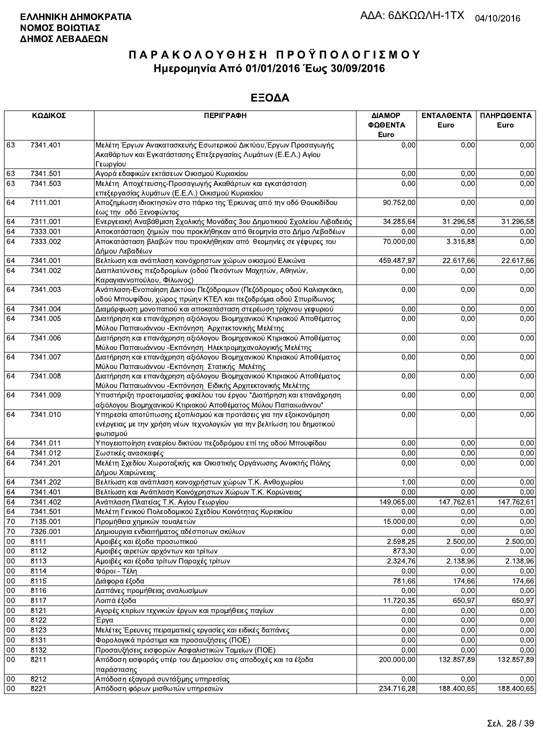**ΕΛΛΗΝΙΚΗ ΔΗΜΟΚΡΑΤΙΑ**
**ΝΟΜΟΣ ΒΟΙΩΤΙΑΣ**
**ΔΗΜΟΣ ΛΕΒΑΔΕΩΝ**

ΑΔΑ: 6ΔΚΩΩΛΗ-1ΤΧ 04/10/2016

# ΠΑΡΑΚΟΛΟΥΘΗΣΗ ΠΡΟΫΠΟΛΟΓΙΣΜΟΥ

## Ημερομηνία Από 01/01/2016 Έως 30/09/2016

## ΕΞΟΔΑ

| ΚΩΔΙΚΟΣ | | ΠΕΡΙΓΡΑΦΗ | ΔΙΑΜΟΡΦΩΘΕΝΤΑ Euro | ΕΝΤΑΛΘΕΝΤΑ Euro | ΠΛΗΡΩΘΕΝΤΑ Euro |
|---|---|---|---|---|---|
| 63 | 7341.401 | Μελέτη Έργων Ανακατασκευής Εσωτερικού Δικτύου,Έργων Προσαγωγής Ακαθάρτων και Εγκατάστασης Επεξεργασίας Λυμάτων (Ε.Ε.Λ.) Αγίου Γεωργίου | 0,00 | 0,00 | 0,00 |
| 63 | 7341.501 | Αγορά εδαφικών εκτάσεων Οικισμού Κυριακίου | 0,00 | 0,00 | 0,00 |
| 63 | 7341.503 | Μελέτη Αποχέτευσης-Προσαγωγής Ακαθάρτων και εγκατάσταση επεξεργασίας λυμάτων (Ε.Ε.Λ.) Οικισμού Κυριακίου | 0,00 | 0,00 | 0,00 |
| 64 | 7111.001 | Αποζημίωση ιδιοκτησιών στο πάρκο της Έρκυνας από την οδό Θουκιδίδου έως την οδό Ξενοφώντος | 90.752,00 | 0,00 | 0,00 |
| 64 | 7311.001 | Ενεργειακή Αναβάθμιση Σχολικής Μονάδας 3ου Δημοτικιού Σχολείου Λιβαδειάς | 34.285,64 | 31.296,58 | 31.296,58 |
| 64 | 7333.001 | Αποκατάσταση ζημιών που προκλήθηκαν από θεομηνία στο Δήμο Λεβαδέων | 0,00 | 0,00 | 0,00 |
| 64 | 7333.002 | Αποκατάσταση βλαβών που προκλήθηκαν από θεομηνίες σε γέφυρες του Δήμου Λεβαδέων | 70.000,00 | 3.315,88 | 0,00 |
| 64 | 7341.001 | Βελτίωση και ανάπλαση κοινόχρηστων χώρων οικισμού Ελικώνα | 459.487,97 | 22.617,66 | 22.617,66 |
| 64 | 7341.002 | Διαπλατύνσεις πεζοδρομίων (οδού Πεσόντων Μαχητών, Αθηνών, Καραγιαννοπούλου, Φίλωνος) | 0,00 | 0,00 | 0,00 |
| 64 | 7341.003 | Ανάπλαση-Ενοποίηση Δικτύου Πεζόδρομων (Πεζόδρομος οδού Καλιαγκάκη, οδού Μπουφίδου, χώρος πρώην ΚΤΕΛ και πεζοδρόμια οδού Σπυρίδωνος | 0,00 | 0,00 | 0,00 |
| 64 | 7341.004 | Διαμόρφωση μονοπατιού και αποκατάσταση στερέωση τρίχινου γεφυριού | 0,00 | 0,00 | 0,00 |
| 64 | 7341.005 | Διατήρηση και επανάχρηση αξιόλογου Βιομηχανικού Κτιριακού Αποθέματος Μύλου Παπαιωάννου -Εκπόνηση Αρχιτεκτονικής Μελέτης | 0,00 | 0,00 | 0,00 |
| 64 | 7341.006 | Διατήρηση και επανάχρηση αξιόλογου Βιομηχανικού Κτιριακού Αποθέματος Μύλου Παπαιωάννου -Εκπόνηση Ηλεκτρομηχανολογικής Μελέτης | 0,00 | 0,00 | 0,00 |
| 64 | 7341.007 | Διατήρηση και επανάχρηση αξιόλογου Βιομηχανικού Κτιριακού Αποθέματος Μύλου Παπαιωάννου -Εκπόνηση Στατικής Μελέτης | 0,00 | 0,00 | 0,00 |
| 64 | 7341.008 | Διατήρηση και επανάχρηση αξιόλογου Βιομηχανικού Κτιριακού Αποθέματος Μύλου Παπαιωάννου -Εκπόνηση Ειδικής Αρχιτεκτονικής Μελέτης | 0,00 | 0,00 | 0,00 |
| 64 | 7341.009 | Υποστήριξη προετοιμασίας φακέλου του έργου "Διατήρηση και επανάχρηση αξιόλογου Βιομηχανικού Κτιριακού Αποθέματος Μύλου Παπαιωάννου" | 0,00 | 0,00 | 0,00 |
| 64 | 7341.010 | Υπηρεσία αποτύπωσης εξοπλισμού και προτάσεις για την εξοικονόμηση ενέργειας με την χρήση νέων τεχνολογιών για την βελτίωση του δημοτικού φωτισμού | 0,00 | 0,00 | 0,00 |
| 64 | 7341.011 | Υπογειοποίηση εναερίου δικτύου πεζοδρόμου επί της οδού Μπουφίδου | 0,00 | 0,00 | 0,00 |
| 64 | 7341.012 | Σωστικές ανασκαφές | 0,00 | 0,00 | 0,00 |
| 64 | 7341.201 | Μελέτη Σχεδίου Χωροταξικής και Οικιστικής Οργάνωσης Ανοικτής Πόλης Δήμου Χαιρώνειας | 0,00 | 0,00 | 0,00 |
| 64 | 7341.202 | Βελτίωση και ανάπλαση κοινοχρήστων χώρων Τ.Κ. Ανθοχωρίου | 1,00 | 0,00 | 0,00 |
| 64 | 7341.401 | Βελτίωση και Ανάπλαση Κοινόχρηστων Χώρων Τ.Κ. Κορώνειας | 0,00 | 0,00 | 0,00 |
| 64 | 7341.402 | Ανάπλαση Πλατείας Τ.Κ. Αγίου Γεωργίου | 149.065,00 | 147.762,61 | 147.762,61 |
| 64 | 7341.501 | Μελέτη Γενικού Πολεοδομικού Σχεδίου Κοινότητας Κυριακίου | 0,00 | 0,00 | 0,00 |
| 70 | 7135.001 | Προμήθεια χημικών τουαλετών | 15.000,00 | 0,00 | 0,00 |
| 70 | 7326.001 | Δημιουργια ενδιαιτήματος αδέσποτων σκύλων | 0,00 | 0,00 | 0,00 |
| 00 | 8111 | Αμοιβές και έξοδα προσωπικού | 2.598,25 | 2.500,00 | 2.500,00 |
| 00 | 8112 | Αμοιβές αιρετών αρχόντων και τρίτων | 873,30 | 0,00 | 0,00 |
| 00 | 8113 | Αμοιβές και έξοδα τρίτων Παροχές τρίτων | 2.324,76 | 2.138,96 | 2.138,96 |
| 00 | 8114 | Φόροι - Τέλη | 0,00 | 0,00 | 0,00 |
| 00 | 8115 | Διάφορα έξοδα | 781,66 | 174,66 | 174,66 |
| 00 | 8116 | Δαπάνες προμήθειας αναλωσίμων | 0,00 | 0,00 | 0,00 |
| 00 | 8117 | Λοιπά έξοδα | 11.720,35 | 650,97 | 650,97 |
| 00 | 8121 | Αγορές κτιρίων τεχνικών έργων και προμήθειες παγίων | 0,00 | 0,00 | 0,00 |
| 00 | 8122 | Έργα | 0,00 | 0,00 | 0,00 |
| 00 | 8123 | Μελέτες Έρευνες πειραματικές εργασίες και ειδικές δαπάνες | 0,00 | 0,00 | 0,00 |
| 00 | 8131 | Φορολογικά πρόστιμα και προσαυξήσεις (ΠΟΕ) | 0,00 | 0,00 | 0,00 |
| 00 | 8132 | Προσαυξήσεις εισφορών Ασφαλιστικών Ταμείων (ΠΟΕ) | 0,00 | 0,00 | 0,00 |
| 00 | 8211 | Απόδοση εισφοράς υπέρ του Δημοσίου στις αποδοχές και τα έξοδα παράστασης | 200.000,00 | 132.857,89 | 132.857,89 |
| 00 | 8212 | Απόδοση εξαγορά συντάξιμης υπηρεσίας | 0,00 | 0,00 | 0,00 |
| 00 | 8221 | Απόδοση φόρων μισθωτών υπηρεσιών | 234.716,28 | 188.400,65 | 188.400,65 |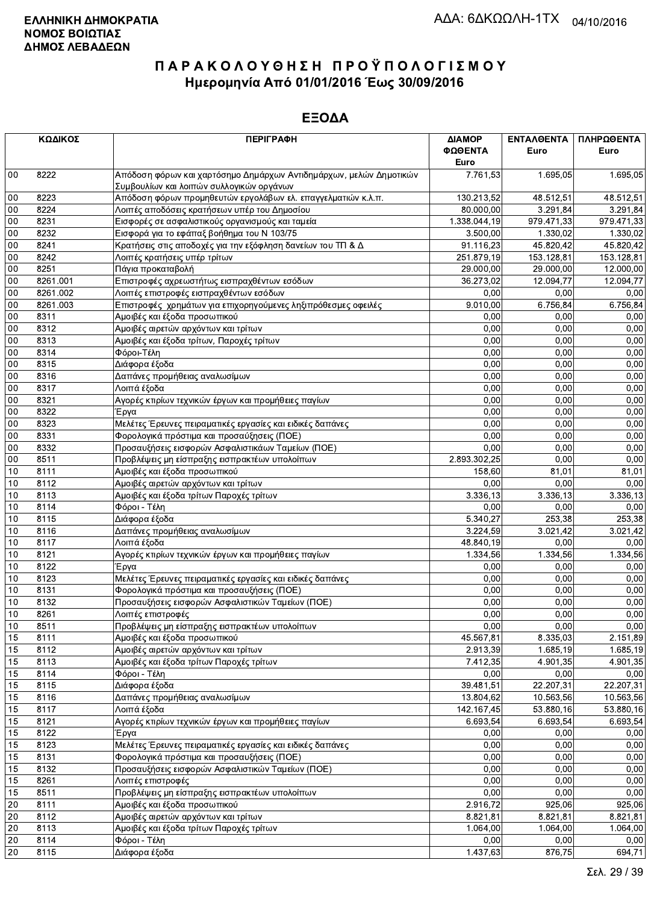**ΕΛΛΗΝΙΚΗ ΔΗΜΟΚΡΑΤΙΑ**
**ΝΟΜΟΣ ΒΟΙΩΤΙΑΣ**
**ΔΗΜΟΣ ΛΕΒΑΔΕΩΝ**

ΑΔΑ: 6ΔΚΩΩΛΗ-1ΤΧ 04/10/2016

# ΠΑΡΑΚΟΛΟΥΘΗΣΗ ΠΡΟΫΠΟΛΟΓΙΣΜΟΥ
## Ημερομηνία Από 01/01/2016 Έως 30/09/2016

## ΕΞΟΔΑ

| ΚΩΔΙΚΟΣ | | ΠΕΡΙΓΡΑΦΗ | ΔΙΑΜΟΡ ΦΩΘΕΝΤΑ Euro | ΕΝΤΑΛΘΕΝΤΑ Euro | ΠΛΗΡΩΘΕΝΤΑ Euro |
|---|---|---|---|---|---|
| 00 | 8222 | Απόδοση φόρων και χαρτόσημο Δημάρχων Αντιδημάρχων, μελών Δημοτικών Συμβουλίων και λοιπών συλλογικών οργάνων | 7.761,53 | 1.695,05 | 1.695,05 |
| 00 | 8223 | Απόδοση φόρων προμηθευτών εργολάβων ελ. επαγγελματιών κ.λ.π. | 130.213,52 | 48.512,51 | 48.512,51 |
| 00 | 8224 | Λοιπές αποδόσεις κρατήσεων υπέρ του Δημοσίου | 80.000,00 | 3.291,84 | 3.291,84 |
| 00 | 8231 | Εισφορές σε ασφαλιστικούς οργανισμούς και ταμεία | 1.338.044,19 | 979.471,33 | 979.471,33 |
| 00 | 8232 | Εισφορά για το εφάπαξ βοήθημα του Ν 103/75 | 3.500,00 | 1.330,02 | 1.330,02 |
| 00 | 8241 | Κρατήσεις στις αποδοχές για την εξόφληση δανείων του ΤΠ & Δ | 91.116,23 | 45.820,42 | 45.820,42 |
| 00 | 8242 | Λοιπές κρατήσεις υπέρ τρίτων | 251.879,19 | 153.128,81 | 153.128,81 |
| 00 | 8251 | Πάγια προκαταβολή | 29.000,00 | 29.000,00 | 12.000,00 |
| 00 | 8261.001 | Επιστροφές αχρεωστήτως εισπραχθέντων εσόδων | 36.273,02 | 12.094,77 | 12.094,77 |
| 00 | 8261.002 | Λοιπές επιστροφές εισπραχθέντων εσόδων | 0,00 | 0,00 | 0,00 |
| 00 | 8261.003 | Επιστροφές χρημάτων για επιχορηγούμενες ληξιπρόθεσμες οφειλές | 9.010,00 | 6.756,84 | 6.756,84 |
| 00 | 8311 | Αμοιβές και έξοδα προσωπικού | 0,00 | 0,00 | 0,00 |
| 00 | 8312 | Αμοιβές αιρετών αρχόντων και τρίτων | 0,00 | 0,00 | 0,00 |
| 00 | 8313 | Αμοιβές και έξοδα τρίτων, Παροχές τρίτων | 0,00 | 0,00 | 0,00 |
| 00 | 8314 | Φόροι-Τέλη | 0,00 | 0,00 | 0,00 |
| 00 | 8315 | Διάφορα έξοδα | 0,00 | 0,00 | 0,00 |
| 00 | 8316 | Δαπάνες προμήθειας αναλωσίμων | 0,00 | 0,00 | 0,00 |
| 00 | 8317 | Λοιπά έξοδα | 0,00 | 0,00 | 0,00 |
| 00 | 8321 | Αγορές κτιρίων τεχνικών έργων και προμήθειες παγίων | 0,00 | 0,00 | 0,00 |
| 00 | 8322 | Έργα | 0,00 | 0,00 | 0,00 |
| 00 | 8323 | Μελέτες Έρευνες πειραματικές εργασίες και ειδικές δαπάνες | 0,00 | 0,00 | 0,00 |
| 00 | 8331 | Φορολογικά πρόστιμα και προσαυξήσεις (ΠΟΕ) | 0,00 | 0,00 | 0,00 |
| 00 | 8332 | Προσαυξήσεις εισφορών Ασφαλιστικών Ταμείων (ΠΟΕ) | 0,00 | 0,00 | 0,00 |
| 00 | 8511 | Προβλέψεις μη είσπραξης εισπρακτέων υπολοίπων | 2.893.302,25 | 0,00 | 0,00 |
| 10 | 8111 | Αμοιβές και έξοδα προσωπικού | 158,60 | 81,01 | 81,01 |
| 10 | 8112 | Αμοιβές αιρετών αρχόντων και τρίτων | 0,00 | 0,00 | 0,00 |
| 10 | 8113 | Αμοιβές και έξοδα τρίτων Παροχές τρίτων | 3.336,13 | 3.336,13 | 3.336,13 |
| 10 | 8114 | Φόροι - Τέλη | 0,00 | 0,00 | 0,00 |
| 10 | 8115 | Διάφορα έξοδα | 5.340,27 | 253,38 | 253,38 |
| 10 | 8116 | Δαπάνες προμήθειας αναλωσίμων | 3.224,59 | 3.021,42 | 3.021,42 |
| 10 | 8117 | Λοιπά έξοδα | 48.840,19 | 0,00 | 0,00 |
| 10 | 8121 | Αγορές κτιρίων τεχνικών έργων και προμήθειες παγίων | 1.334,56 | 1.334,56 | 1.334,56 |
| 10 | 8122 | Έργα | 0,00 | 0,00 | 0,00 |
| 10 | 8123 | Μελέτες Έρευνες πειραματικές εργασίες και ειδικές δαπάνες | 0,00 | 0,00 | 0,00 |
| 10 | 8131 | Φορολογικά πρόστιμα και προσαυξήσεις (ΠΟΕ) | 0,00 | 0,00 | 0,00 |
| 10 | 8132 | Προσαυξήσεις εισφορών Ασφαλιστικών Ταμείων (ΠΟΕ) | 0,00 | 0,00 | 0,00 |
| 10 | 8261 | Λοιπές επιστροφές | 0,00 | 0,00 | 0,00 |
| 10 | 8511 | Προβλέψεις μη είσπραξης εισπρακτέων υπολοίπων | 0,00 | 0,00 | 0,00 |
| 15 | 8111 | Αμοιβές και έξοδα προσωπικού | 45.567,81 | 8.335,03 | 2.151,89 |
| 15 | 8112 | Αμοιβές αιρετών αρχόντων και τρίτων | 2.913,39 | 1.685,19 | 1.685,19 |
| 15 | 8113 | Αμοιβές και έξοδα τρίτων Παροχές τρίτων | 7.412,35 | 4.901,35 | 4.901,35 |
| 15 | 8114 | Φόροι - Τέλη | 0,00 | 0,00 | 0,00 |
| 15 | 8115 | Διάφορα έξοδα | 39.481,51 | 22.207,31 | 22.207,31 |
| 15 | 8116 | Δαπάνες προμήθειας αναλωσίμων | 13.804,62 | 10.563,56 | 10.563,56 |
| 15 | 8117 | Λοιπά έξοδα | 142.167,45 | 53.880,16 | 53.880,16 |
| 15 | 8121 | Αγορές κτιρίων τεχνικών έργων και προμήθειες παγίων | 6.693,54 | 6.693,54 | 6.693,54 |
| 15 | 8122 | Έργα | 0,00 | 0,00 | 0,00 |
| 15 | 8123 | Μελέτες Έρευνες πειραματικές εργασίες και ειδικές δαπάνες | 0,00 | 0,00 | 0,00 |
| 15 | 8131 | Φορολογικά πρόστιμα και προσαυξήσεις (ΠΟΕ) | 0,00 | 0,00 | 0,00 |
| 15 | 8132 | Προσαυξήσεις εισφορών Ασφαλιστικών Ταμείων (ΠΟΕ) | 0,00 | 0,00 | 0,00 |
| 15 | 8261 | Λοιπές επιστροφές | 0,00 | 0,00 | 0,00 |
| 15 | 8511 | Προβλέψεις μη είσπραξης εισπρακτέων υπολοίπων | 0,00 | 0,00 | 0,00 |
| 20 | 8111 | Αμοιβές και έξοδα προσωπικού | 2.916,72 | 925,06 | 925,06 |
| 20 | 8112 | Αμοιβές αιρετών αρχόντων και τρίτων | 8.821,81 | 8.821,81 | 8.821,81 |
| 20 | 8113 | Αμοιβές και έξοδα τρίτων Παροχές τρίτων | 1.064,00 | 1.064,00 | 1.064,00 |
| 20 | 8114 | Φόροι - Τέλη | 0,00 | 0,00 | 0,00 |
| 20 | 8115 | Διάφορα έξοδα | 1.437,63 | 876,75 | 694,71 |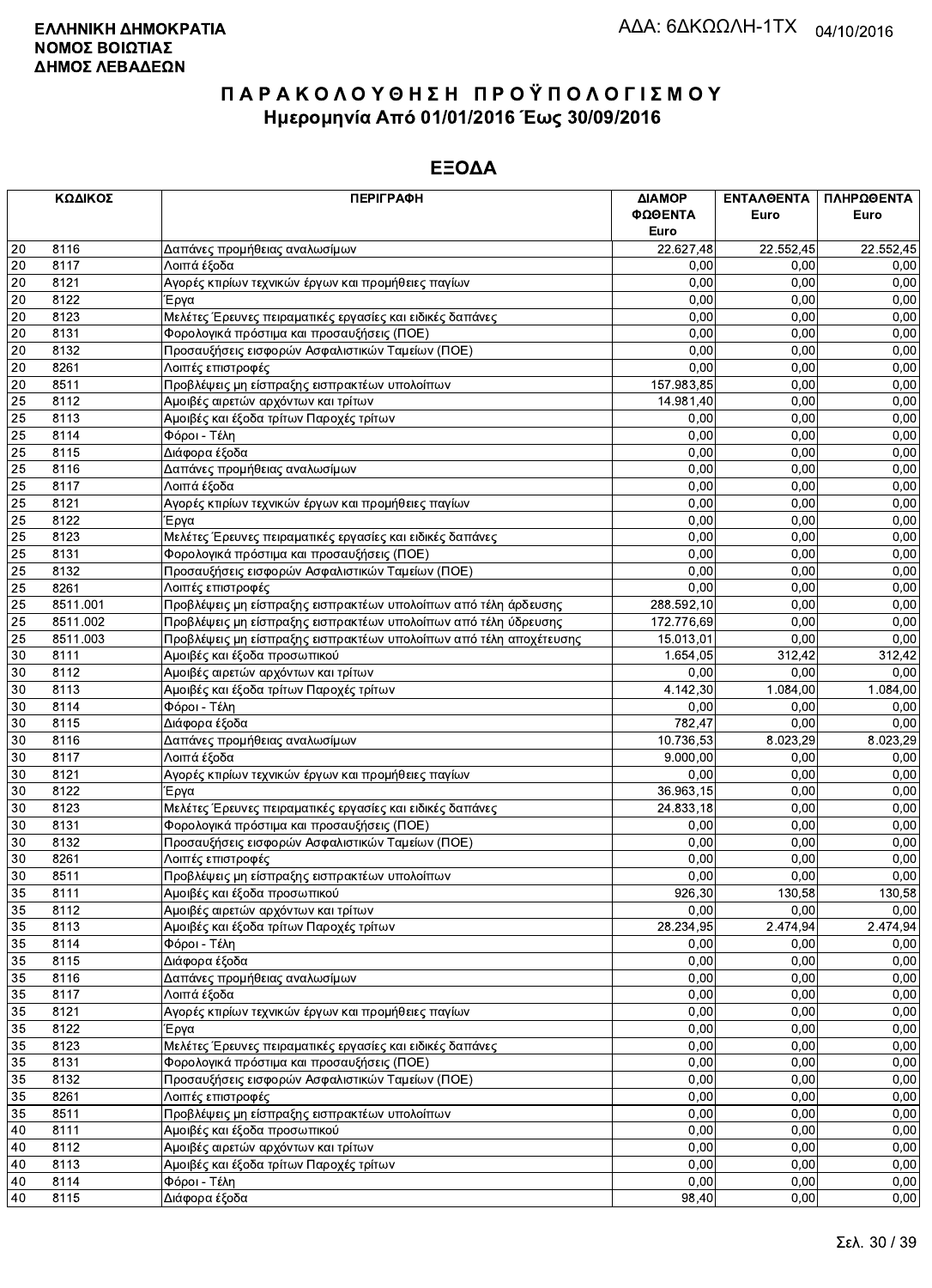**ΕΛΛΗΝΙΚΗ ΔΗΜΟΚΡΑΤΙΑ**
**ΝΟΜΟΣ ΒΟΙΩΤΙΑΣ**
**ΔΗΜΟΣ ΛΕΒΑΔΕΩΝ**

ΑΔΑ: 6ΔΚΩΩΛΗ-1ΤΧ 04/10/2016

# ΠΑΡΑΚΟΛΟΥΘΗΣΗ ΠΡΟΫΠΟΛΟΓΙΣΜΟΥ
## Ημερομηνία Από 01/01/2016 Έως 30/09/2016

## ΕΞΟΔΑ

| ΚΩΔΙΚΟΣ | | ΠΕΡΙΓΡΑΦΗ | ΔΙΑΜΟΡ ΦΩΘΕΝΤΑ Euro | ΕΝΤΑΛΘΕΝΤΑ Euro | ΠΛΗΡΩΘΕΝΤΑ Euro |
|---|---|---|---|---|---|
| 20 | 8116 | Δαπάνες προμήθειας αναλωσίμων | 22.627,48 | 22.552,45 | 22.552,45 |
| 20 | 8117 | Λοιπά έξοδα | 0,00 | 0,00 | 0,00 |
| 20 | 8121 | Αγορές κτιρίων τεχνικών έργων και προμήθειες παγίων | 0,00 | 0,00 | 0,00 |
| 20 | 8122 | Έργα | 0,00 | 0,00 | 0,00 |
| 20 | 8123 | Μελέτες Έρευνες πειραματικές εργασίες και ειδικές δαπάνες | 0,00 | 0,00 | 0,00 |
| 20 | 8131 | Φορολογικά πρόστιμα και προσαυξήσεις (ΠΟΕ) | 0,00 | 0,00 | 0,00 |
| 20 | 8132 | Προσαυξήσεις εισφορών Ασφαλιστικών Ταμείων (ΠΟΕ) | 0,00 | 0,00 | 0,00 |
| 20 | 8261 | Λοιπές επιστροφές | 0,00 | 0,00 | 0,00 |
| 20 | 8511 | Προβλέψεις μη είσπραξης εισπρακτέων υπολοίπων | 157.983,85 | 0,00 | 0,00 |
| 25 | 8112 | Αμοιβές αιρετών αρχόντων και τρίτων | 14.981,40 | 0,00 | 0,00 |
| 25 | 8113 | Αμοιβές και έξοδα τρίτων Παροχές τρίτων | 0,00 | 0,00 | 0,00 |
| 25 | 8114 | Φόροι - Τέλη | 0,00 | 0,00 | 0,00 |
| 25 | 8115 | Διάφορα έξοδα | 0,00 | 0,00 | 0,00 |
| 25 | 8116 | Δαπάνες προμήθειας αναλωσίμων | 0,00 | 0,00 | 0,00 |
| 25 | 8117 | Λοιπά έξοδα | 0,00 | 0,00 | 0,00 |
| 25 | 8121 | Αγορές κτιρίων τεχνικών έργων και προμήθειες παγίων | 0,00 | 0,00 | 0,00 |
| 25 | 8122 | Έργα | 0,00 | 0,00 | 0,00 |
| 25 | 8123 | Μελέτες Έρευνες πειραματικές εργασίες και ειδικές δαπάνες | 0,00 | 0,00 | 0,00 |
| 25 | 8131 | Φορολογικά πρόστιμα και προσαυξήσεις (ΠΟΕ) | 0,00 | 0,00 | 0,00 |
| 25 | 8132 | Προσαυξήσεις εισφορών Ασφαλιστικών Ταμείων (ΠΟΕ) | 0,00 | 0,00 | 0,00 |
| 25 | 8261 | Λοιπές επιστροφές | 0,00 | 0,00 | 0,00 |
| 25 | 8511.001 | Προβλέψεις μη είσπραξης εισπρακτέων υπολοίπων από τέλη άρδευσης | 288.592,10 | 0,00 | 0,00 |
| 25 | 8511.002 | Προβλέψεις μη είσπραξης εισπρακτέων υπολοίπων από τέλη ύδρευσης | 172.776,69 | 0,00 | 0,00 |
| 25 | 8511.003 | Προβλέψεις μη είσπραξης εισπρακτέων υπολοίπων από τέλη αποχέτευσης | 15.013,01 | 0,00 | 0,00 |
| 30 | 8111 | Αμοιβές και έξοδα προσωπικού | 1.654,05 | 312,42 | 312,42 |
| 30 | 8112 | Αμοιβές αιρετών αρχόντων και τρίτων | 0,00 | 0,00 | 0,00 |
| 30 | 8113 | Αμοιβές και έξοδα τρίτων Παροχές τρίτων | 4.142,30 | 1.084,00 | 1.084,00 |
| 30 | 8114 | Φόροι - Τέλη | 0,00 | 0,00 | 0,00 |
| 30 | 8115 | Διάφορα έξοδα | 782,47 | 0,00 | 0,00 |
| 30 | 8116 | Δαπάνες προμήθειας αναλωσίμων | 10.736,53 | 8.023,29 | 8.023,29 |
| 30 | 8117 | Λοιπά έξοδα | 9.000,00 | 0,00 | 0,00 |
| 30 | 8121 | Αγορές κτιρίων τεχνικών έργων και προμήθειες παγίων | 0,00 | 0,00 | 0,00 |
| 30 | 8122 | Έργα | 36.963,15 | 0,00 | 0,00 |
| 30 | 8123 | Μελέτες Έρευνες πειραματικές εργασίες και ειδικές δαπάνες | 24.833,18 | 0,00 | 0,00 |
| 30 | 8131 | Φορολογικά πρόστιμα και προσαυξήσεις (ΠΟΕ) | 0,00 | 0,00 | 0,00 |
| 30 | 8132 | Προσαυξήσεις εισφορών Ασφαλιστικών Ταμείων (ΠΟΕ) | 0,00 | 0,00 | 0,00 |
| 30 | 8261 | Λοιπές επιστροφές | 0,00 | 0,00 | 0,00 |
| 30 | 8511 | Προβλέψεις μη είσπραξης εισπρακτέων υπολοίπων | 0,00 | 0,00 | 0,00 |
| 35 | 8111 | Αμοιβές και έξοδα προσωπικού | 926,30 | 130,58 | 130,58 |
| 35 | 8112 | Αμοιβές αιρετών αρχόντων και τρίτων | 0,00 | 0,00 | 0,00 |
| 35 | 8113 | Αμοιβές και έξοδα τρίτων Παροχές τρίτων | 28.234,95 | 2.474,94 | 2.474,94 |
| 35 | 8114 | Φόροι - Τέλη | 0,00 | 0,00 | 0,00 |
| 35 | 8115 | Διάφορα έξοδα | 0,00 | 0,00 | 0,00 |
| 35 | 8116 | Δαπάνες προμήθειας αναλωσίμων | 0,00 | 0,00 | 0,00 |
| 35 | 8117 | Λοιπά έξοδα | 0,00 | 0,00 | 0,00 |
| 35 | 8121 | Αγορές κτιρίων τεχνικών έργων και προμήθειες παγίων | 0,00 | 0,00 | 0,00 |
| 35 | 8122 | Έργα | 0,00 | 0,00 | 0,00 |
| 35 | 8123 | Μελέτες Έρευνες πειραματικές εργασίες και ειδικές δαπάνες | 0,00 | 0,00 | 0,00 |
| 35 | 8131 | Φορολογικά πρόστιμα και προσαυξήσεις (ΠΟΕ) | 0,00 | 0,00 | 0,00 |
| 35 | 8132 | Προσαυξήσεις εισφορών Ασφαλιστικών Ταμείων (ΠΟΕ) | 0,00 | 0,00 | 0,00 |
| 35 | 8261 | Λοιπές επιστροφές | 0,00 | 0,00 | 0,00 |
| 35 | 8511 | Προβλέψεις μη είσπραξης εισπρακτέων υπολοίπων | 0,00 | 0,00 | 0,00 |
| 40 | 8111 | Αμοιβές και έξοδα προσωπικού | 0,00 | 0,00 | 0,00 |
| 40 | 8112 | Αμοιβές αιρετών αρχόντων και τρίτων | 0,00 | 0,00 | 0,00 |
| 40 | 8113 | Αμοιβές και έξοδα τρίτων Παροχές τρίτων | 0,00 | 0,00 | 0,00 |
| 40 | 8114 | Φόροι - Τέλη | 0,00 | 0,00 | 0,00 |
| 40 | 8115 | Διάφορα έξοδα | 98,40 | 0,00 | 0,00 |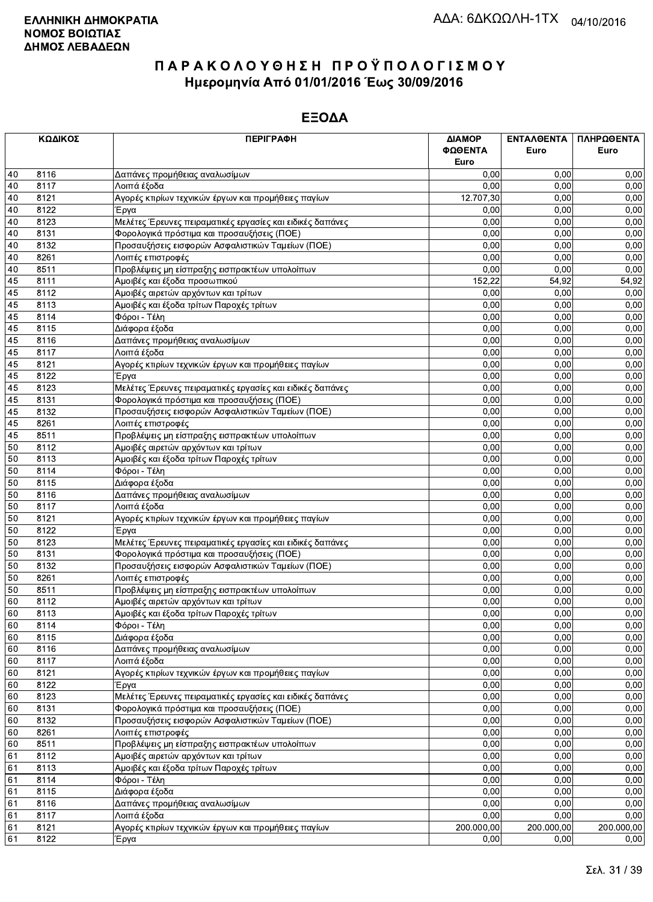**ΕΛΛΗΝΙΚΗ ΔΗΜΟΚΡΑΤΙΑ**
**ΝΟΜΟΣ ΒΟΙΩΤΙΑΣ**
**ΔΗΜΟΣ ΛΕΒΑΔΕΩΝ**

ΑΔΑ: 6ΔΚΩΩΛΗ-1ΤΧ 04/10/2016

# ΠΑΡΑΚΟΛΟΥΘΗΣΗ ΠΡΟΫΠΟΛΟΓΙΣΜΟΥ
## Ημερομηνία Από 01/01/2016 Έως 30/09/2016

## ΕΞΟΔΑ

| ΚΩΔΙΚΟΣ | | ΠΕΡΙΓΡΑΦΗ | ΔΙΑΜΟΡ ΦΩΘΕΝΤΑ Euro | ΕΝΤΑΛΘΕΝΤΑ Euro | ΠΛΗΡΩΘΕΝΤΑ Euro |
|---|---|---|---|---|---|
| 40 | 8116 | Δαπάνες προμήθειας αναλωσίμων | 0,00 | 0,00 | 0,00 |
| 40 | 8117 | Λοιπά έξοδα | 0,00 | 0,00 | 0,00 |
| 40 | 8121 | Αγορές κτιρίων τεχνικών έργων και προμήθειες παγίων | 12.707,30 | 0,00 | 0,00 |
| 40 | 8122 | Έργα | 0,00 | 0,00 | 0,00 |
| 40 | 8123 | Μελέτες Έρευνες πειραματικές εργασίες και ειδικές δαπάνες | 0,00 | 0,00 | 0,00 |
| 40 | 8131 | Φορολογικά πρόστιμα και προσαυξήσεις (ΠΟΕ) | 0,00 | 0,00 | 0,00 |
| 40 | 8132 | Προσαυξήσεις εισφορών Ασφαλιστικών Ταμείων (ΠΟΕ) | 0,00 | 0,00 | 0,00 |
| 40 | 8261 | Λοιπές επιστροφές | 0,00 | 0,00 | 0,00 |
| 40 | 8511 | Προβλέψεις μη είσπραξης εισπρακτέων υπολοίπων | 0,00 | 0,00 | 0,00 |
| 45 | 8111 | Αμοιβές και έξοδα προσωπικού | 152,22 | 54,92 | 54,92 |
| 45 | 8112 | Αμοιβές αιρετών αρχόντων και τρίτων | 0,00 | 0,00 | 0,00 |
| 45 | 8113 | Αμοιβές και έξοδα τρίτων Παροχές τρίτων | 0,00 | 0,00 | 0,00 |
| 45 | 8114 | Φόροι - Τέλη | 0,00 | 0,00 | 0,00 |
| 45 | 8115 | Διάφορα έξοδα | 0,00 | 0,00 | 0,00 |
| 45 | 8116 | Δαπάνες προμήθειας αναλωσίμων | 0,00 | 0,00 | 0,00 |
| 45 | 8117 | Λοιπά έξοδα | 0,00 | 0,00 | 0,00 |
| 45 | 8121 | Αγορές κτιρίων τεχνικών έργων και προμήθειες παγίων | 0,00 | 0,00 | 0,00 |
| 45 | 8122 | Έργα | 0,00 | 0,00 | 0,00 |
| 45 | 8123 | Μελέτες Έρευνες πειραματικές εργασίες και ειδικές δαπάνες | 0,00 | 0,00 | 0,00 |
| 45 | 8131 | Φορολογικά πρόστιμα και προσαυξήσεις (ΠΟΕ) | 0,00 | 0,00 | 0,00 |
| 45 | 8132 | Προσαυξήσεις εισφορών Ασφαλιστικών Ταμείων (ΠΟΕ) | 0,00 | 0,00 | 0,00 |
| 45 | 8261 | Λοιπές επιστροφές | 0,00 | 0,00 | 0,00 |
| 45 | 8511 | Προβλέψεις μη είσπραξης εισπρακτέων υπολοίπων | 0,00 | 0,00 | 0,00 |
| 50 | 8112 | Αμοιβές αιρετών αρχόντων και τρίτων | 0,00 | 0,00 | 0,00 |
| 50 | 8113 | Αμοιβές και έξοδα τρίτων Παροχές τρίτων | 0,00 | 0,00 | 0,00 |
| 50 | 8114 | Φόροι - Τέλη | 0,00 | 0,00 | 0,00 |
| 50 | 8115 | Διάφορα έξοδα | 0,00 | 0,00 | 0,00 |
| 50 | 8116 | Δαπάνες προμήθειας αναλωσίμων | 0,00 | 0,00 | 0,00 |
| 50 | 8117 | Λοιπά έξοδα | 0,00 | 0,00 | 0,00 |
| 50 | 8121 | Αγορές κτιρίων τεχνικών έργων και προμήθειες παγίων | 0,00 | 0,00 | 0,00 |
| 50 | 8122 | Έργα | 0,00 | 0,00 | 0,00 |
| 50 | 8123 | Μελέτες Έρευνες πειραματικές εργασίες και ειδικές δαπάνες | 0,00 | 0,00 | 0,00 |
| 50 | 8131 | Φορολογικά πρόστιμα και προσαυξήσεις (ΠΟΕ) | 0,00 | 0,00 | 0,00 |
| 50 | 8132 | Προσαυξήσεις εισφορών Ασφαλιστικών Ταμείων (ΠΟΕ) | 0,00 | 0,00 | 0,00 |
| 50 | 8261 | Λοιπές επιστροφές | 0,00 | 0,00 | 0,00 |
| 50 | 8511 | Προβλέψεις μη είσπραξης εισπρακτέων υπολοίπων | 0,00 | 0,00 | 0,00 |
| 60 | 8112 | Αμοιβές αιρετών αρχόντων και τρίτων | 0,00 | 0,00 | 0,00 |
| 60 | 8113 | Αμοιβές και έξοδα τρίτων Παροχές τρίτων | 0,00 | 0,00 | 0,00 |
| 60 | 8114 | Φόροι - Τέλη | 0,00 | 0,00 | 0,00 |
| 60 | 8115 | Διάφορα έξοδα | 0,00 | 0,00 | 0,00 |
| 60 | 8116 | Δαπάνες προμήθειας αναλωσίμων | 0,00 | 0,00 | 0,00 |
| 60 | 8117 | Λοιπά έξοδα | 0,00 | 0,00 | 0,00 |
| 60 | 8121 | Αγορές κτιρίων τεχνικών έργων και προμήθειες παγίων | 0,00 | 0,00 | 0,00 |
| 60 | 8122 | Έργα | 0,00 | 0,00 | 0,00 |
| 60 | 8123 | Μελέτες Έρευνες πειραματικές εργασίες και ειδικές δαπάνες | 0,00 | 0,00 | 0,00 |
| 60 | 8131 | Φορολογικά πρόστιμα και προσαυξήσεις (ΠΟΕ) | 0,00 | 0,00 | 0,00 |
| 60 | 8132 | Προσαυξήσεις εισφορών Ασφαλιστικών Ταμείων (ΠΟΕ) | 0,00 | 0,00 | 0,00 |
| 60 | 8261 | Λοιπές επιστροφές | 0,00 | 0,00 | 0,00 |
| 60 | 8511 | Προβλέψεις μη είσπραξης εισπρακτέων υπολοίπων | 0,00 | 0,00 | 0,00 |
| 61 | 8112 | Αμοιβές αιρετών αρχόντων και τρίτων | 0,00 | 0,00 | 0,00 |
| 61 | 8113 | Αμοιβές και έξοδα τρίτων Παροχές τρίτων | 0,00 | 0,00 | 0,00 |
| 61 | 8114 | Φόροι - Τέλη | 0,00 | 0,00 | 0,00 |
| 61 | 8115 | Διάφορα έξοδα | 0,00 | 0,00 | 0,00 |
| 61 | 8116 | Δαπάνες προμήθειας αναλωσίμων | 0,00 | 0,00 | 0,00 |
| 61 | 8117 | Λοιπά έξοδα | 0,00 | 0,00 | 0,00 |
| 61 | 8121 | Αγορές κτιρίων τεχνικών έργων και προμήθειες παγίων | 200.000,00 | 200.000,00 | 200.000,00 |
| 61 | 8122 | Έργα | 0,00 | 0,00 | 0,00 |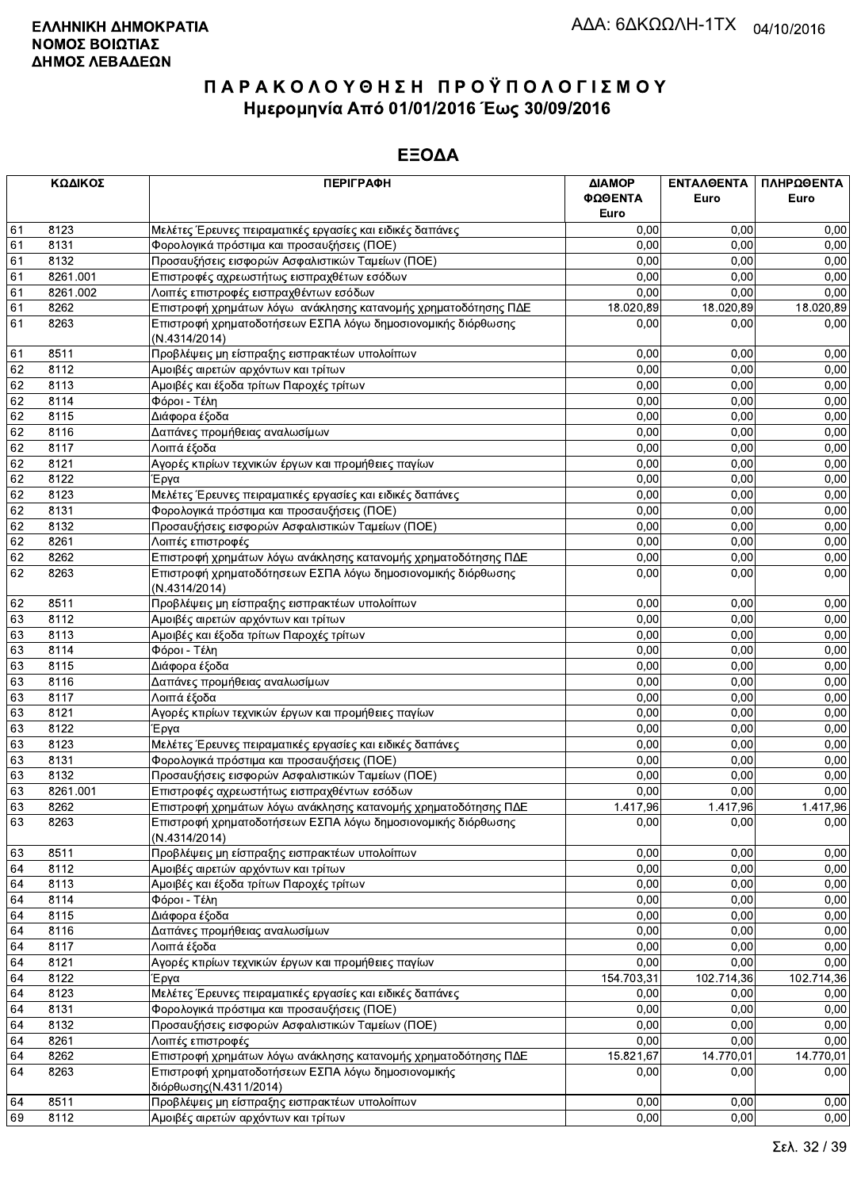**ΕΛΛΗΝΙΚΗ ΔΗΜΟΚΡΑΤΙΑ**
**ΝΟΜΟΣ ΒΟΙΩΤΙΑΣ**
**ΔΗΜΟΣ ΛΕΒΑΔΕΩΝ**

ΑΔΑ: 6ΔΚΩΩΛΗ-1ΤΧ 04/10/2016

# ΠΑΡΑΚΟΛΟΥΘΗΣΗ ΠΡΟΫΠΟΛΟΓΙΣΜΟΥ
## Ημερομηνία Από 01/01/2016 Έως 30/09/2016

## ΕΞΟΔΑ

| ΚΩΔΙΚΟΣ | | ΠΕΡΙΓΡΑΦΗ | ΔΙΑΜΟΡΦΩΘΕΝΤΑ Euro | ΕΝΤΑΛΘΕΝΤΑ Euro | ΠΛΗΡΩΘΕΝΤΑ Euro |
|---|---|---|---|---|---|
| 61 | 8123 | Μελέτες Έρευνες πειραματικές εργασίες και ειδικές δαπάνες | 0,00 | 0,00 | 0,00 |
| 61 | 8131 | Φορολογικά πρόστιμα και προσαυξήσεις (ΠΟΕ) | 0,00 | 0,00 | 0,00 |
| 61 | 8132 | Προσαυξήσεις εισφορών Ασφαλιστικών Ταμείων (ΠΟΕ) | 0,00 | 0,00 | 0,00 |
| 61 | 8261.001 | Επιστροφές αχρεωστήτως εισπραχθέτων εσόδων | 0,00 | 0,00 | 0,00 |
| 61 | 8261.002 | Λοιπές επιστροφές εισπραχθέντων εσόδων | 0,00 | 0,00 | 0,00 |
| 61 | 8262 | Επιστροφή χρημάτων λόγω ανάκλησης κατανομής χρηματοδότησης ΠΔΕ | 18.020,89 | 18.020,89 | 18.020,89 |
| 61 | 8263 | Επιστροφή χρηματοδοτήσεων ΕΣΠΑ λόγω δημοσιονομικής διόρθωσης (Ν.4314/2014) | 0,00 | 0,00 | 0,00 |
| 61 | 8511 | Προβλέψεις μη είσπραξης εισπρακτέων υπολοίπων | 0,00 | 0,00 | 0,00 |
| 62 | 8112 | Αμοιβές αιρετών αρχόντων και τρίτων | 0,00 | 0,00 | 0,00 |
| 62 | 8113 | Αμοιβές και έξοδα τρίτων Παροχές τρίτων | 0,00 | 0,00 | 0,00 |
| 62 | 8114 | Φόροι - Τέλη | 0,00 | 0,00 | 0,00 |
| 62 | 8115 | Διάφορα έξοδα | 0,00 | 0,00 | 0,00 |
| 62 | 8116 | Δαπάνες προμήθειας αναλωσίμων | 0,00 | 0,00 | 0,00 |
| 62 | 8117 | Λοιπά έξοδα | 0,00 | 0,00 | 0,00 |
| 62 | 8121 | Αγορές κτιρίων τεχνικών έργων και προμήθειες παγίων | 0,00 | 0,00 | 0,00 |
| 62 | 8122 | Έργα | 0,00 | 0,00 | 0,00 |
| 62 | 8123 | Μελέτες Έρευνες πειραματικές εργασίες και ειδικές δαπάνες | 0,00 | 0,00 | 0,00 |
| 62 | 8131 | Φορολογικά πρόστιμα και προσαυξήσεις (ΠΟΕ) | 0,00 | 0,00 | 0,00 |
| 62 | 8132 | Προσαυξήσεις εισφορών Ασφαλιστικών Ταμείων (ΠΟΕ) | 0,00 | 0,00 | 0,00 |
| 62 | 8261 | Λοιπές επιστροφές | 0,00 | 0,00 | 0,00 |
| 62 | 8262 | Επιστροφή χρημάτων λόγω ανάκλησης κατανομής χρηματοδότησης ΠΔΕ | 0,00 | 0,00 | 0,00 |
| 62 | 8263 | Επιστροφή χρηματοδότησεων ΕΣΠΑ λόγω δημοσιονομικής διόρθωσης (Ν.4314/2014) | 0,00 | 0,00 | 0,00 |
| 62 | 8511 | Προβλέψεις μη είσπραξης εισπρακτέων υπολοίπων | 0,00 | 0,00 | 0,00 |
| 63 | 8112 | Αμοιβές αιρετών αρχόντων και τρίτων | 0,00 | 0,00 | 0,00 |
| 63 | 8113 | Αμοιβές και έξοδα τρίτων Παροχές τρίτων | 0,00 | 0,00 | 0,00 |
| 63 | 8114 | Φόροι - Τέλη | 0,00 | 0,00 | 0,00 |
| 63 | 8115 | Διάφορα έξοδα | 0,00 | 0,00 | 0,00 |
| 63 | 8116 | Δαπάνες προμήθειας αναλωσίμων | 0,00 | 0,00 | 0,00 |
| 63 | 8117 | Λοιπά έξοδα | 0,00 | 0,00 | 0,00 |
| 63 | 8121 | Αγορές κτιρίων τεχνικών έργων και προμήθειες παγίων | 0,00 | 0,00 | 0,00 |
| 63 | 8122 | Έργα | 0,00 | 0,00 | 0,00 |
| 63 | 8123 | Μελέτες Έρευνες πειραματικές εργασίες και ειδικές δαπάνες | 0,00 | 0,00 | 0,00 |
| 63 | 8131 | Φορολογικά πρόστιμα και προσαυξήσεις (ΠΟΕ) | 0,00 | 0,00 | 0,00 |
| 63 | 8132 | Προσαυξήσεις εισφορών Ασφαλιστικών Ταμείων (ΠΟΕ) | 0,00 | 0,00 | 0,00 |
| 63 | 8261.001 | Επιστροφές αχρεωστήτως εισπραχθέντων εσόδων | 0,00 | 0,00 | 0,00 |
| 63 | 8262 | Επιστροφή χρημάτων λόγω ανάκλησης κατανομής χρηματοδότησης ΠΔΕ | 1.417,96 | 1.417,96 | 1.417,96 |
| 63 | 8263 | Επιστροφή χρηματοδοτήσεων ΕΣΠΑ λόγω δημοσιονομικής διόρθωσης (Ν.4314/2014) | 0,00 | 0,00 | 0,00 |
| 63 | 8511 | Προβλέψεις μη είσπραξης εισπρακτέων υπολοίπων | 0,00 | 0,00 | 0,00 |
| 64 | 8112 | Αμοιβές αιρετών αρχόντων και τρίτων | 0,00 | 0,00 | 0,00 |
| 64 | 8113 | Αμοιβές και έξοδα τρίτων Παροχές τρίτων | 0,00 | 0,00 | 0,00 |
| 64 | 8114 | Φόροι - Τέλη | 0,00 | 0,00 | 0,00 |
| 64 | 8115 | Διάφορα έξοδα | 0,00 | 0,00 | 0,00 |
| 64 | 8116 | Δαπάνες προμήθειας αναλωσίμων | 0,00 | 0,00 | 0,00 |
| 64 | 8117 | Λοιπά έξοδα | 0,00 | 0,00 | 0,00 |
| 64 | 8121 | Αγορές κτιρίων τεχνικών έργων και προμήθειες παγίων | 0,00 | 0,00 | 0,00 |
| 64 | 8122 | Έργα | 154.703,31 | 102.714,36 | 102.714,36 |
| 64 | 8123 | Μελέτες Έρευνες πειραματικές εργασίες και ειδικές δαπάνες | 0,00 | 0,00 | 0,00 |
| 64 | 8131 | Φορολογικά πρόστιμα και προσαυξήσεις (ΠΟΕ) | 0,00 | 0,00 | 0,00 |
| 64 | 8132 | Προσαυξήσεις εισφορών Ασφαλιστικών Ταμείων (ΠΟΕ) | 0,00 | 0,00 | 0,00 |
| 64 | 8261 | Λοιπές επιστροφές | 0,00 | 0,00 | 0,00 |
| 64 | 8262 | Επιστροφή χρημάτων λόγω ανάκλησης κατανομής χρηματοδότησης ΠΔΕ | 15.821,67 | 14.770,01 | 14.770,01 |
| 64 | 8263 | Επιστροφή χρηματοδοτήσεων ΕΣΠΑ λόγω δημοσιονομικής διόρθωσης(Ν.4311/2014) | 0,00 | 0,00 | 0,00 |
| 64 | 8511 | Προβλέψεις μη είσπραξης εισπρακτέων υπολοίπων | 0,00 | 0,00 | 0,00 |
| 69 | 8112 | Αμοιβές αιρετών αρχόντων και τρίτων | 0,00 | 0,00 | 0,00 |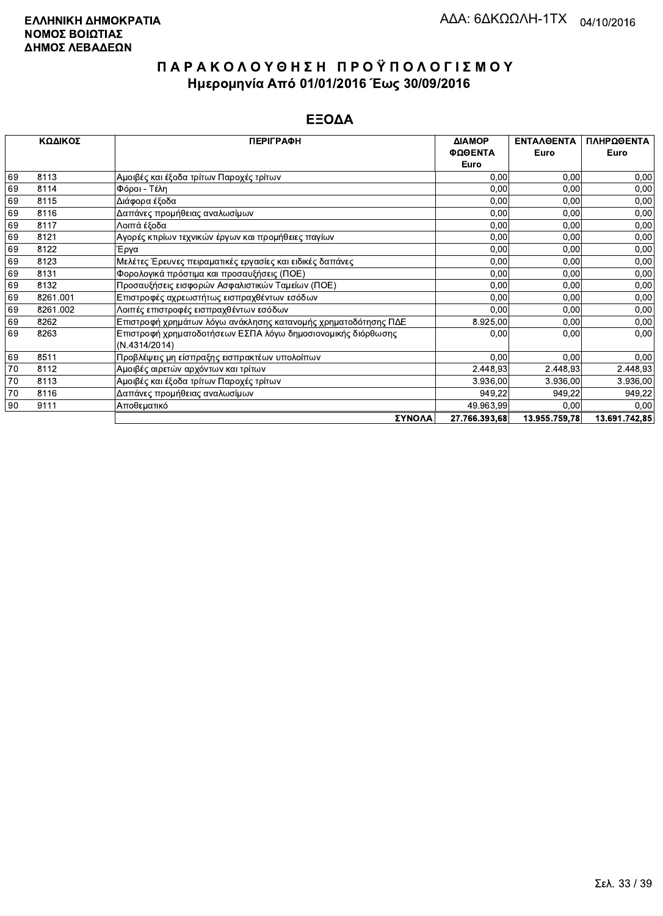**ΕΛΛΗΝΙΚΗ ΔΗΜΟΚΡΑΤΙΑ**
**ΝΟΜΟΣ ΒΟΙΩΤΙΑΣ**
**ΔΗΜΟΣ ΛΕΒΑΔΕΩΝ**

ΑΔΑ: 6ΔΚΩΩΛΗ-1ΤΧ 04/10/2016

# ΠΑΡΑΚΟΛΟΥΘΗΣΗ ΠΡΟΫΠΟΛΟΓΙΣΜΟΥ

## Ημερομηνία Από 01/01/2016 Έως 30/09/2016

## ΕΞΟΔΑ

| ΚΩΔΙΚΟΣ | | ΠΕΡΙΓΡΑΦΗ | ΔΙΑΜΟΡ ΦΩΘΕΝΤΑ Euro | ΕΝΤΑΛΘΕΝΤΑ Euro | ΠΛΗΡΩΘΕΝΤΑ Euro |
|---|---|---|---|---|---|
| 69 | 8113 | Αμοιβές και έξοδα τρίτων Παροχές τρίτων | 0,00 | 0,00 | 0,00 |
| 69 | 8114 | Φόροι - Τέλη | 0,00 | 0,00 | 0,00 |
| 69 | 8115 | Διάφορα έξοδα | 0,00 | 0,00 | 0,00 |
| 69 | 8116 | Δαπάνες προμήθειας αναλωσίμων | 0,00 | 0,00 | 0,00 |
| 69 | 8117 | Λοιπά έξοδα | 0,00 | 0,00 | 0,00 |
| 69 | 8121 | Αγορές κτιρίων τεχνικών έργων και προμήθειες παγίων | 0,00 | 0,00 | 0,00 |
| 69 | 8122 | Έργα | 0,00 | 0,00 | 0,00 |
| 69 | 8123 | Μελέτες Έρευνες πειραματικές εργασίες και ειδικές δαπάνες | 0,00 | 0,00 | 0,00 |
| 69 | 8131 | Φορολογικά πρόστιμα και προσαυξήσεις (ΠΟΕ) | 0,00 | 0,00 | 0,00 |
| 69 | 8132 | Προσαυξήσεις εισφορών Ασφαλιστικών Ταμείων (ΠΟΕ) | 0,00 | 0,00 | 0,00 |
| 69 | 8261.001 | Επιστροφές αχρεωστήτως εισπραχθέντων εσόδων | 0,00 | 0,00 | 0,00 |
| 69 | 8261.002 | Λοιπές επιστροφές εισπραχθέντων εσόδων | 0,00 | 0,00 | 0,00 |
| 69 | 8262 | Επιστροφή χρημάτων λόγω ανάκλησης κατανομής χρηματοδότησης ΠΔΕ | 8.925,00 | 0,00 | 0,00 |
| 69 | 8263 | Επιστροφή χρηματοδοτήσεων ΕΣΠΑ λόγω δημοσιονομικής διόρθωσης (Ν.4314/2014) | 0,00 | 0,00 | 0,00 |
| 69 | 8511 | Προβλέψεις μη είσπραξης εισπρακτέων υπολοίπων | 0,00 | 0,00 | 0,00 |
| 70 | 8112 | Αμοιβές αιρετών αρχόντων και τρίτων | 2.448,93 | 2.448,93 | 2.448,93 |
| 70 | 8113 | Αμοιβές και έξοδα τρίτων Παροχές τρίτων | 3.936,00 | 3.936,00 | 3.936,00 |
| 70 | 8116 | Δαπάνες προμήθειας αναλωσίμων | 949,22 | 949,22 | 949,22 |
| 90 | 9111 | Αποθεματικό | 49.963,99 | 0,00 | 0,00 |
| | | **ΣΥΝΟΛΑ** | **27.766.393,68** | **13.955.759,78** | **13.691.742,85** |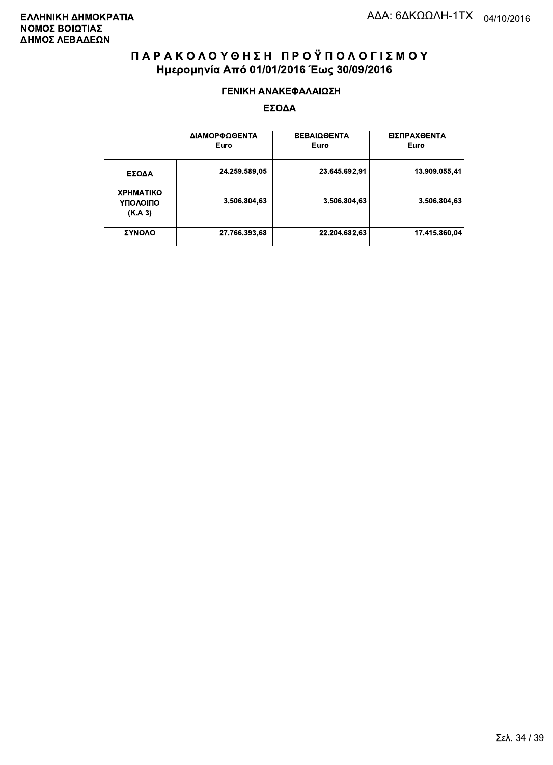**ΕΛΛΗΝΙΚΗ ΔΗΜΟΚΡΑΤΙΑ**
**ΝΟΜΟΣ ΒΟΙΩΤΙΑΣ**
**ΔΗΜΟΣ ΛΕΒΑΔΕΩΝ**

ΑΔΑ: 6ΔΚΩΩΛΗ-1ΤΧ 04/10/2016

# Π Α Ρ Α Κ Ο Λ Ο Υ Θ Η Σ Η   Π Ρ Ο Ϋ Π Ο Λ Ο Γ Ι Σ Μ Ο Υ
## Ημερομηνία Από 01/01/2016 Έως 30/09/2016

### ΓΕΝΙΚΗ ΑΝΑΚΕΦΑΛΑΙΩΣΗ

### ΕΣΟΔΑ

| | ΔΙΑΜΟΡΦΩΘΕΝΤΑ Euro | ΒΕΒΑΙΩΘΕΝΤΑ Euro | ΕΙΣΠΡΑΧΘΕΝΤΑ Euro |
|---|---|---|---|
| **ΕΣΟΔΑ** | 24.259.589,05 | 23.645.692,91 | 13.909.055,41 |
| **ΧΡΗΜΑΤΙΚΟ ΥΠΟΛΟΙΠΟ (Κ.Α 3)** | 3.506.804,63 | 3.506.804,63 | 3.506.804,63 |
| **ΣΥΝΟΛΟ** | 27.766.393,68 | 22.204.682,63 | 17.415.860,04 |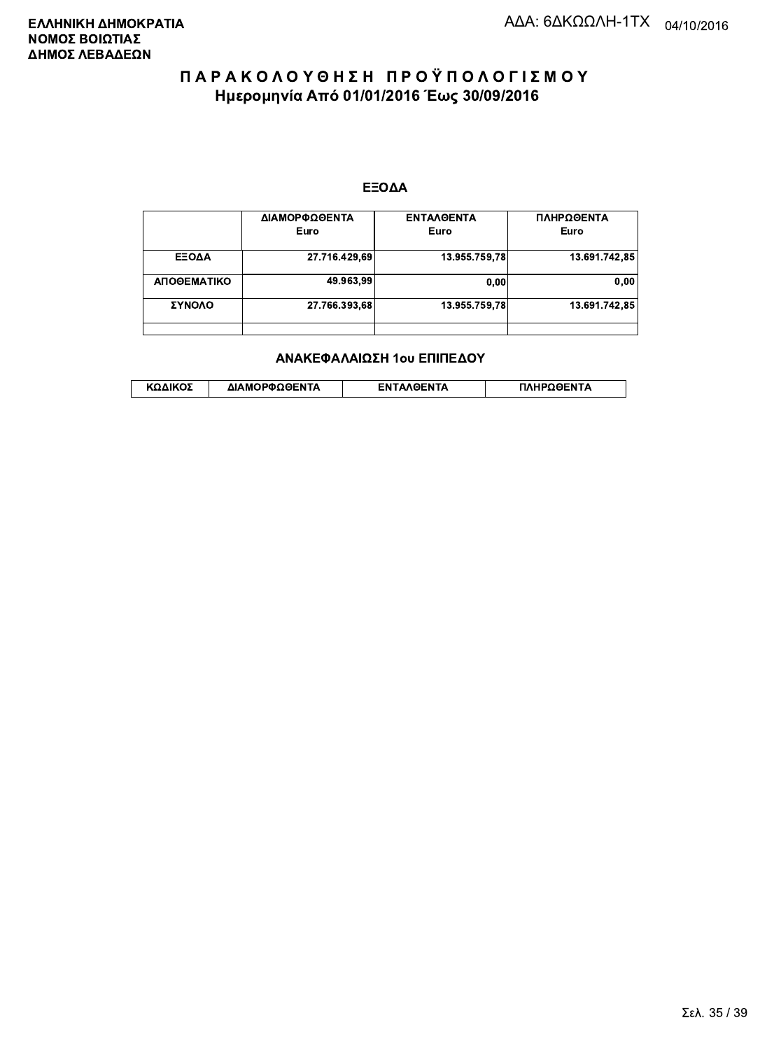**ΕΛΛΗΝΙΚΗ ΔΗΜΟΚΡΑΤΙΑ**
**ΝΟΜΟΣ ΒΟΙΩΤΙΑΣ**
**ΔΗΜΟΣ ΛΕΒΑΔΕΩΝ**

ΑΔΑ: 6ΔΚΩΩΛΗ-1ΤΧ 04/10/2016

# Π Α Ρ Α Κ Ο Λ Ο Υ Θ Η Σ Η Π Ρ Ο Ϋ Π Ο Λ Ο Γ Ι Σ Μ Ο Υ

## Ημερομηνία Από 01/01/2016 Έως 30/09/2016

### ΕΞΟΔΑ

| | ΔΙΑΜΟΡΦΩΘΕΝΤΑ Euro | ΕΝΤΑΛΘΕΝΤΑ Euro | ΠΛΗΡΩΘΕΝΤΑ Euro |
|---|---|---|---|
| ΕΞΟΔΑ | 27.716.429,69 | 13.955.759,78 | 13.691.742,85 |
| ΑΠΟΘΕΜΑΤΙΚΟ | 49.963,99 | 0,00 | 0,00 |
| ΣΥΝΟΛΟ | 27.766.393,68 | 13.955.759,78 | 13.691.742,85 |
| | | | |

### ΑΝΑΚΕΦΑΛΑΙΩΣΗ 1ου ΕΠΙΠΕΔΟΥ

| ΚΩΔΙΚΟΣ | ΔΙΑΜΟΡΦΩΘΕΝΤΑ | ΕΝΤΑΛΘΕΝΤΑ | ΠΛΗΡΩΘΕΝΤΑ |
|---|---|---|---|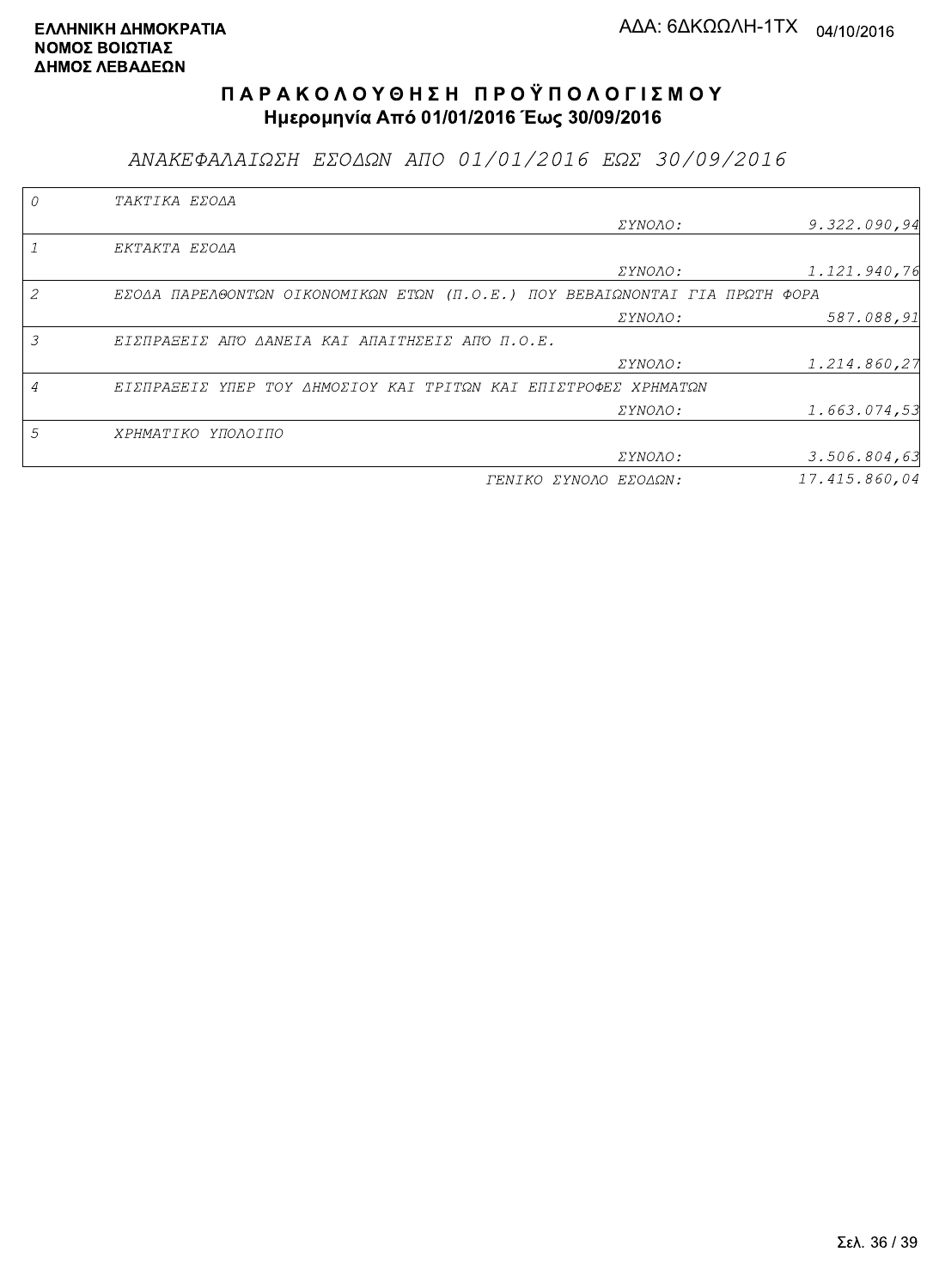ΕΛΛΗΝΙΚΗ ΔΗΜΟΚΡΑΤΙΑ
ΝΟΜΟΣ ΒΟΙΩΤΙΑΣ
ΔΗΜΟΣ ΛΕΒΑΔΕΩΝ

ΑΔΑ: 6ΔΚΩΩΛΗ-1ΤΧ 04/10/2016

# Π Α Ρ Α Κ Ο Λ Ο Υ Θ Η Σ Η   Π Ρ Ο Ϋ Π Ο Λ Ο Γ Ι Σ Μ Ο Υ

## Ημερομηνία Από 01/01/2016 Έως 30/09/2016

### *ΑΝΑΚΕΦΑΛΑΙΩΣΗ ΕΣΟΔΩΝ ΑΠΟ 01/01/2016 ΕΩΣ 30/09/2016*

| Κωδ. | Περιγραφή | | Ποσό |
|---|---|---|---|
| 0 | ΤΑΚΤΙΚΑ ΕΣΟΔΑ | ΣΥΝΟΛΟ: | 9.322.090,94 |
| 1 | ΕΚΤΑΚΤΑ ΕΣΟΔΑ | ΣΥΝΟΛΟ: | 1.121.940,76 |
| 2 | ΕΣΟΔΑ ΠΑΡΕΛΘΟΝΤΩΝ ΟΙΚΟΝΟΜΙΚΩΝ ΕΤΩΝ (Π.Ο.Ε.) ΠΟΥ ΒΕΒΑΙΩΝΟΝΤΑΙ ΓΙΑ ΠΡΩΤΗ ΦΟΡΑ | ΣΥΝΟΛΟ: | 587.088,91 |
| 3 | ΕΙΣΠΡΑΞΕΙΣ ΑΠΌ ΔΑΝΕΙΑ ΚΑΙ ΑΠΑΙΤΗΣΕΙΣ ΑΠΌ Π.Ο.Ε. | ΣΥΝΟΛΟ: | 1.214.860,27 |
| 4 | ΕΙΣΠΡΑΞΕΙΣ ΥΠΕΡ ΤΟΥ ΔΗΜΟΣΙΟΥ ΚΑΙ ΤΡΙΤΩΝ ΚΑΙ ΕΠΙΣΤΡΟΦΕΣ ΧΡΗΜΑΤΩΝ | ΣΥΝΟΛΟ: | 1.663.074,53 |
| 5 | ΧΡΗΜΑΤΙΚΟ ΥΠΟΛΟΙΠΟ | ΣΥΝΟΛΟ: | 3.506.804,63 |
| | | ΓΕΝΙΚΟ ΣΥΝΟΛΟ ΕΣΟΔΩΝ: | 17.415.860,04 |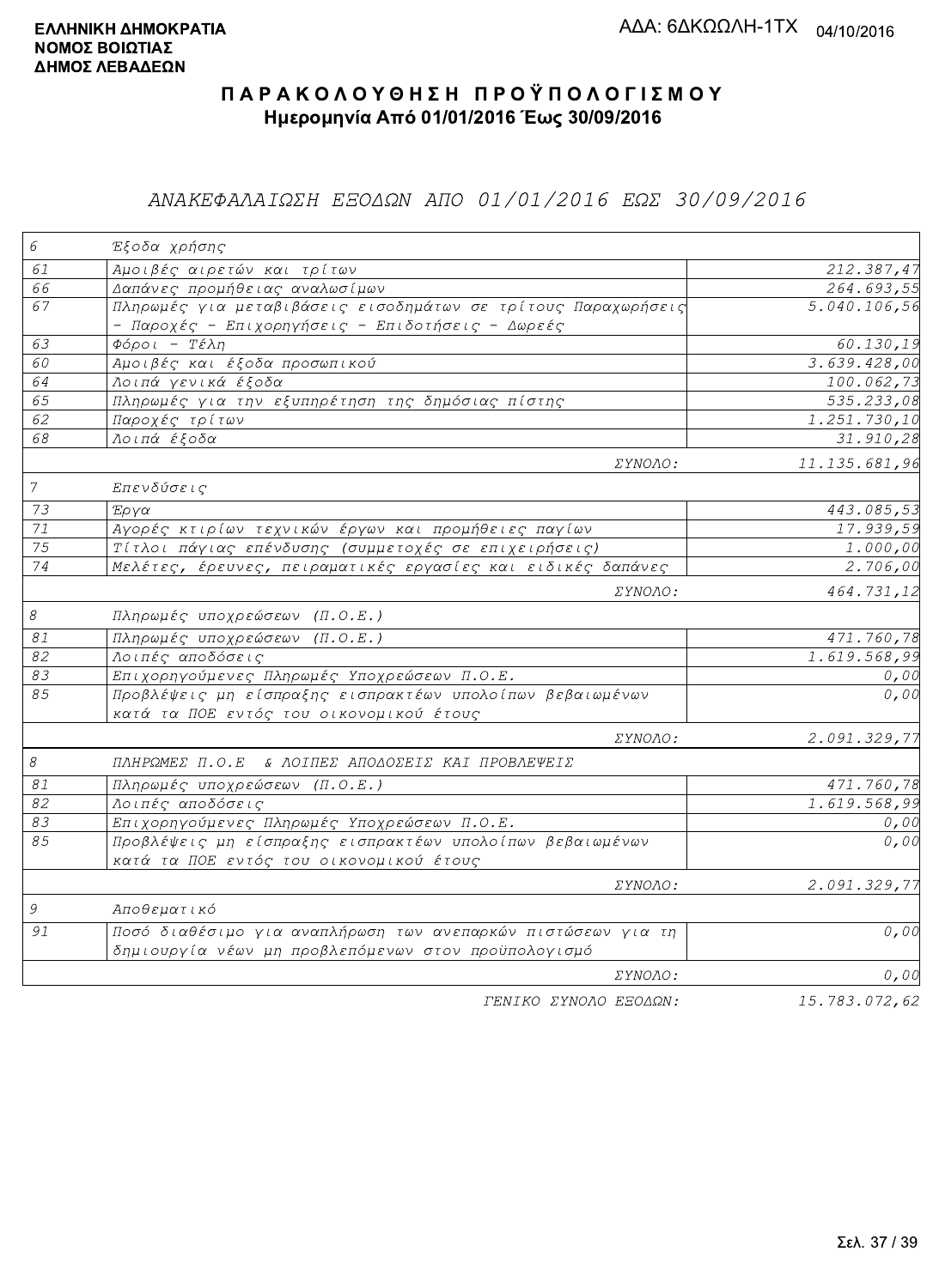**ΕΛΛΗΝΙΚΗ ΔΗΜΟΚΡΑΤΙΑ**
**ΝΟΜΟΣ ΒΟΙΩΤΙΑΣ**
**ΔΗΜΟΣ ΛΕΒΑΔΕΩΝ**

ΑΔΑ: 6ΔΚΩΩΛΗ-1ΤΧ 04/10/2016

# ΠΑΡΑΚΟΛΟΥΘΗΣΗ ΠΡΟΫΠΟΛΟΓΙΣΜΟΥ

**Ημερομηνία Από 01/01/2016 Έως 30/09/2016**

## ΑΝΑΚΕΦΑΛΑΙΩΣΗ ΕΞΟΔΩΝ ΑΠΟ 01/01/2016 ΕΩΣ 30/09/2016

| | | |
|---|---|---|
| 6 | Έξοδα χρήσης | |
| 61 | Αμοιβές αιρετών και τρίτων | 212.387,47 |
| 66 | Δαπάνες προμήθειας αναλωσίμων | 264.693,55 |
| 67 | Πληρωμές για μεταβιβάσεις εισοδημάτων σε τρίτους Παραχωρήσεις - Παροχές - Επιχορηγήσεις - Επιδοτήσεις - Δωρεές | 5.040.106,56 |
| 63 | Φόροι - Τέλη | 60.130,19 |
| 60 | Αμοιβές και έξοδα προσωπικού | 3.639.428,00 |
| 64 | Λοιπά γενικά έξοδα | 100.062,73 |
| 65 | Πληρωμές για την εξυπηρέτηση της δημόσιας πίστης | 535.233,08 |
| 62 | Παροχές τρίτων | 1.251.730,10 |
| 68 | Λοιπά έξοδα | 31.910,28 |
| | ΣΥΝΟΛΟ: | 11.135.681,96 |
| 7 | Επενδύσεις | |
| 73 | Έργα | 443.085,53 |
| 71 | Αγορές κτιρίων τεχνικών έργων και προμήθειες παγίων | 17.939,59 |
| 75 | Τίτλοι πάγιας επένδυσης (συμμετοχές σε επιχειρήσεις) | 1.000,00 |
| 74 | Μελέτες, έρευνες, πειραματικές εργασίες και ειδικές δαπάνες | 2.706,00 |
| | ΣΥΝΟΛΟ: | 464.731,12 |
| 8 | Πληρωμές υποχρεώσεων (Π.Ο.Ε.) | |
| 81 | Πληρωμές υποχρεώσεων (Π.Ο.Ε.) | 471.760,78 |
| 82 | Λοιπές αποδόσεις | 1.619.568,99 |
| 83 | Επιχορηγούμενες Πληρωμές Υποχρεώσεων Π.Ο.Ε. | 0,00 |
| 85 | Προβλέψεις μη είσπραξης εισπρακτέων υπολοίπων βεβαιωμένων κατά τα ΠΟΕ εντός του οικονομικού έτους | 0,00 |
| | ΣΥΝΟΛΟ: | 2.091.329,77 |
| 8 | ΠΛΗΡΩΜΕΣ Π.Ο.Ε & ΛΟΙΠΕΣ ΑΠΟΔΟΣΕΙΣ ΚΑΙ ΠΡΟΒΛΕΨΕΙΣ | |
| 81 | Πληρωμές υποχρεώσεων (Π.Ο.Ε.) | 471.760,78 |
| 82 | Λοιπές αποδόσεις | 1.619.568,99 |
| 83 | Επιχορηγούμενες Πληρωμές Υποχρεώσεων Π.Ο.Ε. | 0,00 |
| 85 | Προβλέψεις μη είσπραξης εισπρακτέων υπολοίπων βεβαιωμένων κατά τα ΠΟΕ εντός του οικονομικού έτους | 0,00 |
| | ΣΥΝΟΛΟ: | 2.091.329,77 |
| 9 | Αποθεματικό | |
| 91 | Ποσό διαθέσιμο για αναπλήρωση των ανεπαρκών πιστώσεων για τη δημιουργία νέων μη προβλεπόμενων στον προϋπολογισμό | 0,00 |
| | ΣΥΝΟΛΟ: | 0,00 |
| | ΓΕΝΙΚΟ ΣΥΝΟΛΟ ΕΞΟΔΩΝ: | 15.783.072,62 |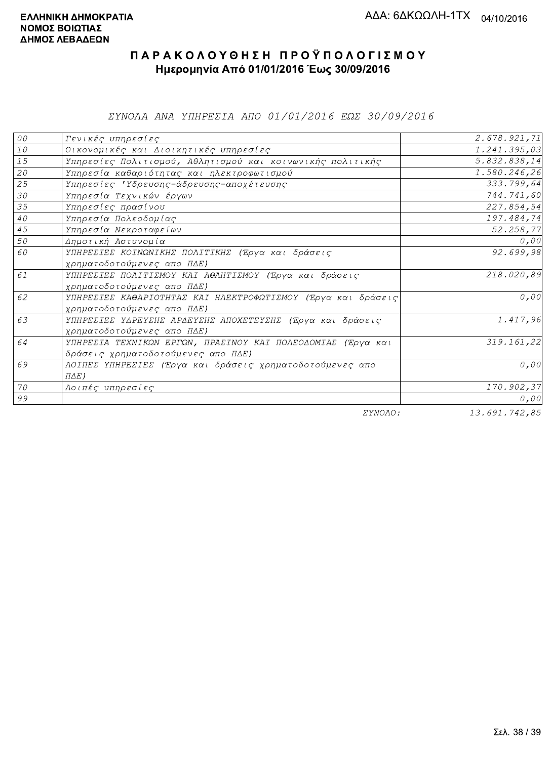ΕΛΛΗΝΙΚΗ ΔΗΜΟΚΡΑΤΙΑ
ΝΟΜΟΣ ΒΟΙΩΤΙΑΣ
ΔΗΜΟΣ ΛΕΒΑΔΕΩΝ

ΑΔΑ: 6ΔΚΩΩΛΗ-1ΤΧ 04/10/2016

# ΠΑΡΑΚΟΛΟΥΘΗΣΗ ΠΡΟΫΠΟΛΟΓΙΣΜΟΥ

## Ημερομηνία Από 01/01/2016 Έως 30/09/2016

### ΣΥΝΟΛΑ ΑΝΑ ΥΠΗΡΕΣΙΑ ΑΠΟ 01/01/2016 ΕΩΣ 30/09/2016

| | | |
|---|---|---|
| 00 | Γενικές υπηρεσίες | 2.678.921,71 |
| 10 | Οικονομικές και Διοικητικές υπηρεσίες | 1.241.395,03 |
| 15 | Υπηρεσίες Πολιτισμού, Αθλητισμού και κοινωνικής πολιτικής | 5.832.838,14 |
| 20 | Υπηρεσία καθαριότητας και ηλεκτροφωτισμού | 1.580.246,26 |
| 25 | Υπηρεσίες 'Υδρευσης-άδρευσης-αποχέτευσης | 333.799,64 |
| 30 | Υπηρεσία Τεχνικών έργων | 744.741,60 |
| 35 | Υπηρεσίες πρασίνου | 227.854,54 |
| 40 | Υπηρεσία Πολεοδομίας | 197.484,74 |
| 45 | Υπηρεσία Νεκροταφείων | 52.258,77 |
| 50 | Δημοτική Αστυνομία | 0,00 |
| 60 | ΥΠΗΡΕΣΙΕΣ ΚΟΙΝΩΝΙΚΗΣ ΠΟΛΙΤΙΚΗΣ (Έργα και δράσεις χρηματοδοτούμενες απο ΠΔΕ) | 92.699,98 |
| 61 | ΥΠΗΡΕΣΙΕΣ ΠΟΛΙΤΙΣΜΟΥ ΚΑΙ ΑΘΛΗΤΙΣΜΟΥ (Έργα και δράσεις χρηματοδοτούμενες απο ΠΔΕ) | 218.020,89 |
| 62 | ΥΠΗΡΕΣΙΕΣ ΚΑΘΑΡΙΟΤΗΤΑΣ ΚΑΙ ΗΛΕΚΤΡΟΦΩΤΙΣΜΟΥ (Έργα και δράσεις χρηματοδοτούμενες απο ΠΔΕ) | 0,00 |
| 63 | ΥΠΗΡΕΣΙΕΣ ΥΔΡΕΥΣΗΣ ΑΡΔΕΥΣΗΣ ΑΠΟΧΕΤΕΥΣΗΣ (Έργα και δράσεις χρηματοδοτούμενες απο ΠΔΕ) | 1.417,96 |
| 64 | ΥΠΗΡΕΣΙΑ ΤΕΧΝΙΚΩΝ ΕΡΓΩΝ, ΠΡΑΣΙΝΟΥ ΚΑΙ ΠΟΛΕΟΔΟΜΙΑΣ (Έργα και δράσεις χρηματοδοτούμενες απο ΠΔΕ) | 319.161,22 |
| 69 | ΛΟΙΠΕΣ ΥΠΗΡΕΣΙΕΣ (Έργα και δράσεις χρηματοδοτούμενες απο ΠΔΕ) | 0,00 |
| 70 | Λοιπές υπηρεσίες | 170.902,37 |
| 99 | | 0,00 |
| | ΣΥΝΟΛΟ: | 13.691.742,85 |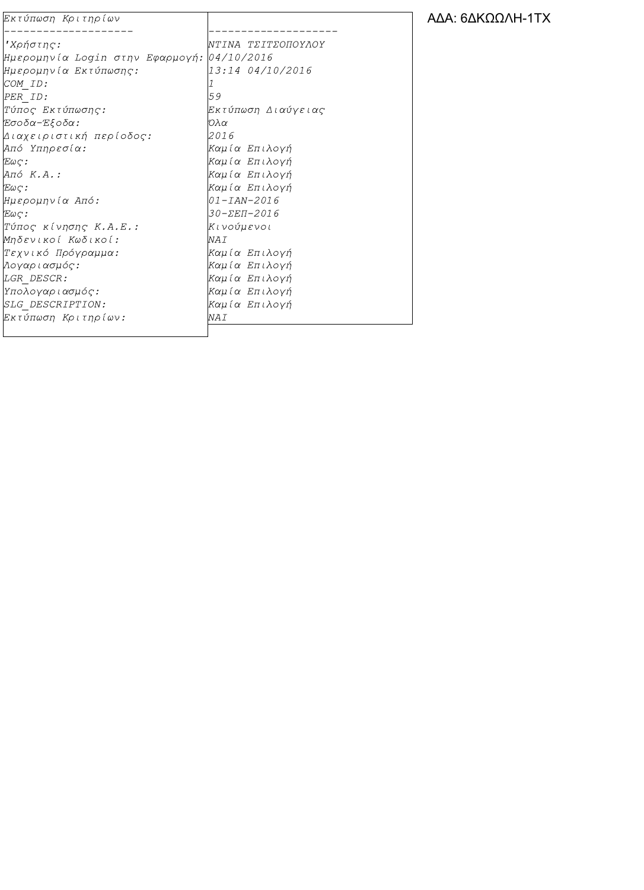ΑΔΑ: 6ΔΚΩΩΛΗ-1ΤΧ

| Εκτύπωση Κριτηρίων | |
|---|---|
| 'Χρήστης: | ΝΤΙΝΑ ΤΣΙΤΣΟΠΟΥΛΟΥ |
| Ημερομηνία Login στην Εφαρμογή: | 04/10/2016 |
| Ημερομηνία Εκτύπωσης: | 13:14 04/10/2016 |
| COM_ID: | 1 |
| PER_ID: | 59 |
| Τύπος Εκτύπωσης: | Εκτύπωση Διαύγειας |
| Έσοδα-Έξοδα: | Όλα |
| Διαχειριστική περίοδος: | 2016 |
| Από Υπηρεσία: | Καμία Επιλογή |
| Έως: | Καμία Επιλογή |
| Από Κ.Α.: | Καμία Επιλογή |
| Έως: | Καμία Επιλογή |
| Ημερομηνία Από: | 01-ΙΑΝ-2016 |
| Έως: | 30-ΣΕΠ-2016 |
| Τύπος κίνησης Κ.Α.Ε.: | Κινούμενοι |
| Μηδενικοί Κωδικοί: | ΝΑΙ |
| Τεχνικό Πρόγραμμα: | Καμία Επιλογή |
| Λογαριασμός: | Καμία Επιλογή |
| LGR_DESCR: | Καμία Επιλογή |
| Υπολογαριασμός: | Καμία Επιλογή |
| SLG_DESCRIPTION: | Καμία Επιλογή |
| Εκτύπωση Κριτηρίων: | ΝΑΙ |